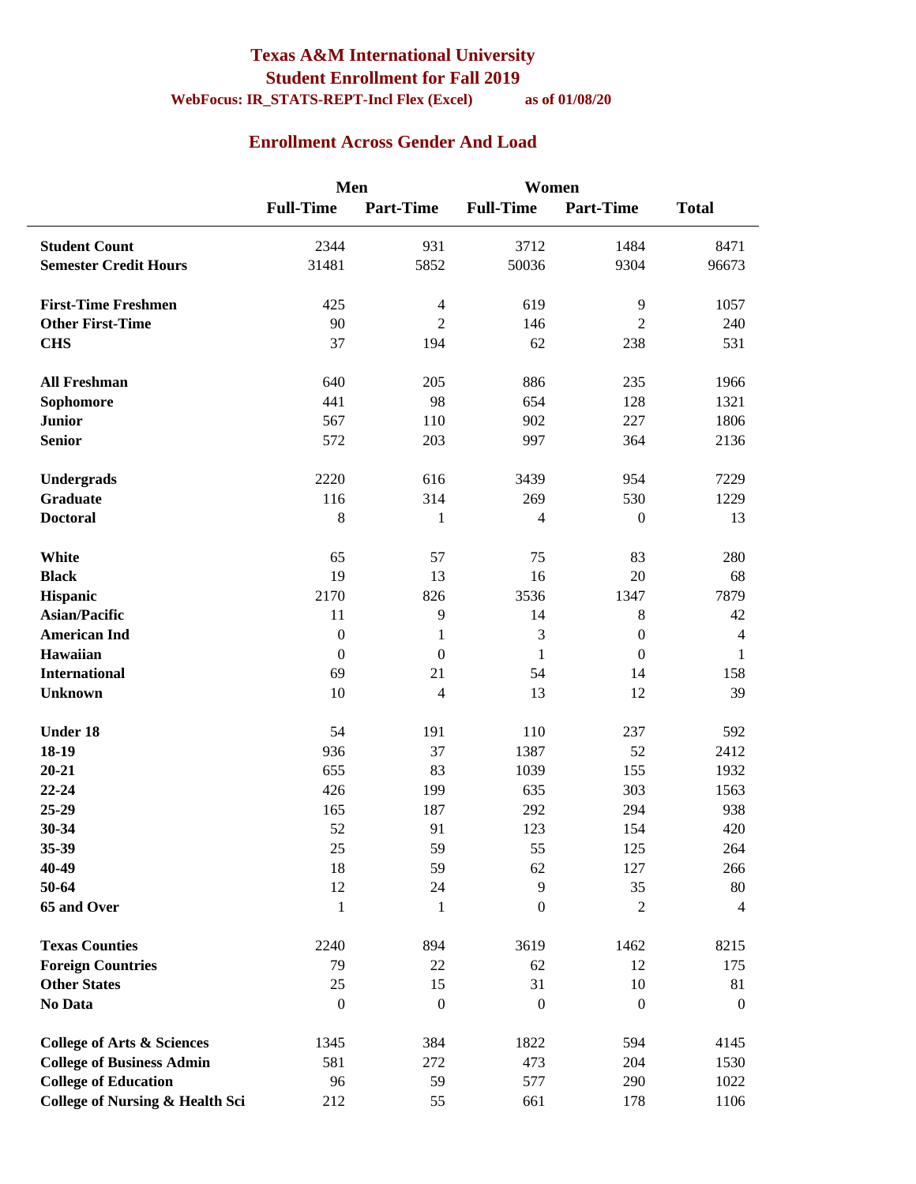# Texas A&M International University

## Student Enrollment for Fall 2019

**WebFocus: IR_STATS-REPT-Incl Flex (Excel)** **as of 01/08/20**

## Enrollment Across Gender And Load

| | Men | | Women | | |
|---|---|---|---|---|---|
| | **Full-Time** | **Part-Time** | **Full-Time** | **Part-Time** | **Total** |
| **Student Count** | 2344 | 931 | 3712 | 1484 | 8471 |
| **Semester Credit Hours** | 31481 | 5852 | 50036 | 9304 | 96673 |
| **First-Time Freshmen** | 425 | 4 | 619 | 9 | 1057 |
| **Other First-Time** | 90 | 2 | 146 | 2 | 240 |
| **CHS** | 37 | 194 | 62 | 238 | 531 |
| **All Freshman** | 640 | 205 | 886 | 235 | 1966 |
| **Sophomore** | 441 | 98 | 654 | 128 | 1321 |
| **Junior** | 567 | 110 | 902 | 227 | 1806 |
| **Senior** | 572 | 203 | 997 | 364 | 2136 |
| **Undergrads** | 2220 | 616 | 3439 | 954 | 7229 |
| **Graduate** | 116 | 314 | 269 | 530 | 1229 |
| **Doctoral** | 8 | 1 | 4 | 0 | 13 |
| **White** | 65 | 57 | 75 | 83 | 280 |
| **Black** | 19 | 13 | 16 | 20 | 68 |
| **Hispanic** | 2170 | 826 | 3536 | 1347 | 7879 |
| **Asian/Pacific** | 11 | 9 | 14 | 8 | 42 |
| **American Ind** | 0 | 1 | 3 | 0 | 4 |
| **Hawaiian** | 0 | 0 | 1 | 0 | 1 |
| **International** | 69 | 21 | 54 | 14 | 158 |
| **Unknown** | 10 | 4 | 13 | 12 | 39 |
| **Under 18** | 54 | 191 | 110 | 237 | 592 |
| **18-19** | 936 | 37 | 1387 | 52 | 2412 |
| **20-21** | 655 | 83 | 1039 | 155 | 1932 |
| **22-24** | 426 | 199 | 635 | 303 | 1563 |
| **25-29** | 165 | 187 | 292 | 294 | 938 |
| **30-34** | 52 | 91 | 123 | 154 | 420 |
| **35-39** | 25 | 59 | 55 | 125 | 264 |
| **40-49** | 18 | 59 | 62 | 127 | 266 |
| **50-64** | 12 | 24 | 9 | 35 | 80 |
| **65 and Over** | 1 | 1 | 0 | 2 | 4 |
| **Texas Counties** | 2240 | 894 | 3619 | 1462 | 8215 |
| **Foreign Countries** | 79 | 22 | 62 | 12 | 175 |
| **Other States** | 25 | 15 | 31 | 10 | 81 |
| **No Data** | 0 | 0 | 0 | 0 | 0 |
| **College of Arts & Sciences** | 1345 | 384 | 1822 | 594 | 4145 |
| **College of Business Admin** | 581 | 272 | 473 | 204 | 1530 |
| **College of Education** | 96 | 59 | 577 | 290 | 1022 |
| **College of Nursing & Health Sci** | 212 | 55 | 661 | 178 | 1106 |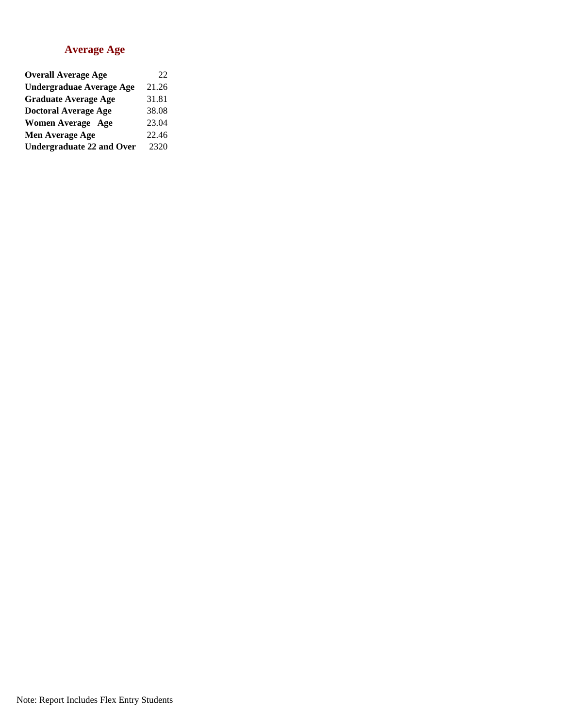## Average Age

| | |
|---|---|
| **Overall Average Age** | 22 |
| **Undergraduae Average Age** | 21.26 |
| **Graduate Average Age** | 31.81 |
| **Doctoral Average Age** | 38.08 |
| **Women Average Age** | 23.04 |
| **Men Average Age** | 22.46 |
| **Undergraduate 22 and Over** | 2320 |

Note: Report Includes Flex Entry Students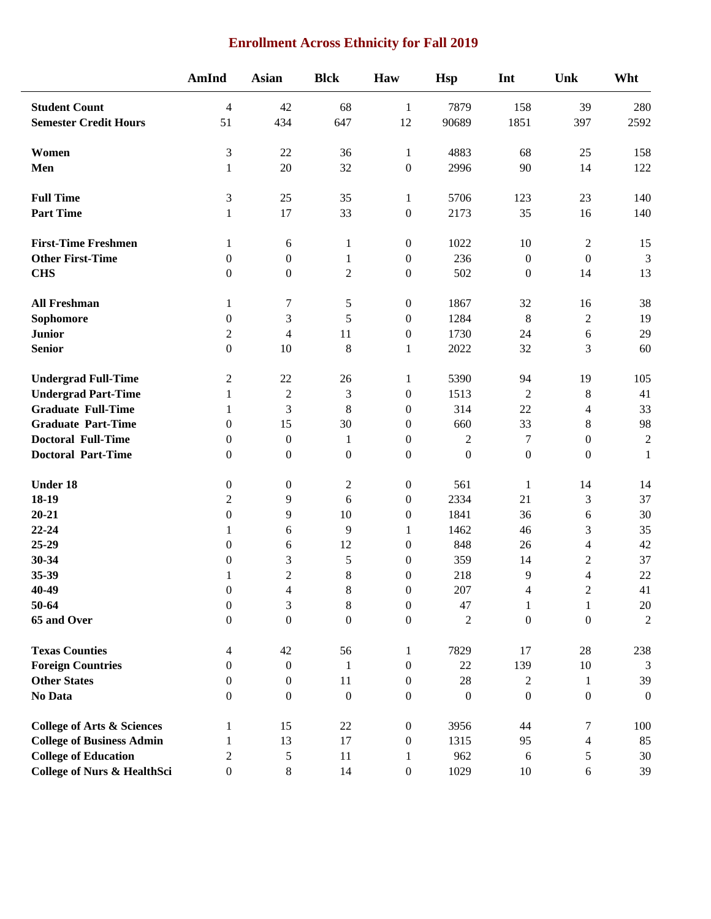# Enrollment Across Ethnicity for Fall 2019

| | AmInd | Asian | Blck | Haw | Hsp | Int | Unk | Wht |
|---|---|---|---|---|---|---|---|---|
| **Student Count** | 4 | 42 | 68 | 1 | 7879 | 158 | 39 | 280 |
| **Semester Credit Hours** | 51 | 434 | 647 | 12 | 90689 | 1851 | 397 | 2592 |
| **Women** | 3 | 22 | 36 | 1 | 4883 | 68 | 25 | 158 |
| **Men** | 1 | 20 | 32 | 0 | 2996 | 90 | 14 | 122 |
| **Full Time** | 3 | 25 | 35 | 1 | 5706 | 123 | 23 | 140 |
| **Part Time** | 1 | 17 | 33 | 0 | 2173 | 35 | 16 | 140 |
| **First-Time Freshmen** | 1 | 6 | 1 | 0 | 1022 | 10 | 2 | 15 |
| **Other First-Time** | 0 | 0 | 1 | 0 | 236 | 0 | 0 | 3 |
| **CHS** | 0 | 0 | 2 | 0 | 502 | 0 | 14 | 13 |
| **All Freshman** | 1 | 7 | 5 | 0 | 1867 | 32 | 16 | 38 |
| **Sophomore** | 0 | 3 | 5 | 0 | 1284 | 8 | 2 | 19 |
| **Junior** | 2 | 4 | 11 | 0 | 1730 | 24 | 6 | 29 |
| **Senior** | 0 | 10 | 8 | 1 | 2022 | 32 | 3 | 60 |
| **Undergrad Full-Time** | 2 | 22 | 26 | 1 | 5390 | 94 | 19 | 105 |
| **Undergrad Part-Time** | 1 | 2 | 3 | 0 | 1513 | 2 | 8 | 41 |
| **Graduate Full-Time** | 1 | 3 | 8 | 0 | 314 | 22 | 4 | 33 |
| **Graduate Part-Time** | 0 | 15 | 30 | 0 | 660 | 33 | 8 | 98 |
| **Doctoral Full-Time** | 0 | 0 | 1 | 0 | 2 | 7 | 0 | 2 |
| **Doctoral Part-Time** | 0 | 0 | 0 | 0 | 0 | 0 | 0 | 1 |
| **Under 18** | 0 | 0 | 2 | 0 | 561 | 1 | 14 | 14 |
| **18-19** | 2 | 9 | 6 | 0 | 2334 | 21 | 3 | 37 |
| **20-21** | 0 | 9 | 10 | 0 | 1841 | 36 | 6 | 30 |
| **22-24** | 1 | 6 | 9 | 1 | 1462 | 46 | 3 | 35 |
| **25-29** | 0 | 6 | 12 | 0 | 848 | 26 | 4 | 42 |
| **30-34** | 0 | 3 | 5 | 0 | 359 | 14 | 2 | 37 |
| **35-39** | 1 | 2 | 8 | 0 | 218 | 9 | 4 | 22 |
| **40-49** | 0 | 4 | 8 | 0 | 207 | 4 | 2 | 41 |
| **50-64** | 0 | 3 | 8 | 0 | 47 | 1 | 1 | 20 |
| **65 and Over** | 0 | 0 | 0 | 0 | 2 | 0 | 0 | 2 |
| **Texas Counties** | 4 | 42 | 56 | 1 | 7829 | 17 | 28 | 238 |
| **Foreign Countries** | 0 | 0 | 1 | 0 | 22 | 139 | 10 | 3 |
| **Other States** | 0 | 0 | 11 | 0 | 28 | 2 | 1 | 39 |
| **No Data** | 0 | 0 | 0 | 0 | 0 | 0 | 0 | 0 |
| **College of Arts & Sciences** | 1 | 15 | 22 | 0 | 3956 | 44 | 7 | 100 |
| **College of Business Admin** | 1 | 13 | 17 | 0 | 1315 | 95 | 4 | 85 |
| **College of Education** | 2 | 5 | 11 | 1 | 962 | 6 | 5 | 30 |
| **College of Nurs & HealthSci** | 0 | 8 | 14 | 0 | 1029 | 10 | 6 | 39 |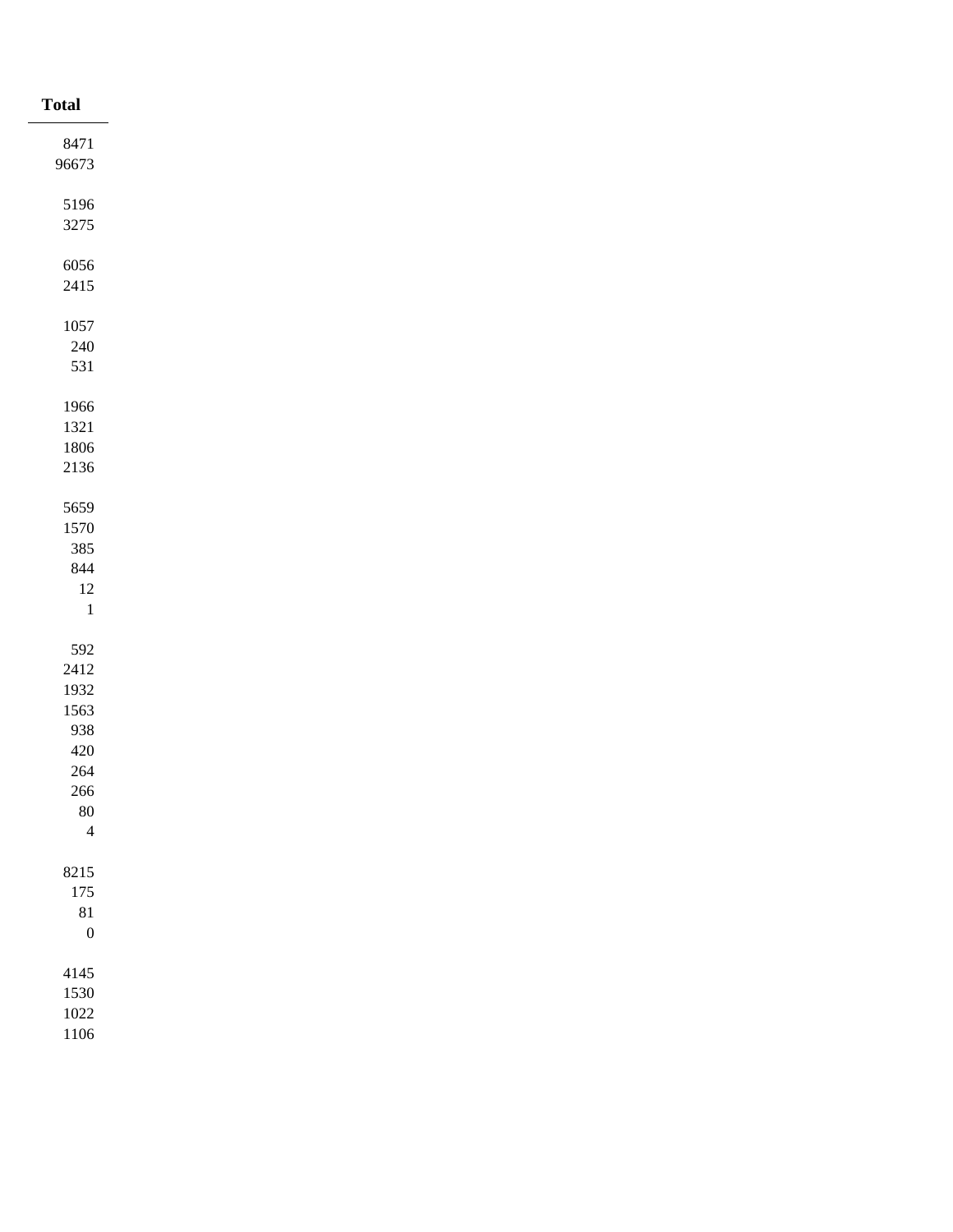| Total |
|---|
| 8471 |
| 96673 |
| |
| 5196 |
| 3275 |
| |
| 6056 |
| 2415 |
| |
| 1057 |
| 240 |
| 531 |
| |
| 1966 |
| 1321 |
| 1806 |
| 2136 |
| |
| 5659 |
| 1570 |
| 385 |
| 844 |
| 12 |
| 1 |
| |
| 592 |
| 2412 |
| 1932 |
| 1563 |
| 938 |
| 420 |
| 264 |
| 266 |
| 80 |
| 4 |
| |
| 8215 |
| 175 |
| 81 |
| 0 |
| |
| 4145 |
| 1530 |
| 1022 |
| 1106 |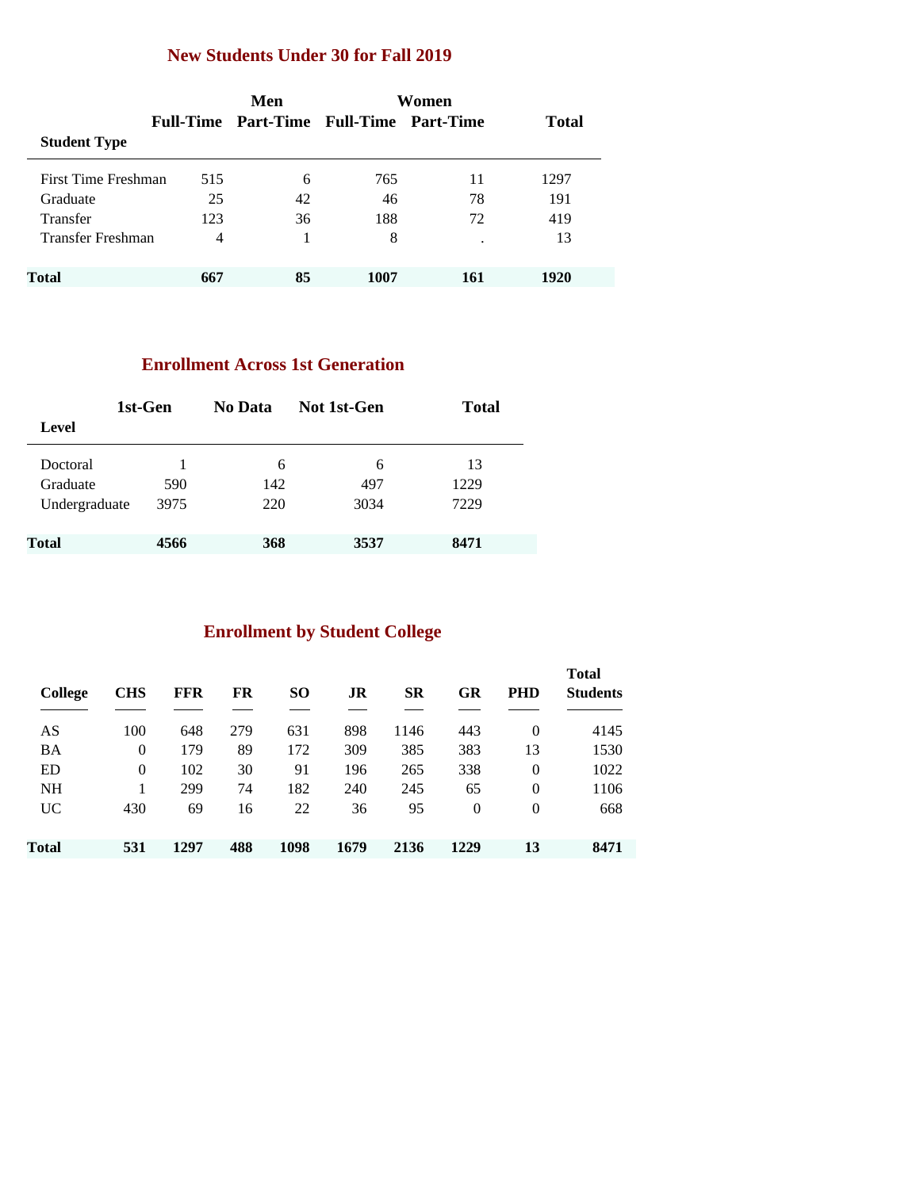## New Students Under 30 for Fall 2019

| Student Type | Men | | Women | | Total |
|---|---|---|---|---|---|
| | Full-Time | Part-Time | Full-Time | Part-Time | |
| First Time Freshman | 515 | 6 | 765 | 11 | 1297 |
| Graduate | 25 | 42 | 46 | 78 | 191 |
| Transfer | 123 | 36 | 188 | 72 | 419 |
| Transfer Freshman | 4 | 1 | 8 | . | 13 |
| **Total** | **667** | **85** | **1007** | **161** | **1920** |

## Enrollment Across 1st Generation

| Level | 1st-Gen | No Data | Not 1st-Gen | Total |
|---|---|---|---|---|
| Doctoral | 1 | 6 | 6 | 13 |
| Graduate | 590 | 142 | 497 | 1229 |
| Undergraduate | 3975 | 220 | 3034 | 7229 |
| **Total** | **4566** | **368** | **3537** | **8471** |

## Enrollment by Student College

| College | CHS | FFR | FR | SO | JR | SR | GR | PHD | Total Students |
|---|---|---|---|---|---|---|---|---|---|
| AS | 100 | 648 | 279 | 631 | 898 | 1146 | 443 | 0 | 4145 |
| BA | 0 | 179 | 89 | 172 | 309 | 385 | 383 | 13 | 1530 |
| ED | 0 | 102 | 30 | 91 | 196 | 265 | 338 | 0 | 1022 |
| NH | 1 | 299 | 74 | 182 | 240 | 245 | 65 | 0 | 1106 |
| UC | 430 | 69 | 16 | 22 | 36 | 95 | 0 | 0 | 668 |
| **Total** | **531** | **1297** | **488** | **1098** | **1679** | **2136** | **1229** | **13** | **8471** |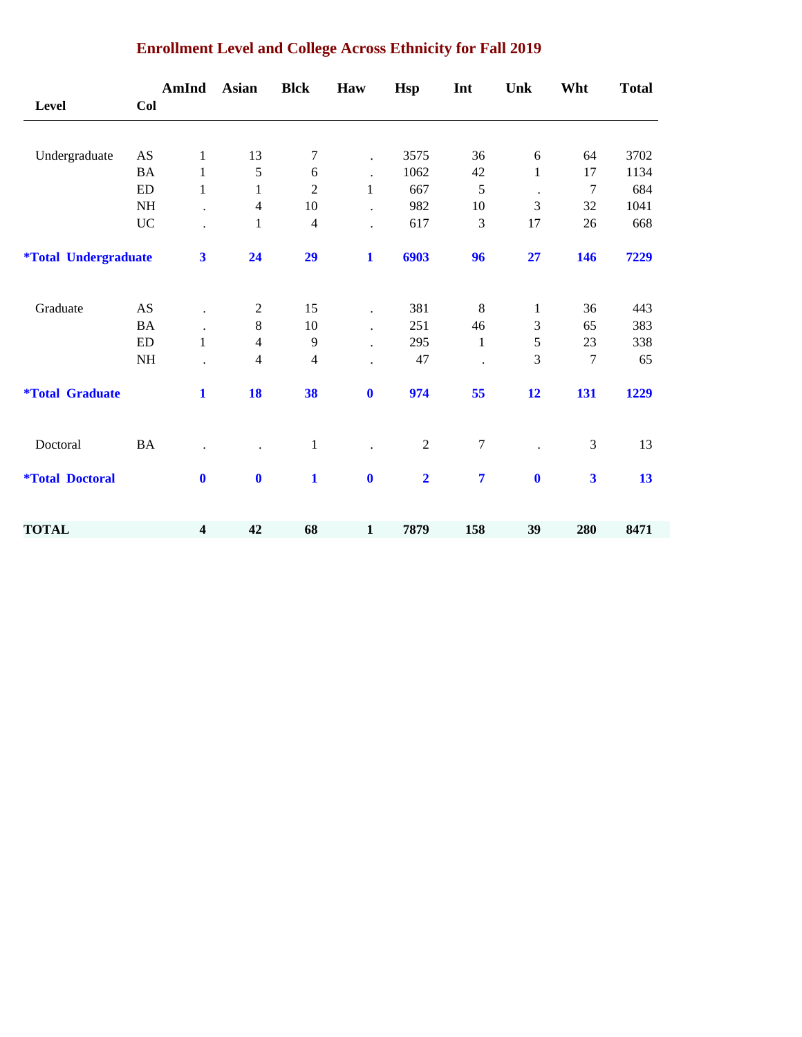## Enrollment Level and College Across Ethnicity for Fall 2019

| Level | Col | AmInd | Asian | Blck | Haw | Hsp | Int | Unk | Wht | Total |
|---|---|---|---|---|---|---|---|---|---|---|
| Undergraduate | AS | 1 | 13 | 7 | . | 3575 | 36 | 6 | 64 | 3702 |
| | BA | 1 | 5 | 6 | . | 1062 | 42 | 1 | 17 | 1134 |
| | ED | 1 | 1 | 2 | 1 | 667 | 5 | . | 7 | 684 |
| | NH | . | 4 | 10 | . | 982 | 10 | 3 | 32 | 1041 |
| | UC | . | 1 | 4 | . | 617 | 3 | 17 | 26 | 668 |
| **\*Total Undergraduate** | | **3** | **24** | **29** | **1** | **6903** | **96** | **27** | **146** | **7229** |
| Graduate | AS | . | 2 | 15 | . | 381 | 8 | 1 | 36 | 443 |
| | BA | . | 8 | 10 | . | 251 | 46 | 3 | 65 | 383 |
| | ED | 1 | 4 | 9 | . | 295 | 1 | 5 | 23 | 338 |
| | NH | . | 4 | 4 | . | 47 | . | 3 | 7 | 65 |
| **\*Total Graduate** | | **1** | **18** | **38** | **0** | **974** | **55** | **12** | **131** | **1229** |
| Doctoral | BA | . | . | 1 | . | 2 | 7 | . | 3 | 13 |
| **\*Total Doctoral** | | **0** | **0** | **1** | **0** | **2** | **7** | **0** | **3** | **13** |
| **TOTAL** | | **4** | **42** | **68** | **1** | **7879** | **158** | **39** | **280** | **8471** |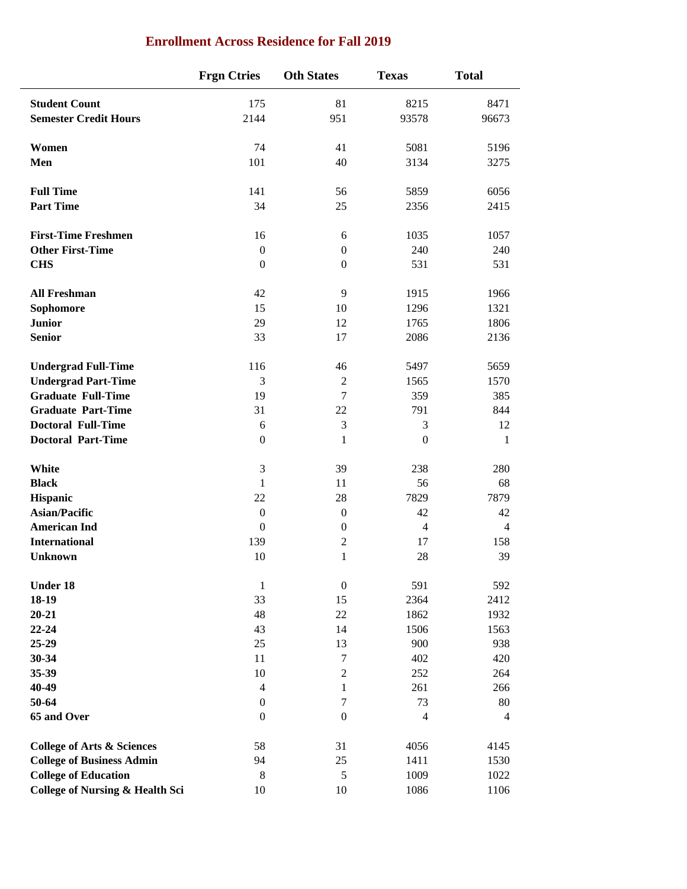## Enrollment Across Residence for Fall 2019

| | Frgn Ctries | Oth States | Texas | Total |
|---|---|---|---|---|
| **Student Count** | 175 | 81 | 8215 | 8471 |
| **Semester Credit Hours** | 2144 | 951 | 93578 | 96673 |
| | | | | |
| **Women** | 74 | 41 | 5081 | 5196 |
| **Men** | 101 | 40 | 3134 | 3275 |
| | | | | |
| **Full Time** | 141 | 56 | 5859 | 6056 |
| **Part Time** | 34 | 25 | 2356 | 2415 |
| | | | | |
| **First-Time Freshmen** | 16 | 6 | 1035 | 1057 |
| **Other First-Time** | 0 | 0 | 240 | 240 |
| **CHS** | 0 | 0 | 531 | 531 |
| | | | | |
| **All Freshman** | 42 | 9 | 1915 | 1966 |
| **Sophomore** | 15 | 10 | 1296 | 1321 |
| **Junior** | 29 | 12 | 1765 | 1806 |
| **Senior** | 33 | 17 | 2086 | 2136 |
| | | | | |
| **Undergrad Full-Time** | 116 | 46 | 5497 | 5659 |
| **Undergrad Part-Time** | 3 | 2 | 1565 | 1570 |
| **Graduate Full-Time** | 19 | 7 | 359 | 385 |
| **Graduate Part-Time** | 31 | 22 | 791 | 844 |
| **Doctoral Full-Time** | 6 | 3 | 3 | 12 |
| **Doctoral Part-Time** | 0 | 1 | 0 | 1 |
| | | | | |
| **White** | 3 | 39 | 238 | 280 |
| **Black** | 1 | 11 | 56 | 68 |
| **Hispanic** | 22 | 28 | 7829 | 7879 |
| **Asian/Pacific** | 0 | 0 | 42 | 42 |
| **American Ind** | 0 | 0 | 4 | 4 |
| **International** | 139 | 2 | 17 | 158 |
| **Unknown** | 10 | 1 | 28 | 39 |
| | | | | |
| **Under 18** | 1 | 0 | 591 | 592 |
| **18-19** | 33 | 15 | 2364 | 2412 |
| **20-21** | 48 | 22 | 1862 | 1932 |
| **22-24** | 43 | 14 | 1506 | 1563 |
| **25-29** | 25 | 13 | 900 | 938 |
| **30-34** | 11 | 7 | 402 | 420 |
| **35-39** | 10 | 2 | 252 | 264 |
| **40-49** | 4 | 1 | 261 | 266 |
| **50-64** | 0 | 7 | 73 | 80 |
| **65 and Over** | 0 | 0 | 4 | 4 |
| | | | | |
| **College of Arts & Sciences** | 58 | 31 | 4056 | 4145 |
| **College of Business Admin** | 94 | 25 | 1411 | 1530 |
| **College of Education** | 8 | 5 | 1009 | 1022 |
| **College of Nursing & Health Sci** | 10 | 10 | 1086 | 1106 |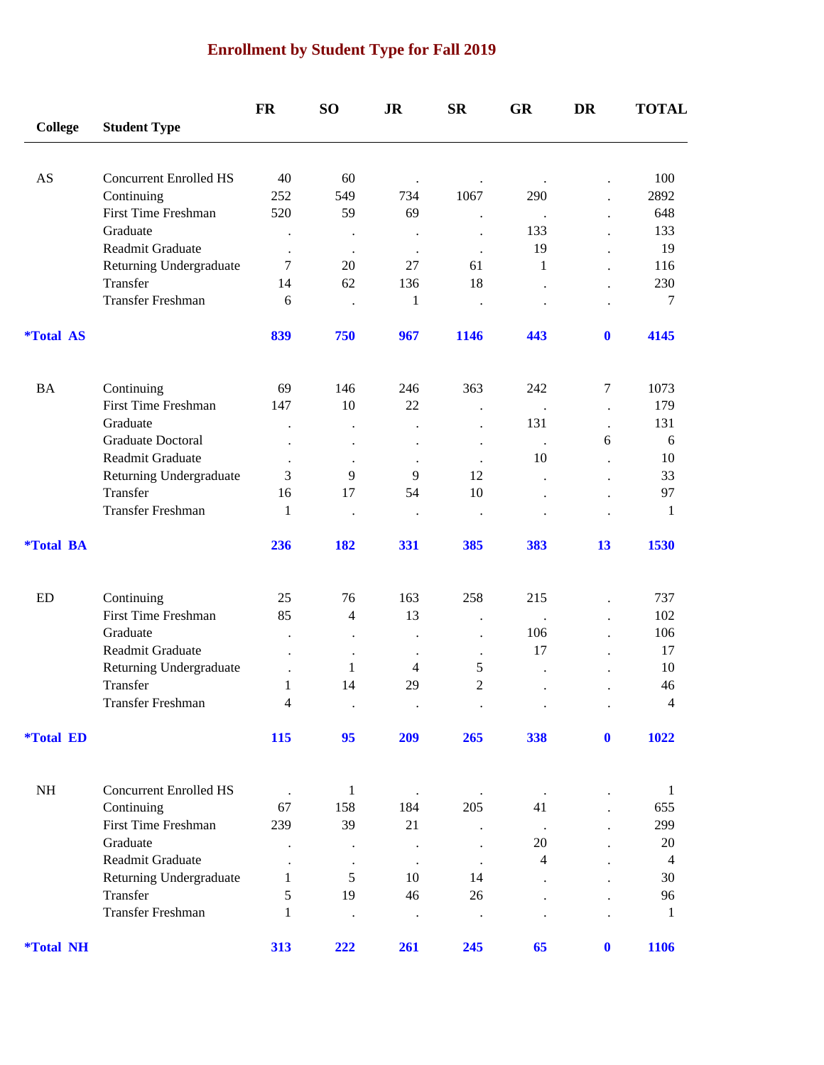# Enrollment by Student Type for Fall 2019

| College | Student Type | FR | SO | JR | SR | GR | DR | TOTAL |
|---|---|---|---|---|---|---|---|---|
| AS | Concurrent Enrolled HS | 40 | 60 | . | . | . | . | 100 |
| | Continuing | 252 | 549 | 734 | 1067 | 290 | . | 2892 |
| | First Time Freshman | 520 | 59 | 69 | . | . | . | 648 |
| | Graduate | . | . | . | . | 133 | . | 133 |
| | Readmit Graduate | . | . | . | . | 19 | . | 19 |
| | Returning Undergraduate | 7 | 20 | 27 | 61 | 1 | . | 116 |
| | Transfer | 14 | 62 | 136 | 18 | . | . | 230 |
| | Transfer Freshman | 6 | . | 1 | . | . | . | 7 |
| **\*Total AS** | | **839** | **750** | **967** | **1146** | **443** | **0** | **4145** |
| BA | Continuing | 69 | 146 | 246 | 363 | 242 | 7 | 1073 |
| | First Time Freshman | 147 | 10 | 22 | . | . | . | 179 |
| | Graduate | . | . | . | . | 131 | . | 131 |
| | Graduate Doctoral | . | . | . | . | . | 6 | 6 |
| | Readmit Graduate | . | . | . | . | 10 | . | 10 |
| | Returning Undergraduate | 3 | 9 | 9 | 12 | . | . | 33 |
| | Transfer | 16 | 17 | 54 | 10 | . | . | 97 |
| | Transfer Freshman | 1 | . | . | . | . | . | 1 |
| **\*Total BA** | | **236** | **182** | **331** | **385** | **383** | **13** | **1530** |
| ED | Continuing | 25 | 76 | 163 | 258 | 215 | . | 737 |
| | First Time Freshman | 85 | 4 | 13 | . | . | . | 102 |
| | Graduate | . | . | . | . | 106 | . | 106 |
| | Readmit Graduate | . | . | . | . | 17 | . | 17 |
| | Returning Undergraduate | . | 1 | 4 | 5 | . | . | 10 |
| | Transfer | 1 | 14 | 29 | 2 | . | . | 46 |
| | Transfer Freshman | 4 | . | . | . | . | . | 4 |
| **\*Total ED** | | **115** | **95** | **209** | **265** | **338** | **0** | **1022** |
| NH | Concurrent Enrolled HS | . | 1 | . | . | . | . | 1 |
| | Continuing | 67 | 158 | 184 | 205 | 41 | . | 655 |
| | First Time Freshman | 239 | 39 | 21 | . | . | . | 299 |
| | Graduate | . | . | . | . | 20 | . | 20 |
| | Readmit Graduate | . | . | . | . | 4 | . | 4 |
| | Returning Undergraduate | 1 | 5 | 10 | 14 | . | . | 30 |
| | Transfer | 5 | 19 | 46 | 26 | . | . | 96 |
| | Transfer Freshman | 1 | . | . | . | . | . | 1 |
| **\*Total NH** | | **313** | **222** | **261** | **245** | **65** | **0** | **1106** |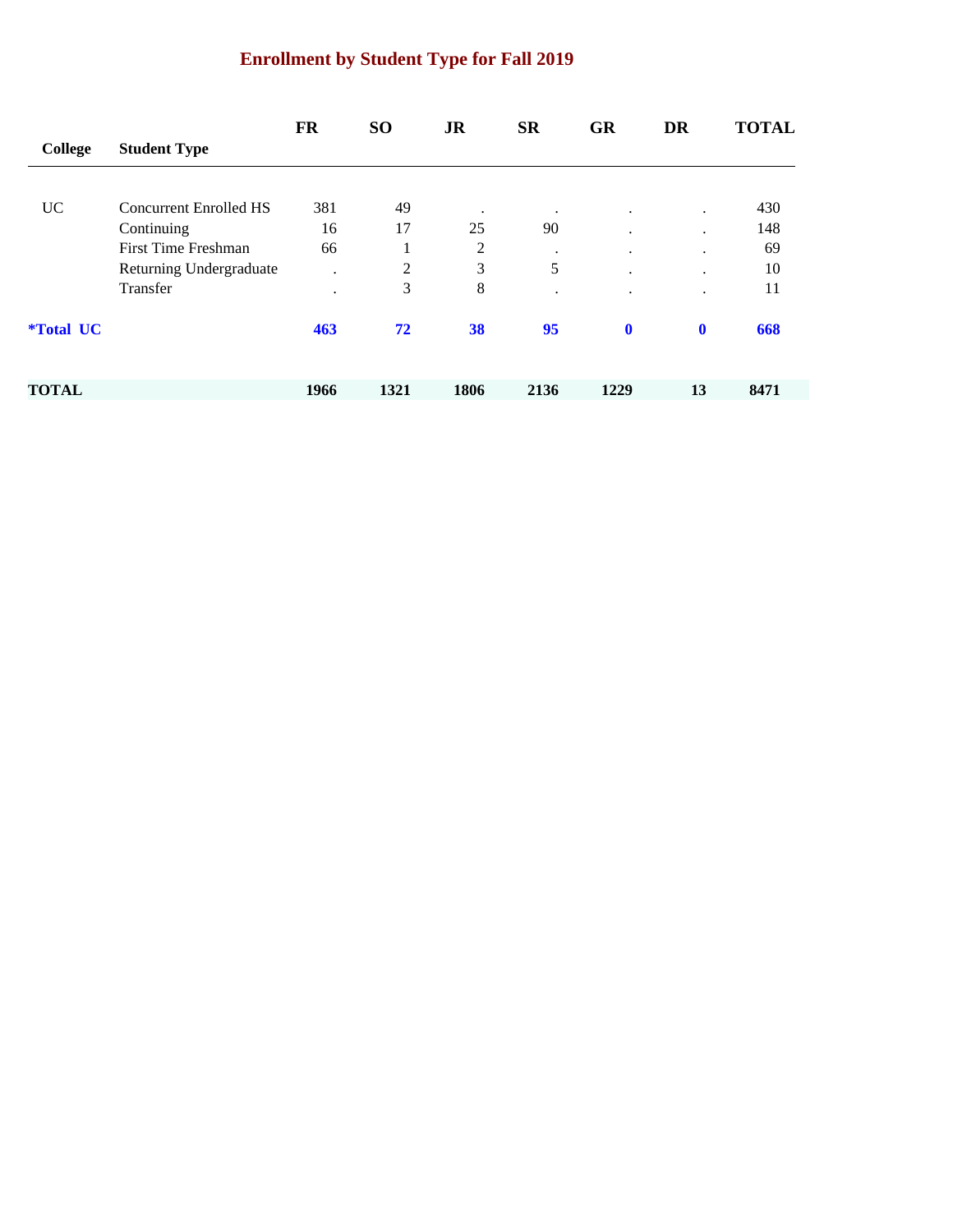# Enrollment by Student Type for Fall 2019

| College | Student Type | FR | SO | JR | SR | GR | DR | TOTAL |
|---|---|---|---|---|---|---|---|---|
| UC | Concurrent Enrolled HS | 381 | 49 | . | . | . | . | 430 |
| | Continuing | 16 | 17 | 25 | 90 | . | . | 148 |
| | First Time Freshman | 66 | 1 | 2 | . | . | . | 69 |
| | Returning Undergraduate | . | 2 | 3 | 5 | . | . | 10 |
| | Transfer | . | 3 | 8 | . | . | . | 11 |
| **\*Total UC** | | **463** | **72** | **38** | **95** | **0** | **0** | **668** |
| **TOTAL** | | **1966** | **1321** | **1806** | **2136** | **1229** | **13** | **8471** |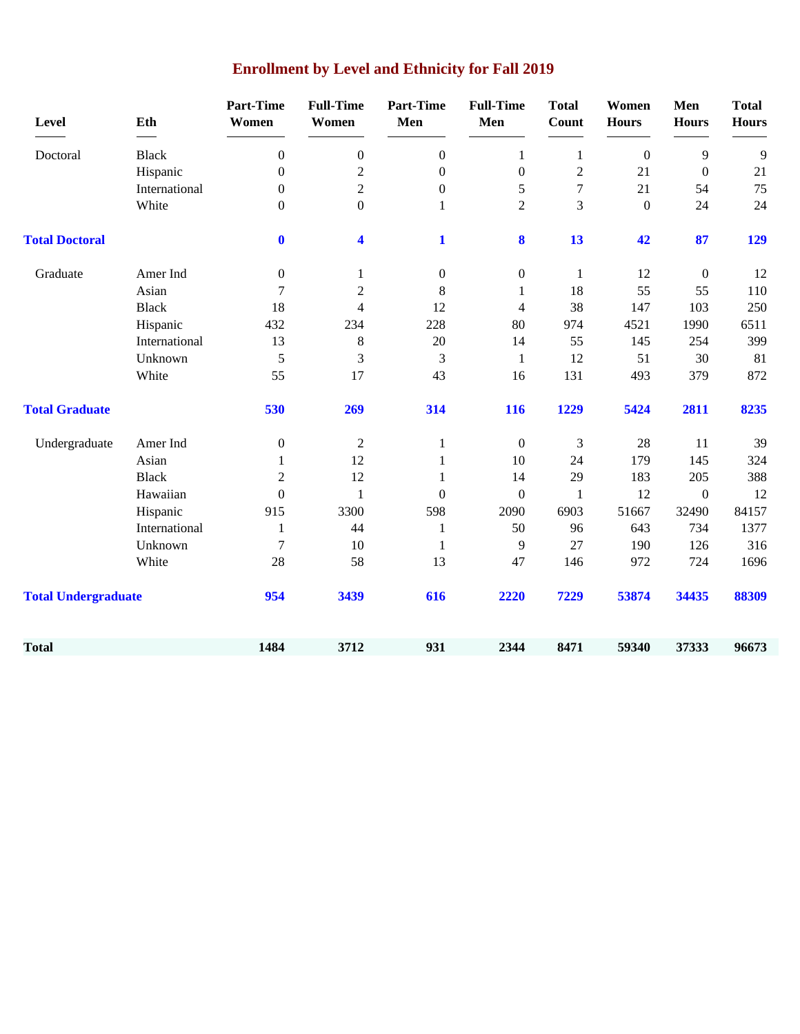# Enrollment by Level and Ethnicity for Fall 2019

| Level | Eth | Part-Time Women | Full-Time Women | Part-Time Men | Full-Time Men | Total Count | Women Hours | Men Hours | Total Hours |
|---|---|---|---|---|---|---|---|---|---|
| Doctoral | Black | 0 | 0 | 0 | 1 | 1 | 0 | 9 | 9 |
| | Hispanic | 0 | 2 | 0 | 0 | 2 | 21 | 0 | 21 |
| | International | 0 | 2 | 0 | 5 | 7 | 21 | 54 | 75 |
| | White | 0 | 0 | 1 | 2 | 3 | 0 | 24 | 24 |
| **Total Doctoral** | | **0** | **4** | **1** | **8** | **13** | **42** | **87** | **129** |
| Graduate | Amer Ind | 0 | 1 | 0 | 0 | 1 | 12 | 0 | 12 |
| | Asian | 7 | 2 | 8 | 1 | 18 | 55 | 55 | 110 |
| | Black | 18 | 4 | 12 | 4 | 38 | 147 | 103 | 250 |
| | Hispanic | 432 | 234 | 228 | 80 | 974 | 4521 | 1990 | 6511 |
| | International | 13 | 8 | 20 | 14 | 55 | 145 | 254 | 399 |
| | Unknown | 5 | 3 | 3 | 1 | 12 | 51 | 30 | 81 |
| | White | 55 | 17 | 43 | 16 | 131 | 493 | 379 | 872 |
| **Total Graduate** | | **530** | **269** | **314** | **116** | **1229** | **5424** | **2811** | **8235** |
| Undergraduate | Amer Ind | 0 | 2 | 1 | 0 | 3 | 28 | 11 | 39 |
| | Asian | 1 | 12 | 1 | 10 | 24 | 179 | 145 | 324 |
| | Black | 2 | 12 | 1 | 14 | 29 | 183 | 205 | 388 |
| | Hawaiian | 0 | 1 | 0 | 0 | 1 | 12 | 0 | 12 |
| | Hispanic | 915 | 3300 | 598 | 2090 | 6903 | 51667 | 32490 | 84157 |
| | International | 1 | 44 | 1 | 50 | 96 | 643 | 734 | 1377 |
| | Unknown | 7 | 10 | 1 | 9 | 27 | 190 | 126 | 316 |
| | White | 28 | 58 | 13 | 47 | 146 | 972 | 724 | 1696 |
| **Total Undergraduate** | | **954** | **3439** | **616** | **2220** | **7229** | **53874** | **34435** | **88309** |
| **Total** | | **1484** | **3712** | **931** | **2344** | **8471** | **59340** | **37333** | **96673** |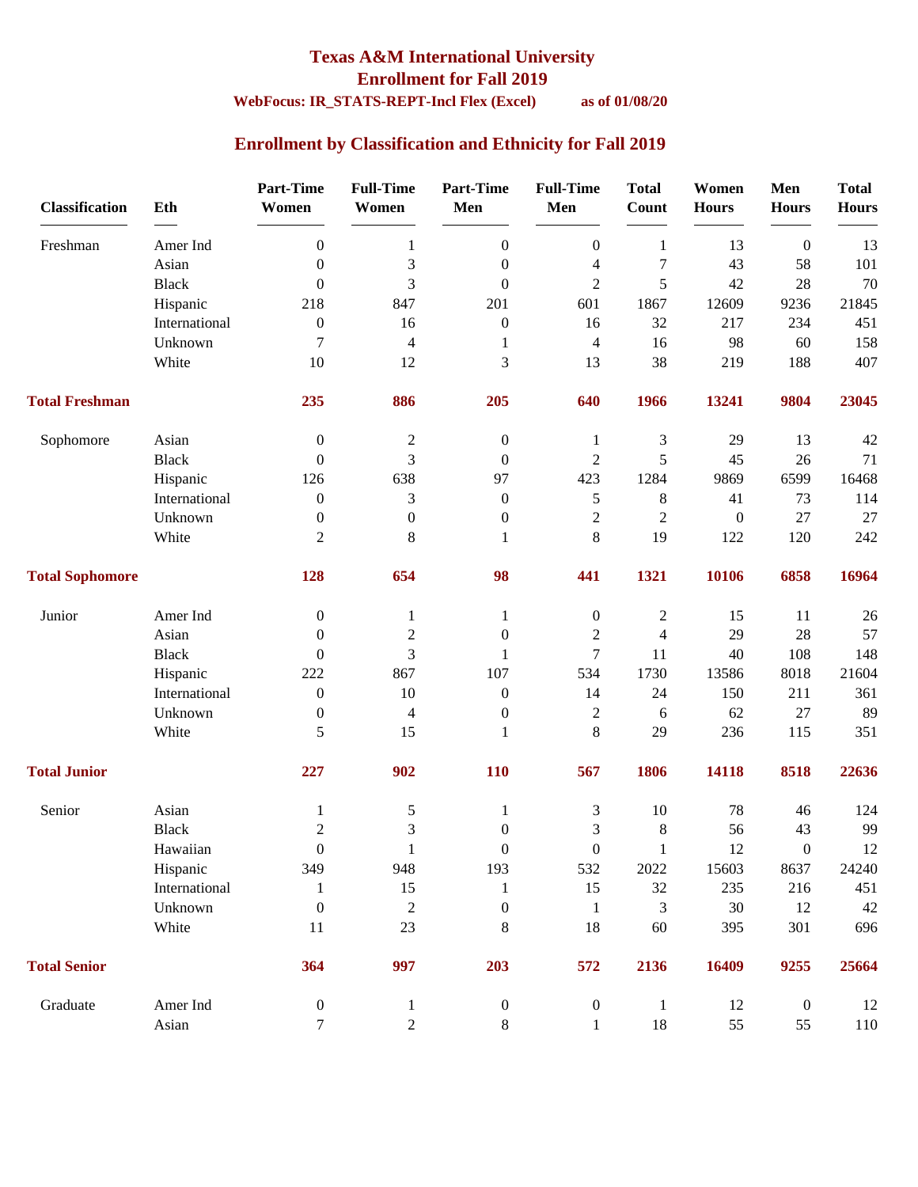# Texas A&M International University

## Enrollment for Fall 2019

**WebFocus: IR_STATS-REPT-Incl Flex (Excel)** **as of 01/08/20**

## Enrollment by Classification and Ethnicity for Fall 2019

| Classification | Eth | Part-Time Women | Full-Time Women | Part-Time Men | Full-Time Men | Total Count | Women Hours | Men Hours | Total Hours |
|---|---|---|---|---|---|---|---|---|---|
| Freshman | Amer Ind | 0 | 1 | 0 | 0 | 1 | 13 | 0 | 13 |
| | Asian | 0 | 3 | 0 | 4 | 7 | 43 | 58 | 101 |
| | Black | 0 | 3 | 0 | 2 | 5 | 42 | 28 | 70 |
| | Hispanic | 218 | 847 | 201 | 601 | 1867 | 12609 | 9236 | 21845 |
| | International | 0 | 16 | 0 | 16 | 32 | 217 | 234 | 451 |
| | Unknown | 7 | 4 | 1 | 4 | 16 | 98 | 60 | 158 |
| | White | 10 | 12 | 3 | 13 | 38 | 219 | 188 | 407 |
| **Total Freshman** | | **235** | **886** | **205** | **640** | **1966** | **13241** | **9804** | **23045** |
| Sophomore | Asian | 0 | 2 | 0 | 1 | 3 | 29 | 13 | 42 |
| | Black | 0 | 3 | 0 | 2 | 5 | 45 | 26 | 71 |
| | Hispanic | 126 | 638 | 97 | 423 | 1284 | 9869 | 6599 | 16468 |
| | International | 0 | 3 | 0 | 5 | 8 | 41 | 73 | 114 |
| | Unknown | 0 | 0 | 0 | 2 | 2 | 0 | 27 | 27 |
| | White | 2 | 8 | 1 | 8 | 19 | 122 | 120 | 242 |
| **Total Sophomore** | | **128** | **654** | **98** | **441** | **1321** | **10106** | **6858** | **16964** |
| Junior | Amer Ind | 0 | 1 | 1 | 0 | 2 | 15 | 11 | 26 |
| | Asian | 0 | 2 | 0 | 2 | 4 | 29 | 28 | 57 |
| | Black | 0 | 3 | 1 | 7 | 11 | 40 | 108 | 148 |
| | Hispanic | 222 | 867 | 107 | 534 | 1730 | 13586 | 8018 | 21604 |
| | International | 0 | 10 | 0 | 14 | 24 | 150 | 211 | 361 |
| | Unknown | 0 | 4 | 0 | 2 | 6 | 62 | 27 | 89 |
| | White | 5 | 15 | 1 | 8 | 29 | 236 | 115 | 351 |
| **Total Junior** | | **227** | **902** | **110** | **567** | **1806** | **14118** | **8518** | **22636** |
| Senior | Asian | 1 | 5 | 1 | 3 | 10 | 78 | 46 | 124 |
| | Black | 2 | 3 | 0 | 3 | 8 | 56 | 43 | 99 |
| | Hawaiian | 0 | 1 | 0 | 0 | 1 | 12 | 0 | 12 |
| | Hispanic | 349 | 948 | 193 | 532 | 2022 | 15603 | 8637 | 24240 |
| | International | 1 | 15 | 1 | 15 | 32 | 235 | 216 | 451 |
| | Unknown | 0 | 2 | 0 | 1 | 3 | 30 | 12 | 42 |
| | White | 11 | 23 | 8 | 18 | 60 | 395 | 301 | 696 |
| **Total Senior** | | **364** | **997** | **203** | **572** | **2136** | **16409** | **9255** | **25664** |
| Graduate | Amer Ind | 0 | 1 | 0 | 0 | 1 | 12 | 0 | 12 |
| | Asian | 7 | 2 | 8 | 1 | 18 | 55 | 55 | 110 |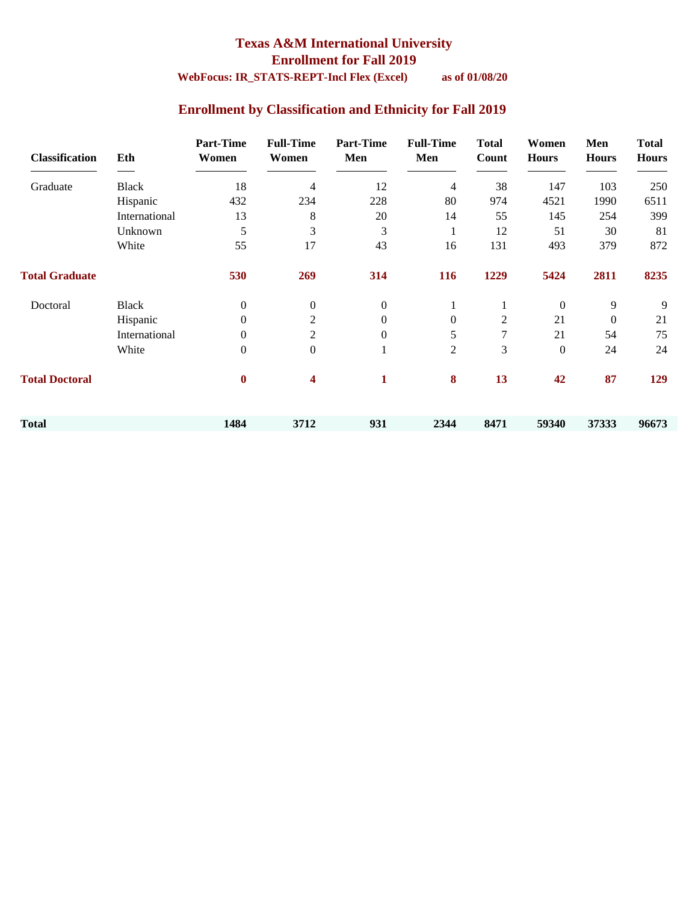# Texas A&M International University

## Enrollment for Fall 2019

**WebFocus: IR_STATS-REPT-Incl Flex (Excel)** **as of 01/08/20**

## Enrollment by Classification and Ethnicity for Fall 2019

| Classification | Eth | Part-Time Women | Full-Time Women | Part-Time Men | Full-Time Men | Total Count | Women Hours | Men Hours | Total Hours |
|---|---|---|---|---|---|---|---|---|---|
| Graduate | Black | 18 | 4 | 12 | 4 | 38 | 147 | 103 | 250 |
| | Hispanic | 432 | 234 | 228 | 80 | 974 | 4521 | 1990 | 6511 |
| | International | 13 | 8 | 20 | 14 | 55 | 145 | 254 | 399 |
| | Unknown | 5 | 3 | 3 | 1 | 12 | 51 | 30 | 81 |
| | White | 55 | 17 | 43 | 16 | 131 | 493 | 379 | 872 |
| **Total Graduate** | | **530** | **269** | **314** | **116** | **1229** | **5424** | **2811** | **8235** |
| Doctoral | Black | 0 | 0 | 0 | 1 | 1 | 0 | 9 | 9 |
| | Hispanic | 0 | 2 | 0 | 0 | 2 | 21 | 0 | 21 |
| | International | 0 | 2 | 0 | 5 | 7 | 21 | 54 | 75 |
| | White | 0 | 0 | 1 | 2 | 3 | 0 | 24 | 24 |
| **Total Doctoral** | | **0** | **4** | **1** | **8** | **13** | **42** | **87** | **129** |
| **Total** | | **1484** | **3712** | **931** | **2344** | **8471** | **59340** | **37333** | **96673** |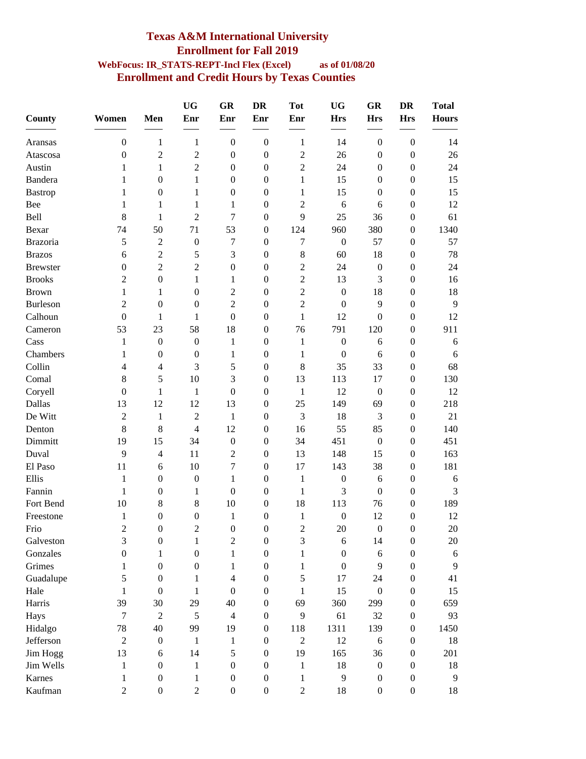# Texas A&M International University

## Enrollment for Fall 2019

**WebFocus: IR_STATS-REPT-Incl Flex (Excel)** **as of 01/08/20**

## Enrollment and Credit Hours by Texas Counties

| County | Women | Men | UG Enr | GR Enr | DR Enr | Tot Enr | UG Hrs | GR Hrs | DR Hrs | Total Hours |
|---|---|---|---|---|---|---|---|---|---|---|
| Aransas | 0 | 1 | 1 | 0 | 0 | 1 | 14 | 0 | 0 | 14 |
| Atascosa | 0 | 2 | 2 | 0 | 0 | 2 | 26 | 0 | 0 | 26 |
| Austin | 1 | 1 | 2 | 0 | 0 | 2 | 24 | 0 | 0 | 24 |
| Bandera | 1 | 0 | 1 | 0 | 0 | 1 | 15 | 0 | 0 | 15 |
| Bastrop | 1 | 0 | 1 | 0 | 0 | 1 | 15 | 0 | 0 | 15 |
| Bee | 1 | 1 | 1 | 1 | 0 | 2 | 6 | 6 | 0 | 12 |
| Bell | 8 | 1 | 2 | 7 | 0 | 9 | 25 | 36 | 0 | 61 |
| Bexar | 74 | 50 | 71 | 53 | 0 | 124 | 960 | 380 | 0 | 1340 |
| Brazoria | 5 | 2 | 0 | 7 | 0 | 7 | 0 | 57 | 0 | 57 |
| Brazos | 6 | 2 | 5 | 3 | 0 | 8 | 60 | 18 | 0 | 78 |
| Brewster | 0 | 2 | 2 | 0 | 0 | 2 | 24 | 0 | 0 | 24 |
| Brooks | 2 | 0 | 1 | 1 | 0 | 2 | 13 | 3 | 0 | 16 |
| Brown | 1 | 1 | 0 | 2 | 0 | 2 | 0 | 18 | 0 | 18 |
| Burleson | 2 | 0 | 0 | 2 | 0 | 2 | 0 | 9 | 0 | 9 |
| Calhoun | 0 | 1 | 1 | 0 | 0 | 1 | 12 | 0 | 0 | 12 |
| Cameron | 53 | 23 | 58 | 18 | 0 | 76 | 791 | 120 | 0 | 911 |
| Cass | 1 | 0 | 0 | 1 | 0 | 1 | 0 | 6 | 0 | 6 |
| Chambers | 1 | 0 | 0 | 1 | 0 | 1 | 0 | 6 | 0 | 6 |
| Collin | 4 | 4 | 3 | 5 | 0 | 8 | 35 | 33 | 0 | 68 |
| Comal | 8 | 5 | 10 | 3 | 0 | 13 | 113 | 17 | 0 | 130 |
| Coryell | 0 | 1 | 1 | 0 | 0 | 1 | 12 | 0 | 0 | 12 |
| Dallas | 13 | 12 | 12 | 13 | 0 | 25 | 149 | 69 | 0 | 218 |
| De Witt | 2 | 1 | 2 | 1 | 0 | 3 | 18 | 3 | 0 | 21 |
| Denton | 8 | 8 | 4 | 12 | 0 | 16 | 55 | 85 | 0 | 140 |
| Dimmitt | 19 | 15 | 34 | 0 | 0 | 34 | 451 | 0 | 0 | 451 |
| Duval | 9 | 4 | 11 | 2 | 0 | 13 | 148 | 15 | 0 | 163 |
| El Paso | 11 | 6 | 10 | 7 | 0 | 17 | 143 | 38 | 0 | 181 |
| Ellis | 1 | 0 | 0 | 1 | 0 | 1 | 0 | 6 | 0 | 6 |
| Fannin | 1 | 0 | 1 | 0 | 0 | 1 | 3 | 0 | 0 | 3 |
| Fort Bend | 10 | 8 | 8 | 10 | 0 | 18 | 113 | 76 | 0 | 189 |
| Freestone | 1 | 0 | 0 | 1 | 0 | 1 | 0 | 12 | 0 | 12 |
| Frio | 2 | 0 | 2 | 0 | 0 | 2 | 20 | 0 | 0 | 20 |
| Galveston | 3 | 0 | 1 | 2 | 0 | 3 | 6 | 14 | 0 | 20 |
| Gonzales | 0 | 1 | 0 | 1 | 0 | 1 | 0 | 6 | 0 | 6 |
| Grimes | 1 | 0 | 0 | 1 | 0 | 1 | 0 | 9 | 0 | 9 |
| Guadalupe | 5 | 0 | 1 | 4 | 0 | 5 | 17 | 24 | 0 | 41 |
| Hale | 1 | 0 | 1 | 0 | 0 | 1 | 15 | 0 | 0 | 15 |
| Harris | 39 | 30 | 29 | 40 | 0 | 69 | 360 | 299 | 0 | 659 |
| Hays | 7 | 2 | 5 | 4 | 0 | 9 | 61 | 32 | 0 | 93 |
| Hidalgo | 78 | 40 | 99 | 19 | 0 | 118 | 1311 | 139 | 0 | 1450 |
| Jefferson | 2 | 0 | 1 | 1 | 0 | 2 | 12 | 6 | 0 | 18 |
| Jim Hogg | 13 | 6 | 14 | 5 | 0 | 19 | 165 | 36 | 0 | 201 |
| Jim Wells | 1 | 0 | 1 | 0 | 0 | 1 | 18 | 0 | 0 | 18 |
| Karnes | 1 | 0 | 1 | 0 | 0 | 1 | 9 | 0 | 0 | 9 |
| Kaufman | 2 | 0 | 2 | 0 | 0 | 2 | 18 | 0 | 0 | 18 |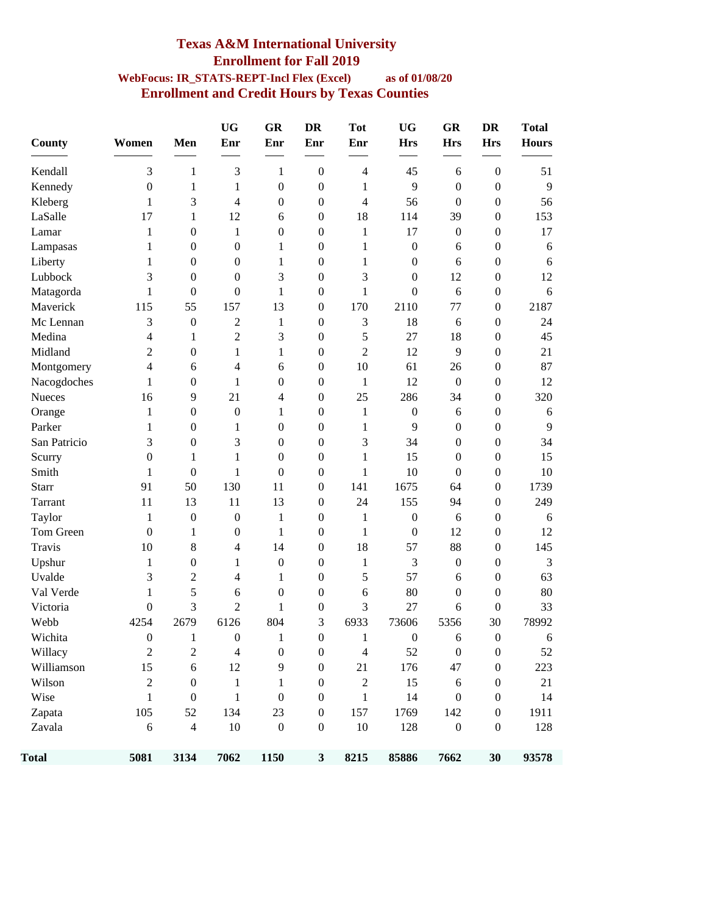# Texas A&M International University

## Enrollment for Fall 2019

**WebFocus: IR_STATS-REPT-Incl Flex (Excel)** **as of 01/08/20**

## Enrollment and Credit Hours by Texas Counties

| County | Women | Men | UG Enr | GR Enr | DR Enr | Tot Enr | UG Hrs | GR Hrs | DR Hrs | Total Hours |
|---|---|---|---|---|---|---|---|---|---|---|
| Kendall | 3 | 1 | 3 | 1 | 0 | 4 | 45 | 6 | 0 | 51 |
| Kennedy | 0 | 1 | 1 | 0 | 0 | 1 | 9 | 0 | 0 | 9 |
| Kleberg | 1 | 3 | 4 | 0 | 0 | 4 | 56 | 0 | 0 | 56 |
| LaSalle | 17 | 1 | 12 | 6 | 0 | 18 | 114 | 39 | 0 | 153 |
| Lamar | 1 | 0 | 1 | 0 | 0 | 1 | 17 | 0 | 0 | 17 |
| Lampasas | 1 | 0 | 0 | 1 | 0 | 1 | 0 | 6 | 0 | 6 |
| Liberty | 1 | 0 | 0 | 1 | 0 | 1 | 0 | 6 | 0 | 6 |
| Lubbock | 3 | 0 | 0 | 3 | 0 | 3 | 0 | 12 | 0 | 12 |
| Matagorda | 1 | 0 | 0 | 1 | 0 | 1 | 0 | 6 | 0 | 6 |
| Maverick | 115 | 55 | 157 | 13 | 0 | 170 | 2110 | 77 | 0 | 2187 |
| Mc Lennan | 3 | 0 | 2 | 1 | 0 | 3 | 18 | 6 | 0 | 24 |
| Medina | 4 | 1 | 2 | 3 | 0 | 5 | 27 | 18 | 0 | 45 |
| Midland | 2 | 0 | 1 | 1 | 0 | 2 | 12 | 9 | 0 | 21 |
| Montgomery | 4 | 6 | 4 | 6 | 0 | 10 | 61 | 26 | 0 | 87 |
| Nacogdoches | 1 | 0 | 1 | 0 | 0 | 1 | 12 | 0 | 0 | 12 |
| Nueces | 16 | 9 | 21 | 4 | 0 | 25 | 286 | 34 | 0 | 320 |
| Orange | 1 | 0 | 0 | 1 | 0 | 1 | 0 | 6 | 0 | 6 |
| Parker | 1 | 0 | 1 | 0 | 0 | 1 | 9 | 0 | 0 | 9 |
| San Patricio | 3 | 0 | 3 | 0 | 0 | 3 | 34 | 0 | 0 | 34 |
| Scurry | 0 | 1 | 1 | 0 | 0 | 1 | 15 | 0 | 0 | 15 |
| Smith | 1 | 0 | 1 | 0 | 0 | 1 | 10 | 0 | 0 | 10 |
| Starr | 91 | 50 | 130 | 11 | 0 | 141 | 1675 | 64 | 0 | 1739 |
| Tarrant | 11 | 13 | 11 | 13 | 0 | 24 | 155 | 94 | 0 | 249 |
| Taylor | 1 | 0 | 0 | 1 | 0 | 1 | 0 | 6 | 0 | 6 |
| Tom Green | 0 | 1 | 0 | 1 | 0 | 1 | 0 | 12 | 0 | 12 |
| Travis | 10 | 8 | 4 | 14 | 0 | 18 | 57 | 88 | 0 | 145 |
| Upshur | 1 | 0 | 1 | 0 | 0 | 1 | 3 | 0 | 0 | 3 |
| Uvalde | 3 | 2 | 4 | 1 | 0 | 5 | 57 | 6 | 0 | 63 |
| Val Verde | 1 | 5 | 6 | 0 | 0 | 6 | 80 | 0 | 0 | 80 |
| Victoria | 0 | 3 | 2 | 1 | 0 | 3 | 27 | 6 | 0 | 33 |
| Webb | 4254 | 2679 | 6126 | 804 | 3 | 6933 | 73606 | 5356 | 30 | 78992 |
| Wichita | 0 | 1 | 0 | 1 | 0 | 1 | 0 | 6 | 0 | 6 |
| Willacy | 2 | 2 | 4 | 0 | 0 | 4 | 52 | 0 | 0 | 52 |
| Williamson | 15 | 6 | 12 | 9 | 0 | 21 | 176 | 47 | 0 | 223 |
| Wilson | 2 | 0 | 1 | 1 | 0 | 2 | 15 | 6 | 0 | 21 |
| Wise | 1 | 0 | 1 | 0 | 0 | 1 | 14 | 0 | 0 | 14 |
| Zapata | 105 | 52 | 134 | 23 | 0 | 157 | 1769 | 142 | 0 | 1911 |
| Zavala | 6 | 4 | 10 | 0 | 0 | 10 | 128 | 0 | 0 | 128 |
| **Total** | **5081** | **3134** | **7062** | **1150** | **3** | **8215** | **85886** | **7662** | **30** | **93578** |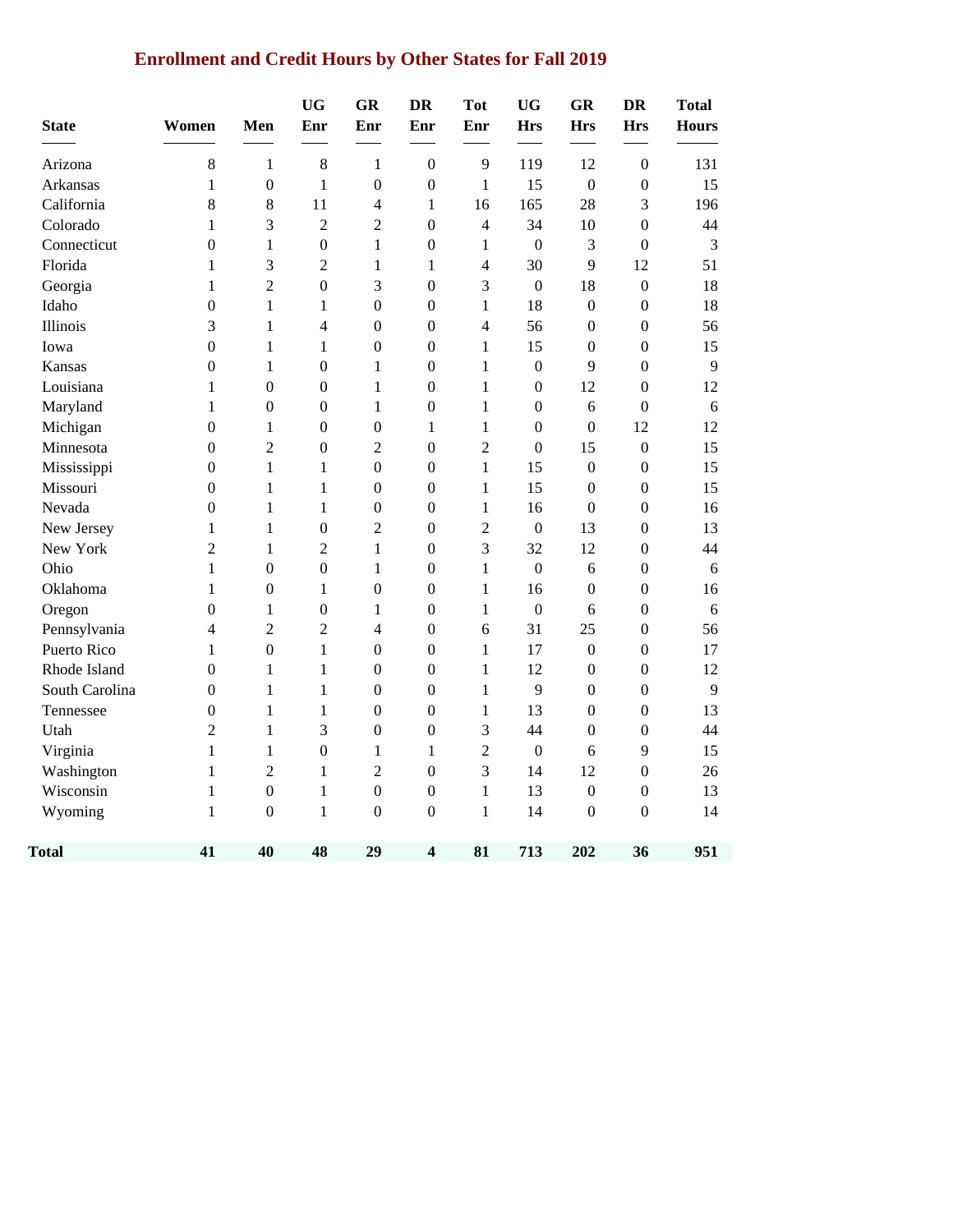# Enrollment and Credit Hours by Other States for Fall 2019

| State | Women | Men | UG Enr | GR Enr | DR Enr | Tot Enr | UG Hrs | GR Hrs | DR Hrs | Total Hours |
|---|---|---|---|---|---|---|---|---|---|---|
| Arizona | 8 | 1 | 8 | 1 | 0 | 9 | 119 | 12 | 0 | 131 |
| Arkansas | 1 | 0 | 1 | 0 | 0 | 1 | 15 | 0 | 0 | 15 |
| California | 8 | 8 | 11 | 4 | 1 | 16 | 165 | 28 | 3 | 196 |
| Colorado | 1 | 3 | 2 | 2 | 0 | 4 | 34 | 10 | 0 | 44 |
| Connecticut | 0 | 1 | 0 | 1 | 0 | 1 | 0 | 3 | 0 | 3 |
| Florida | 1 | 3 | 2 | 1 | 1 | 4 | 30 | 9 | 12 | 51 |
| Georgia | 1 | 2 | 0 | 3 | 0 | 3 | 0 | 18 | 0 | 18 |
| Idaho | 0 | 1 | 1 | 0 | 0 | 1 | 18 | 0 | 0 | 18 |
| Illinois | 3 | 1 | 4 | 0 | 0 | 4 | 56 | 0 | 0 | 56 |
| Iowa | 0 | 1 | 1 | 0 | 0 | 1 | 15 | 0 | 0 | 15 |
| Kansas | 0 | 1 | 0 | 1 | 0 | 1 | 0 | 9 | 0 | 9 |
| Louisiana | 1 | 0 | 0 | 1 | 0 | 1 | 0 | 12 | 0 | 12 |
| Maryland | 1 | 0 | 0 | 1 | 0 | 1 | 0 | 6 | 0 | 6 |
| Michigan | 0 | 1 | 0 | 0 | 1 | 1 | 0 | 0 | 12 | 12 |
| Minnesota | 0 | 2 | 0 | 2 | 0 | 2 | 0 | 15 | 0 | 15 |
| Mississippi | 0 | 1 | 1 | 0 | 0 | 1 | 15 | 0 | 0 | 15 |
| Missouri | 0 | 1 | 1 | 0 | 0 | 1 | 15 | 0 | 0 | 15 |
| Nevada | 0 | 1 | 1 | 0 | 0 | 1 | 16 | 0 | 0 | 16 |
| New Jersey | 1 | 1 | 0 | 2 | 0 | 2 | 0 | 13 | 0 | 13 |
| New York | 2 | 1 | 2 | 1 | 0 | 3 | 32 | 12 | 0 | 44 |
| Ohio | 1 | 0 | 0 | 1 | 0 | 1 | 0 | 6 | 0 | 6 |
| Oklahoma | 1 | 0 | 1 | 0 | 0 | 1 | 16 | 0 | 0 | 16 |
| Oregon | 0 | 1 | 0 | 1 | 0 | 1 | 0 | 6 | 0 | 6 |
| Pennsylvania | 4 | 2 | 2 | 4 | 0 | 6 | 31 | 25 | 0 | 56 |
| Puerto Rico | 1 | 0 | 1 | 0 | 0 | 1 | 17 | 0 | 0 | 17 |
| Rhode Island | 0 | 1 | 1 | 0 | 0 | 1 | 12 | 0 | 0 | 12 |
| South Carolina | 0 | 1 | 1 | 0 | 0 | 1 | 9 | 0 | 0 | 9 |
| Tennessee | 0 | 1 | 1 | 0 | 0 | 1 | 13 | 0 | 0 | 13 |
| Utah | 2 | 1 | 3 | 0 | 0 | 3 | 44 | 0 | 0 | 44 |
| Virginia | 1 | 1 | 0 | 1 | 1 | 2 | 0 | 6 | 9 | 15 |
| Washington | 1 | 2 | 1 | 2 | 0 | 3 | 14 | 12 | 0 | 26 |
| Wisconsin | 1 | 0 | 1 | 0 | 0 | 1 | 13 | 0 | 0 | 13 |
| Wyoming | 1 | 0 | 1 | 0 | 0 | 1 | 14 | 0 | 0 | 14 |
| **Total** | **41** | **40** | **48** | **29** | **4** | **81** | **713** | **202** | **36** | **951** |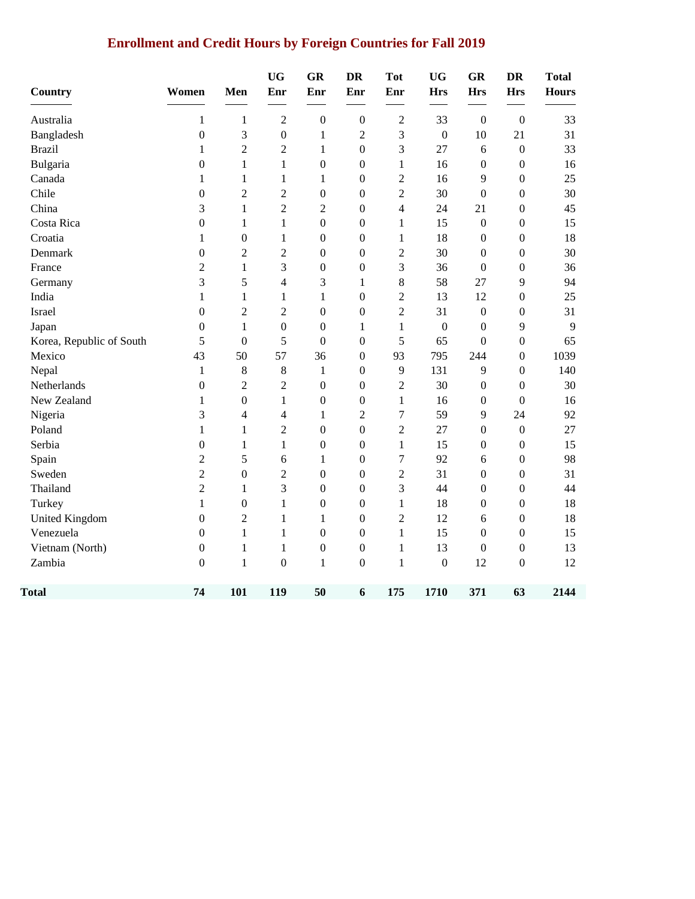# Enrollment and Credit Hours by Foreign Countries for Fall 2019

| Country | Women | Men | UG Enr | GR Enr | DR Enr | Tot Enr | UG Hrs | GR Hrs | DR Hrs | Total Hours |
|---|---|---|---|---|---|---|---|---|---|---|
| Australia | 1 | 1 | 2 | 0 | 0 | 2 | 33 | 0 | 0 | 33 |
| Bangladesh | 0 | 3 | 0 | 1 | 2 | 3 | 0 | 10 | 21 | 31 |
| Brazil | 1 | 2 | 2 | 1 | 0 | 3 | 27 | 6 | 0 | 33 |
| Bulgaria | 0 | 1 | 1 | 0 | 0 | 1 | 16 | 0 | 0 | 16 |
| Canada | 1 | 1 | 1 | 1 | 0 | 2 | 16 | 9 | 0 | 25 |
| Chile | 0 | 2 | 2 | 0 | 0 | 2 | 30 | 0 | 0 | 30 |
| China | 3 | 1 | 2 | 2 | 0 | 4 | 24 | 21 | 0 | 45 |
| Costa Rica | 0 | 1 | 1 | 0 | 0 | 1 | 15 | 0 | 0 | 15 |
| Croatia | 1 | 0 | 1 | 0 | 0 | 1 | 18 | 0 | 0 | 18 |
| Denmark | 0 | 2 | 2 | 0 | 0 | 2 | 30 | 0 | 0 | 30 |
| France | 2 | 1 | 3 | 0 | 0 | 3 | 36 | 0 | 0 | 36 |
| Germany | 3 | 5 | 4 | 3 | 1 | 8 | 58 | 27 | 9 | 94 |
| India | 1 | 1 | 1 | 1 | 0 | 2 | 13 | 12 | 0 | 25 |
| Israel | 0 | 2 | 2 | 0 | 0 | 2 | 31 | 0 | 0 | 31 |
| Japan | 0 | 1 | 0 | 0 | 1 | 1 | 0 | 0 | 9 | 9 |
| Korea, Republic of South | 5 | 0 | 5 | 0 | 0 | 5 | 65 | 0 | 0 | 65 |
| Mexico | 43 | 50 | 57 | 36 | 0 | 93 | 795 | 244 | 0 | 1039 |
| Nepal | 1 | 8 | 8 | 1 | 0 | 9 | 131 | 9 | 0 | 140 |
| Netherlands | 0 | 2 | 2 | 0 | 0 | 2 | 30 | 0 | 0 | 30 |
| New Zealand | 1 | 0 | 1 | 0 | 0 | 1 | 16 | 0 | 0 | 16 |
| Nigeria | 3 | 4 | 4 | 1 | 2 | 7 | 59 | 9 | 24 | 92 |
| Poland | 1 | 1 | 2 | 0 | 0 | 2 | 27 | 0 | 0 | 27 |
| Serbia | 0 | 1 | 1 | 0 | 0 | 1 | 15 | 0 | 0 | 15 |
| Spain | 2 | 5 | 6 | 1 | 0 | 7 | 92 | 6 | 0 | 98 |
| Sweden | 2 | 0 | 2 | 0 | 0 | 2 | 31 | 0 | 0 | 31 |
| Thailand | 2 | 1 | 3 | 0 | 0 | 3 | 44 | 0 | 0 | 44 |
| Turkey | 1 | 0 | 1 | 0 | 0 | 1 | 18 | 0 | 0 | 18 |
| United Kingdom | 0 | 2 | 1 | 1 | 0 | 2 | 12 | 6 | 0 | 18 |
| Venezuela | 0 | 1 | 1 | 0 | 0 | 1 | 15 | 0 | 0 | 15 |
| Vietnam (North) | 0 | 1 | 1 | 0 | 0 | 1 | 13 | 0 | 0 | 13 |
| Zambia | 0 | 1 | 0 | 1 | 0 | 1 | 0 | 12 | 0 | 12 |
| **Total** | **74** | **101** | **119** | **50** | **6** | **175** | **1710** | **371** | **63** | **2144** |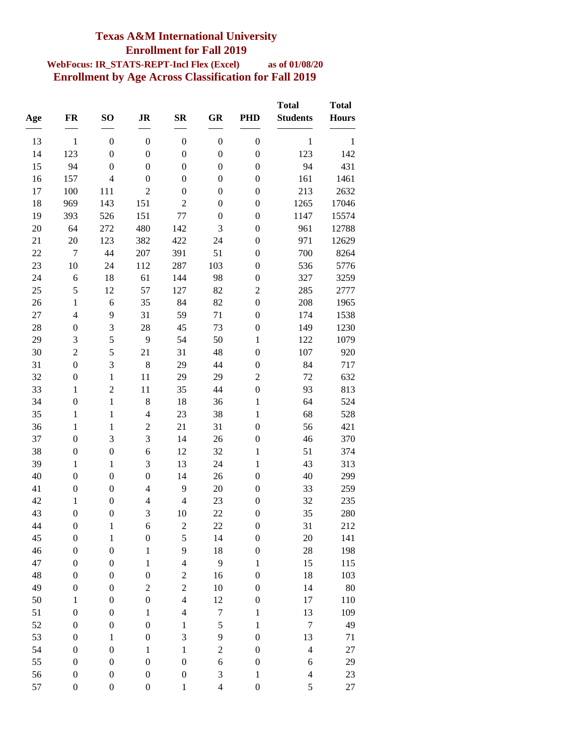# Texas A&M International University

## Enrollment for Fall 2019

**WebFocus: IR_STATS-REPT-Incl Flex (Excel)** **as of 01/08/20**

## Enrollment by Age Across Classification for Fall 2019

| Age | FR | SO | JR | SR | GR | PHD | Total Students | Total Hours |
|---|---|---|---|---|---|---|---|---|
| 13 | 1 | 0 | 0 | 0 | 0 | 0 | 1 | 1 |
| 14 | 123 | 0 | 0 | 0 | 0 | 0 | 123 | 142 |
| 15 | 94 | 0 | 0 | 0 | 0 | 0 | 94 | 431 |
| 16 | 157 | 4 | 0 | 0 | 0 | 0 | 161 | 1461 |
| 17 | 100 | 111 | 2 | 0 | 0 | 0 | 213 | 2632 |
| 18 | 969 | 143 | 151 | 2 | 0 | 0 | 1265 | 17046 |
| 19 | 393 | 526 | 151 | 77 | 0 | 0 | 1147 | 15574 |
| 20 | 64 | 272 | 480 | 142 | 3 | 0 | 961 | 12788 |
| 21 | 20 | 123 | 382 | 422 | 24 | 0 | 971 | 12629 |
| 22 | 7 | 44 | 207 | 391 | 51 | 0 | 700 | 8264 |
| 23 | 10 | 24 | 112 | 287 | 103 | 0 | 536 | 5776 |
| 24 | 6 | 18 | 61 | 144 | 98 | 0 | 327 | 3259 |
| 25 | 5 | 12 | 57 | 127 | 82 | 2 | 285 | 2777 |
| 26 | 1 | 6 | 35 | 84 | 82 | 0 | 208 | 1965 |
| 27 | 4 | 9 | 31 | 59 | 71 | 0 | 174 | 1538 |
| 28 | 0 | 3 | 28 | 45 | 73 | 0 | 149 | 1230 |
| 29 | 3 | 5 | 9 | 54 | 50 | 1 | 122 | 1079 |
| 30 | 2 | 5 | 21 | 31 | 48 | 0 | 107 | 920 |
| 31 | 0 | 3 | 8 | 29 | 44 | 0 | 84 | 717 |
| 32 | 0 | 1 | 11 | 29 | 29 | 2 | 72 | 632 |
| 33 | 1 | 2 | 11 | 35 | 44 | 0 | 93 | 813 |
| 34 | 0 | 1 | 8 | 18 | 36 | 1 | 64 | 524 |
| 35 | 1 | 1 | 4 | 23 | 38 | 1 | 68 | 528 |
| 36 | 1 | 1 | 2 | 21 | 31 | 0 | 56 | 421 |
| 37 | 0 | 3 | 3 | 14 | 26 | 0 | 46 | 370 |
| 38 | 0 | 0 | 6 | 12 | 32 | 1 | 51 | 374 |
| 39 | 1 | 1 | 3 | 13 | 24 | 1 | 43 | 313 |
| 40 | 0 | 0 | 0 | 14 | 26 | 0 | 40 | 299 |
| 41 | 0 | 0 | 4 | 9 | 20 | 0 | 33 | 259 |
| 42 | 1 | 0 | 4 | 4 | 23 | 0 | 32 | 235 |
| 43 | 0 | 0 | 3 | 10 | 22 | 0 | 35 | 280 |
| 44 | 0 | 1 | 6 | 2 | 22 | 0 | 31 | 212 |
| 45 | 0 | 1 | 0 | 5 | 14 | 0 | 20 | 141 |
| 46 | 0 | 0 | 1 | 9 | 18 | 0 | 28 | 198 |
| 47 | 0 | 0 | 1 | 4 | 9 | 1 | 15 | 115 |
| 48 | 0 | 0 | 0 | 2 | 16 | 0 | 18 | 103 |
| 49 | 0 | 0 | 2 | 2 | 10 | 0 | 14 | 80 |
| 50 | 1 | 0 | 0 | 4 | 12 | 0 | 17 | 110 |
| 51 | 0 | 0 | 1 | 4 | 7 | 1 | 13 | 109 |
| 52 | 0 | 0 | 0 | 1 | 5 | 1 | 7 | 49 |
| 53 | 0 | 1 | 0 | 3 | 9 | 0 | 13 | 71 |
| 54 | 0 | 0 | 1 | 1 | 2 | 0 | 4 | 27 |
| 55 | 0 | 0 | 0 | 0 | 6 | 0 | 6 | 29 |
| 56 | 0 | 0 | 0 | 0 | 3 | 1 | 4 | 23 |
| 57 | 0 | 0 | 0 | 1 | 4 | 0 | 5 | 27 |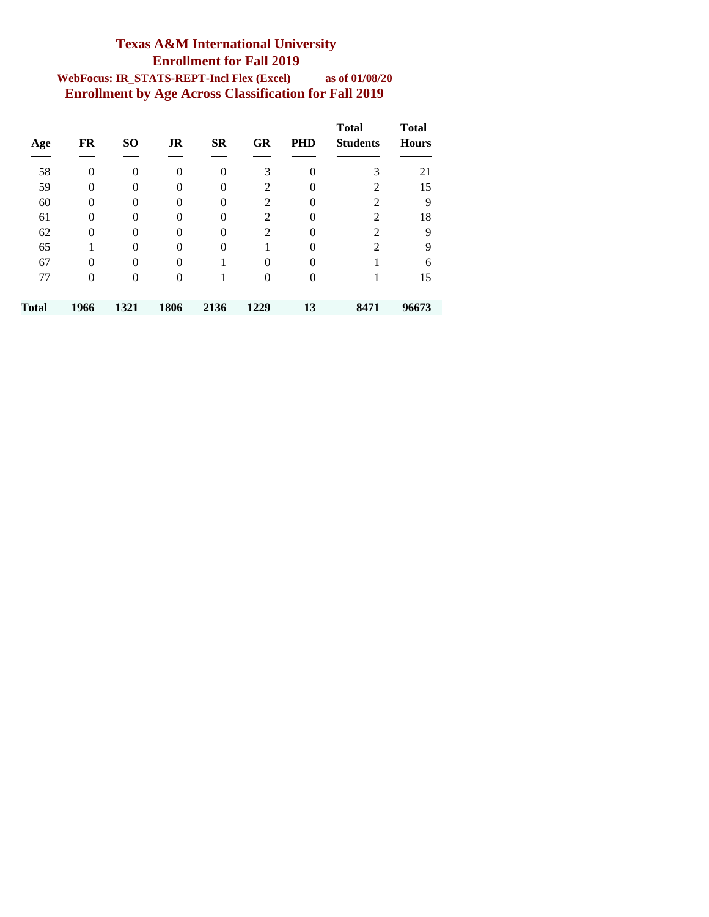# Texas A&M International University

## Enrollment for Fall 2019

**WebFocus: IR_STATS-REPT-Incl Flex (Excel)** **as of 01/08/20**

## Enrollment by Age Across Classification for Fall 2019

| Age | FR | SO | JR | SR | GR | PHD | Total Students | Total Hours |
|---|---|---|---|---|---|---|---|---|
| 58 | 0 | 0 | 0 | 0 | 3 | 0 | 3 | 21 |
| 59 | 0 | 0 | 0 | 0 | 2 | 0 | 2 | 15 |
| 60 | 0 | 0 | 0 | 0 | 2 | 0 | 2 | 9 |
| 61 | 0 | 0 | 0 | 0 | 2 | 0 | 2 | 18 |
| 62 | 0 | 0 | 0 | 0 | 2 | 0 | 2 | 9 |
| 65 | 1 | 0 | 0 | 0 | 1 | 0 | 2 | 9 |
| 67 | 0 | 0 | 0 | 1 | 0 | 0 | 1 | 6 |
| 77 | 0 | 0 | 0 | 1 | 0 | 0 | 1 | 15 |
| **Total** | **1966** | **1321** | **1806** | **2136** | **1229** | **13** | **8471** | **96673** |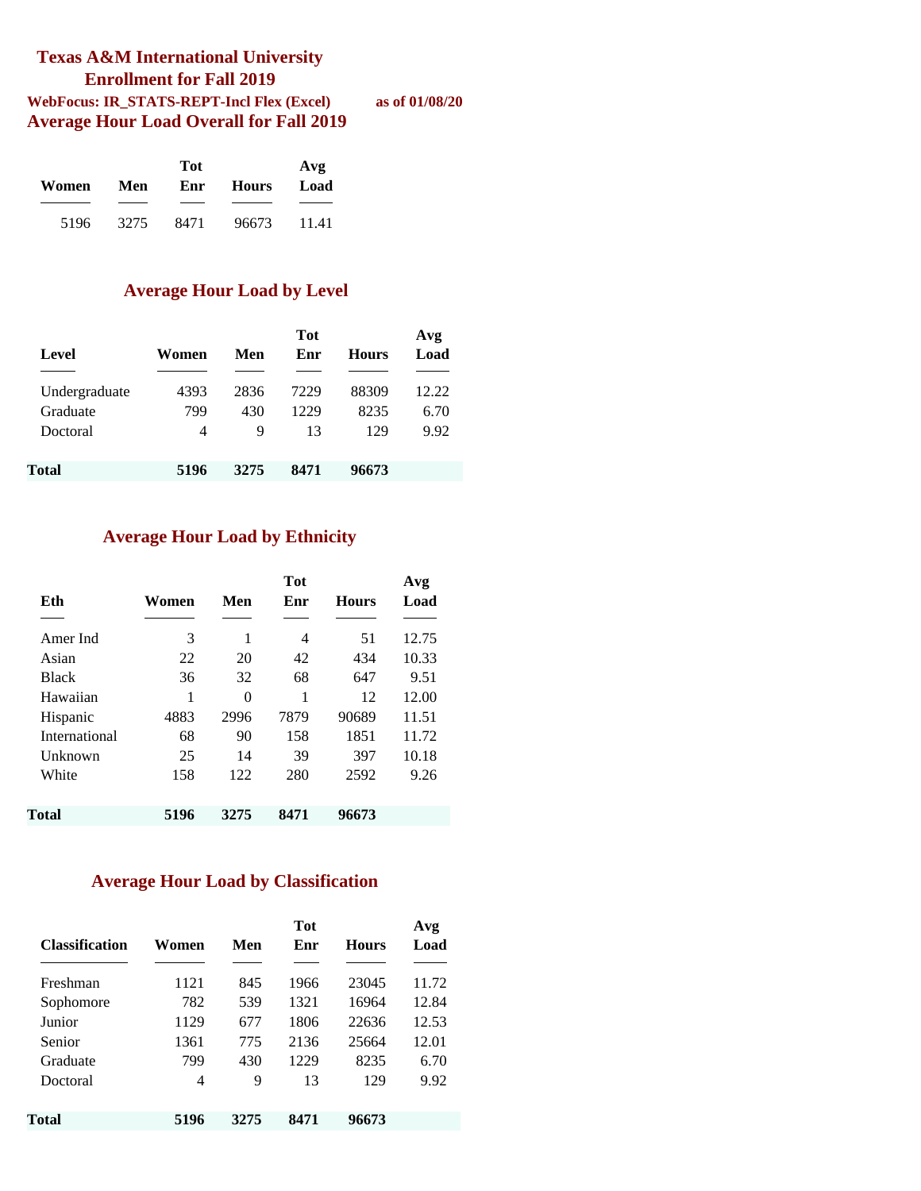# Texas A&M International University
## Enrollment for Fall 2019

**WebFocus: IR_STATS-REPT-Incl Flex (Excel)** **as of 01/08/20**

## Average Hour Load Overall for Fall 2019

| Women | Men | Tot Enr | Hours | Avg Load |
|---|---|---|---|---|
| 5196 | 3275 | 8471 | 96673 | 11.41 |

## Average Hour Load by Level

| Level | Women | Men | Tot Enr | Hours | Avg Load |
|---|---|---|---|---|---|
| Undergraduate | 4393 | 2836 | 7229 | 88309 | 12.22 |
| Graduate | 799 | 430 | 1229 | 8235 | 6.70 |
| Doctoral | 4 | 9 | 13 | 129 | 9.92 |
| **Total** | **5196** | **3275** | **8471** | **96673** | |

## Average Hour Load by Ethnicity

| Eth | Women | Men | Tot Enr | Hours | Avg Load |
|---|---|---|---|---|---|
| Amer Ind | 3 | 1 | 4 | 51 | 12.75 |
| Asian | 22 | 20 | 42 | 434 | 10.33 |
| Black | 36 | 32 | 68 | 647 | 9.51 |
| Hawaiian | 1 | 0 | 1 | 12 | 12.00 |
| Hispanic | 4883 | 2996 | 7879 | 90689 | 11.51 |
| International | 68 | 90 | 158 | 1851 | 11.72 |
| Unknown | 25 | 14 | 39 | 397 | 10.18 |
| White | 158 | 122 | 280 | 2592 | 9.26 |
| **Total** | **5196** | **3275** | **8471** | **96673** | |

## Average Hour Load by Classification

| Classification | Women | Men | Tot Enr | Hours | Avg Load |
|---|---|---|---|---|---|
| Freshman | 1121 | 845 | 1966 | 23045 | 11.72 |
| Sophomore | 782 | 539 | 1321 | 16964 | 12.84 |
| Junior | 1129 | 677 | 1806 | 22636 | 12.53 |
| Senior | 1361 | 775 | 2136 | 25664 | 12.01 |
| Graduate | 799 | 430 | 1229 | 8235 | 6.70 |
| Doctoral | 4 | 9 | 13 | 129 | 9.92 |
| **Total** | **5196** | **3275** | **8471** | **96673** | |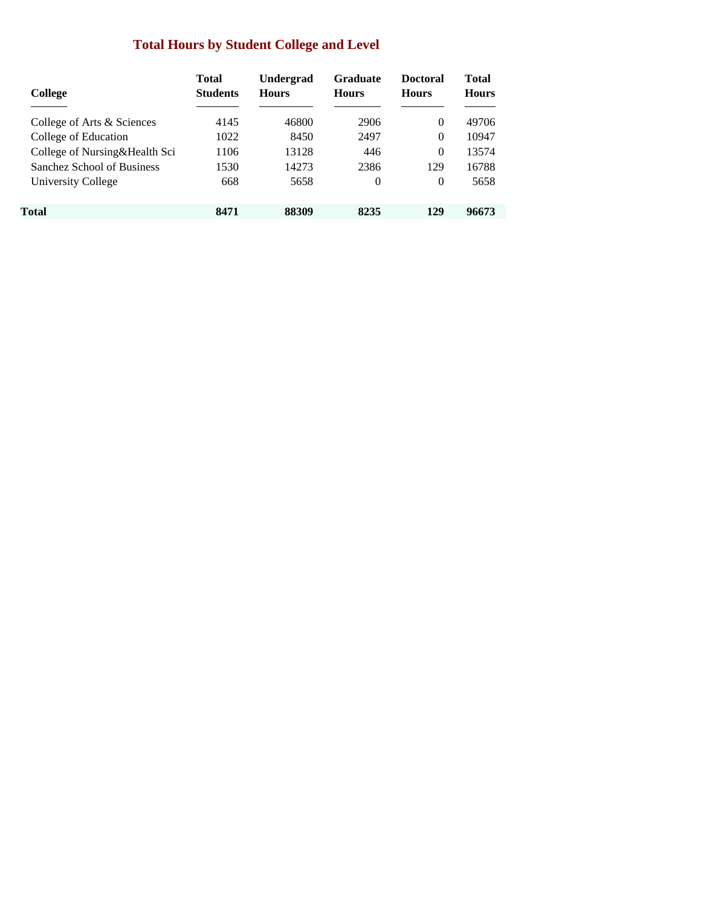## Total Hours by Student College and Level

| College | Total Students | Undergrad Hours | Graduate Hours | Doctoral Hours | Total Hours |
|---|---|---|---|---|---|
| College of Arts & Sciences | 4145 | 46800 | 2906 | 0 | 49706 |
| College of Education | 1022 | 8450 | 2497 | 0 | 10947 |
| College of Nursing&Health Sci | 1106 | 13128 | 446 | 0 | 13574 |
| Sanchez School of Business | 1530 | 14273 | 2386 | 129 | 16788 |
| University College | 668 | 5658 | 0 | 0 | 5658 |
| **Total** | **8471** | **88309** | **8235** | **129** | **96673** |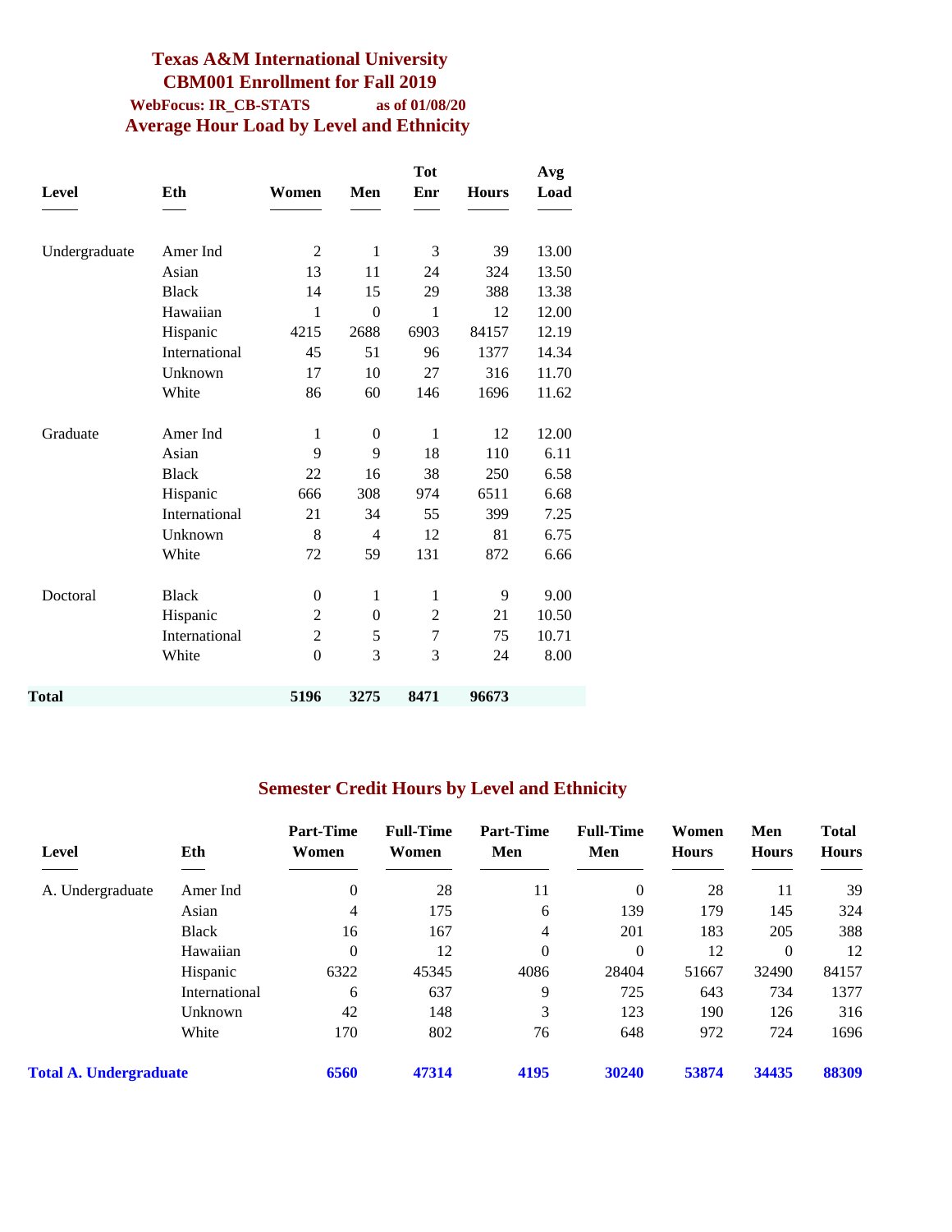# Texas A&M International University

## CBM001 Enrollment for Fall 2019

**WebFocus: IR_CB-STATS** **as of 01/08/20**

## Average Hour Load by Level and Ethnicity

| Level | Eth | Women | Men | Tot Enr | Hours | Avg Load |
|---|---|---|---|---|---|---|
| Undergraduate | Amer Ind | 2 | 1 | 3 | 39 | 13.00 |
| | Asian | 13 | 11 | 24 | 324 | 13.50 |
| | Black | 14 | 15 | 29 | 388 | 13.38 |
| | Hawaiian | 1 | 0 | 1 | 12 | 12.00 |
| | Hispanic | 4215 | 2688 | 6903 | 84157 | 12.19 |
| | International | 45 | 51 | 96 | 1377 | 14.34 |
| | Unknown | 17 | 10 | 27 | 316 | 11.70 |
| | White | 86 | 60 | 146 | 1696 | 11.62 |
| Graduate | Amer Ind | 1 | 0 | 1 | 12 | 12.00 |
| | Asian | 9 | 9 | 18 | 110 | 6.11 |
| | Black | 22 | 16 | 38 | 250 | 6.58 |
| | Hispanic | 666 | 308 | 974 | 6511 | 6.68 |
| | International | 21 | 34 | 55 | 399 | 7.25 |
| | Unknown | 8 | 4 | 12 | 81 | 6.75 |
| | White | 72 | 59 | 131 | 872 | 6.66 |
| Doctoral | Black | 0 | 1 | 1 | 9 | 9.00 |
| | Hispanic | 2 | 0 | 2 | 21 | 10.50 |
| | International | 2 | 5 | 7 | 75 | 10.71 |
| | White | 0 | 3 | 3 | 24 | 8.00 |
| **Total** | | **5196** | **3275** | **8471** | **96673** | |

## Semester Credit Hours by Level and Ethnicity

| Level | Eth | Part-Time Women | Full-Time Women | Part-Time Men | Full-Time Men | Women Hours | Men Hours | Total Hours |
|---|---|---|---|---|---|---|---|---|
| A. Undergraduate | Amer Ind | 0 | 28 | 11 | 0 | 28 | 11 | 39 |
| | Asian | 4 | 175 | 6 | 139 | 179 | 145 | 324 |
| | Black | 16 | 167 | 4 | 201 | 183 | 205 | 388 |
| | Hawaiian | 0 | 12 | 0 | 0 | 12 | 0 | 12 |
| | Hispanic | 6322 | 45345 | 4086 | 28404 | 51667 | 32490 | 84157 |
| | International | 6 | 637 | 9 | 725 | 643 | 734 | 1377 |
| | Unknown | 42 | 148 | 3 | 123 | 190 | 126 | 316 |
| | White | 170 | 802 | 76 | 648 | 972 | 724 | 1696 |
| **Total A. Undergraduate** | | **6560** | **47314** | **4195** | **30240** | **53874** | **34435** | **88309** |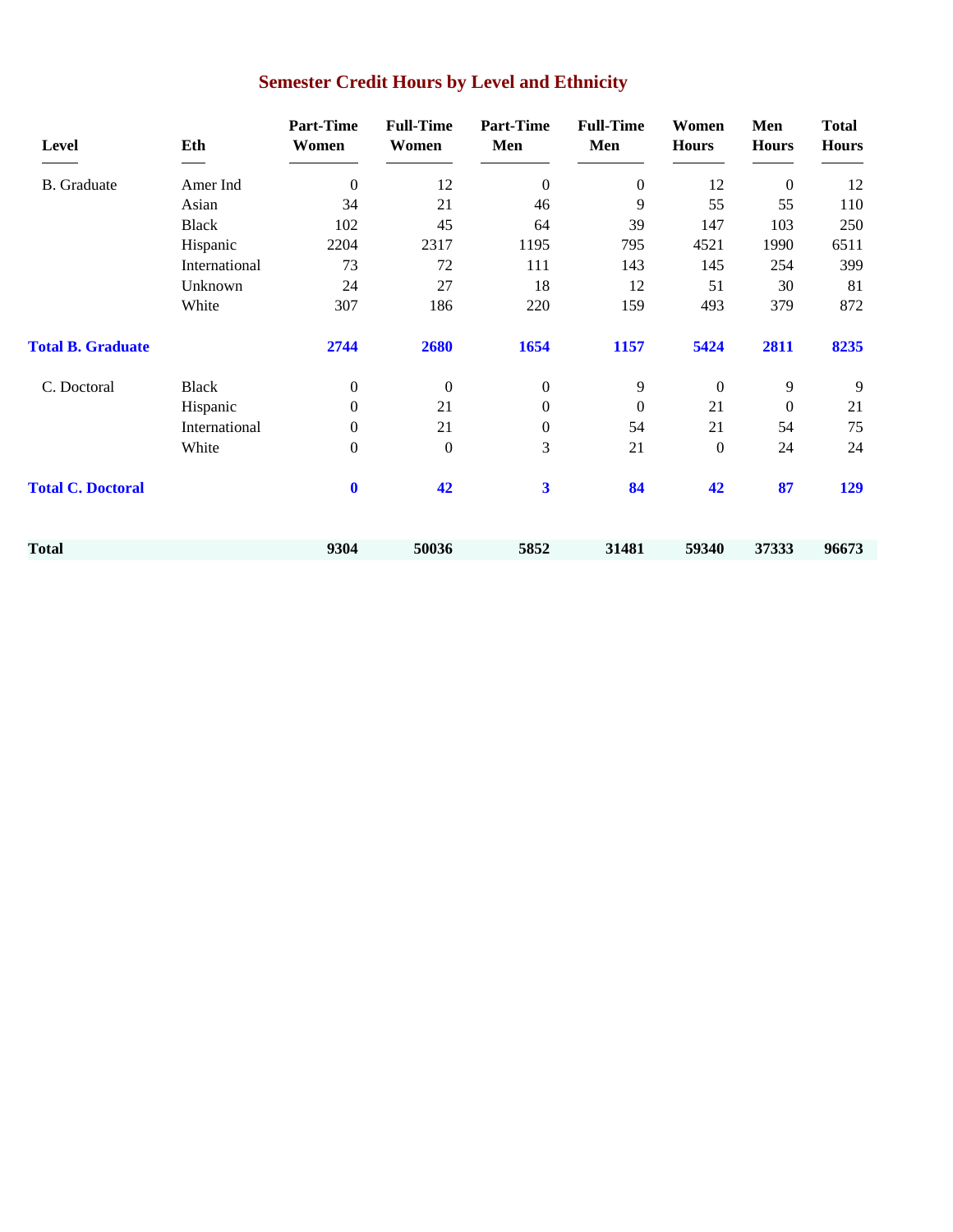## Semester Credit Hours by Level and Ethnicity

| Level | Eth | Part-Time Women | Full-Time Women | Part-Time Men | Full-Time Men | Women Hours | Men Hours | Total Hours |
|---|---|---|---|---|---|---|---|---|
| B. Graduate | Amer Ind | 0 | 12 | 0 | 0 | 12 | 0 | 12 |
| | Asian | 34 | 21 | 46 | 9 | 55 | 55 | 110 |
| | Black | 102 | 45 | 64 | 39 | 147 | 103 | 250 |
| | Hispanic | 2204 | 2317 | 1195 | 795 | 4521 | 1990 | 6511 |
| | International | 73 | 72 | 111 | 143 | 145 | 254 | 399 |
| | Unknown | 24 | 27 | 18 | 12 | 51 | 30 | 81 |
| | White | 307 | 186 | 220 | 159 | 493 | 379 | 872 |
| **Total B. Graduate** | | **2744** | **2680** | **1654** | **1157** | **5424** | **2811** | **8235** |
| C. Doctoral | Black | 0 | 0 | 0 | 9 | 0 | 9 | 9 |
| | Hispanic | 0 | 21 | 0 | 0 | 21 | 0 | 21 |
| | International | 0 | 21 | 0 | 54 | 21 | 54 | 75 |
| | White | 0 | 0 | 3 | 21 | 0 | 24 | 24 |
| **Total C. Doctoral** | | **0** | **42** | **3** | **84** | **42** | **87** | **129** |
| **Total** | | **9304** | **50036** | **5852** | **31481** | **59340** | **37333** | **96673** |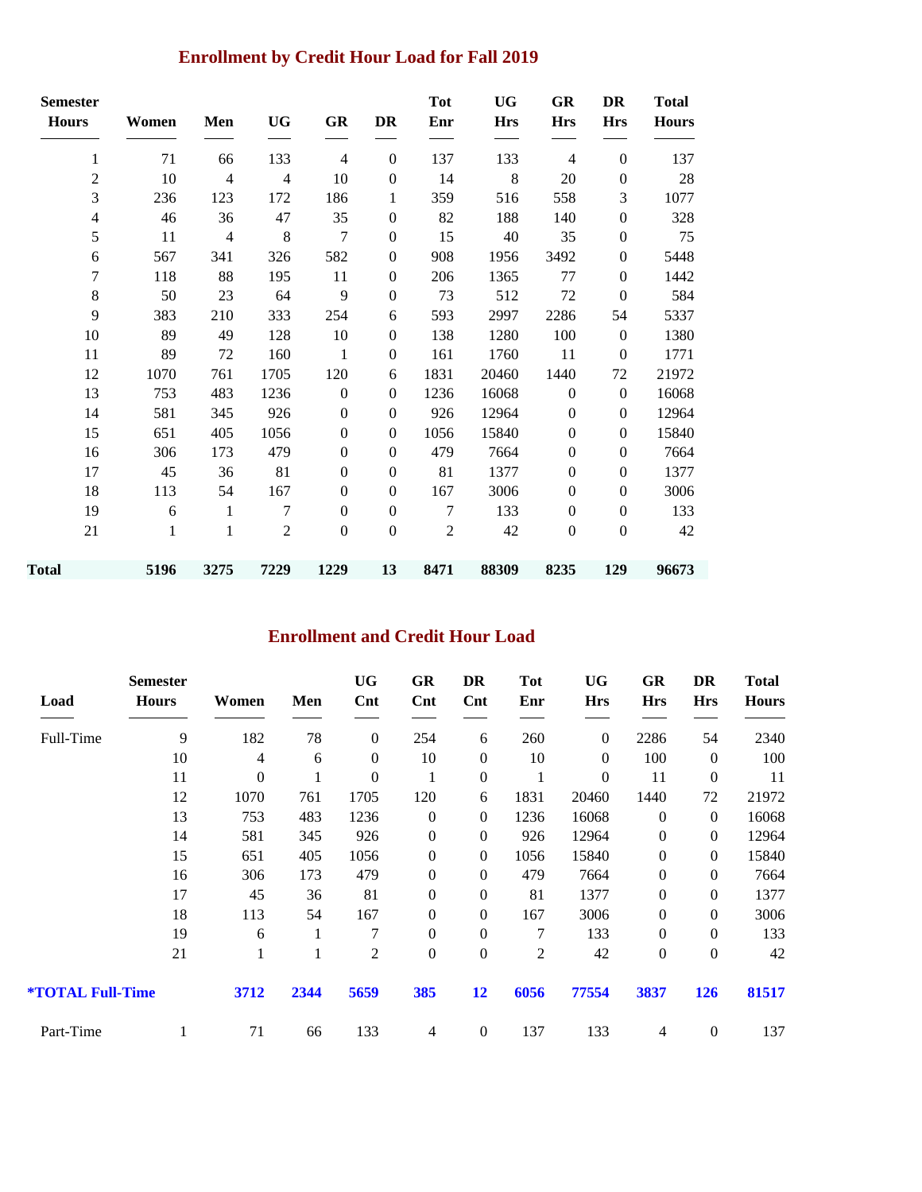## Enrollment by Credit Hour Load for Fall 2019

| Semester Hours | Women | Men | UG | GR | DR | Tot Enr | UG Hrs | GR Hrs | DR Hrs | Total Hours |
|---|---|---|---|---|---|---|---|---|---|---|
| 1 | 71 | 66 | 133 | 4 | 0 | 137 | 133 | 4 | 0 | 137 |
| 2 | 10 | 4 | 4 | 10 | 0 | 14 | 8 | 20 | 0 | 28 |
| 3 | 236 | 123 | 172 | 186 | 1 | 359 | 516 | 558 | 3 | 1077 |
| 4 | 46 | 36 | 47 | 35 | 0 | 82 | 188 | 140 | 0 | 328 |
| 5 | 11 | 4 | 8 | 7 | 0 | 15 | 40 | 35 | 0 | 75 |
| 6 | 567 | 341 | 326 | 582 | 0 | 908 | 1956 | 3492 | 0 | 5448 |
| 7 | 118 | 88 | 195 | 11 | 0 | 206 | 1365 | 77 | 0 | 1442 |
| 8 | 50 | 23 | 64 | 9 | 0 | 73 | 512 | 72 | 0 | 584 |
| 9 | 383 | 210 | 333 | 254 | 6 | 593 | 2997 | 2286 | 54 | 5337 |
| 10 | 89 | 49 | 128 | 10 | 0 | 138 | 1280 | 100 | 0 | 1380 |
| 11 | 89 | 72 | 160 | 1 | 0 | 161 | 1760 | 11 | 0 | 1771 |
| 12 | 1070 | 761 | 1705 | 120 | 6 | 1831 | 20460 | 1440 | 72 | 21972 |
| 13 | 753 | 483 | 1236 | 0 | 0 | 1236 | 16068 | 0 | 0 | 16068 |
| 14 | 581 | 345 | 926 | 0 | 0 | 926 | 12964 | 0 | 0 | 12964 |
| 15 | 651 | 405 | 1056 | 0 | 0 | 1056 | 15840 | 0 | 0 | 15840 |
| 16 | 306 | 173 | 479 | 0 | 0 | 479 | 7664 | 0 | 0 | 7664 |
| 17 | 45 | 36 | 81 | 0 | 0 | 81 | 1377 | 0 | 0 | 1377 |
| 18 | 113 | 54 | 167 | 0 | 0 | 167 | 3006 | 0 | 0 | 3006 |
| 19 | 6 | 1 | 7 | 0 | 0 | 7 | 133 | 0 | 0 | 133 |
| 21 | 1 | 1 | 2 | 0 | 0 | 2 | 42 | 0 | 0 | 42 |
| **Total** | **5196** | **3275** | **7229** | **1229** | **13** | **8471** | **88309** | **8235** | **129** | **96673** |

## Enrollment and Credit Hour Load

| Load | Semester Hours | Women | Men | UG Cnt | GR Cnt | DR Cnt | Tot Enr | UG Hrs | GR Hrs | DR Hrs | Total Hours |
|---|---|---|---|---|---|---|---|---|---|---|---|
| Full-Time | 9 | 182 | 78 | 0 | 254 | 6 | 260 | 0 | 2286 | 54 | 2340 |
| | 10 | 4 | 6 | 0 | 10 | 0 | 10 | 0 | 100 | 0 | 100 |
| | 11 | 0 | 1 | 0 | 1 | 0 | 1 | 0 | 11 | 0 | 11 |
| | 12 | 1070 | 761 | 1705 | 120 | 6 | 1831 | 20460 | 1440 | 72 | 21972 |
| | 13 | 753 | 483 | 1236 | 0 | 0 | 1236 | 16068 | 0 | 0 | 16068 |
| | 14 | 581 | 345 | 926 | 0 | 0 | 926 | 12964 | 0 | 0 | 12964 |
| | 15 | 651 | 405 | 1056 | 0 | 0 | 1056 | 15840 | 0 | 0 | 15840 |
| | 16 | 306 | 173 | 479 | 0 | 0 | 479 | 7664 | 0 | 0 | 7664 |
| | 17 | 45 | 36 | 81 | 0 | 0 | 81 | 1377 | 0 | 0 | 1377 |
| | 18 | 113 | 54 | 167 | 0 | 0 | 167 | 3006 | 0 | 0 | 3006 |
| | 19 | 6 | 1 | 7 | 0 | 0 | 7 | 133 | 0 | 0 | 133 |
| | 21 | 1 | 1 | 2 | 0 | 0 | 2 | 42 | 0 | 0 | 42 |
| **\*TOTAL Full-Time** | | **3712** | **2344** | **5659** | **385** | **12** | **6056** | **77554** | **3837** | **126** | **81517** |
| Part-Time | 1 | 71 | 66 | 133 | 4 | 0 | 137 | 133 | 4 | 0 | 137 |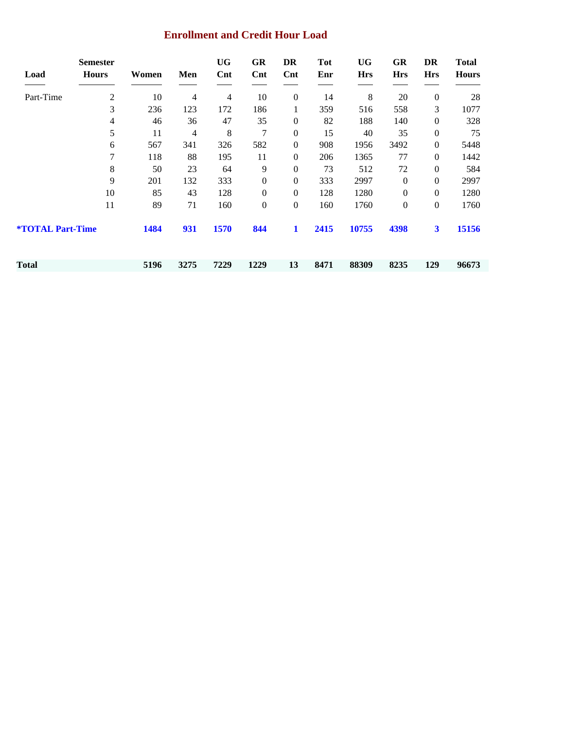# Enrollment and Credit Hour Load

| Load | Semester Hours | Women | Men | UG Cnt | GR Cnt | DR Cnt | Tot Enr | UG Hrs | GR Hrs | DR Hrs | Total Hours |
|---|---|---|---|---|---|---|---|---|---|---|---|
| Part-Time | 2 | 10 | 4 | 4 | 10 | 0 | 14 | 8 | 20 | 0 | 28 |
| | 3 | 236 | 123 | 172 | 186 | 1 | 359 | 516 | 558 | 3 | 1077 |
| | 4 | 46 | 36 | 47 | 35 | 0 | 82 | 188 | 140 | 0 | 328 |
| | 5 | 11 | 4 | 8 | 7 | 0 | 15 | 40 | 35 | 0 | 75 |
| | 6 | 567 | 341 | 326 | 582 | 0 | 908 | 1956 | 3492 | 0 | 5448 |
| | 7 | 118 | 88 | 195 | 11 | 0 | 206 | 1365 | 77 | 0 | 1442 |
| | 8 | 50 | 23 | 64 | 9 | 0 | 73 | 512 | 72 | 0 | 584 |
| | 9 | 201 | 132 | 333 | 0 | 0 | 333 | 2997 | 0 | 0 | 2997 |
| | 10 | 85 | 43 | 128 | 0 | 0 | 128 | 1280 | 0 | 0 | 1280 |
| | 11 | 89 | 71 | 160 | 0 | 0 | 160 | 1760 | 0 | 0 | 1760 |
| **\*TOTAL Part-Time** | | **1484** | **931** | **1570** | **844** | **1** | **2415** | **10755** | **4398** | **3** | **15156** |
| **Total** | | **5196** | **3275** | **7229** | **1229** | **13** | **8471** | **88309** | **8235** | **129** | **96673** |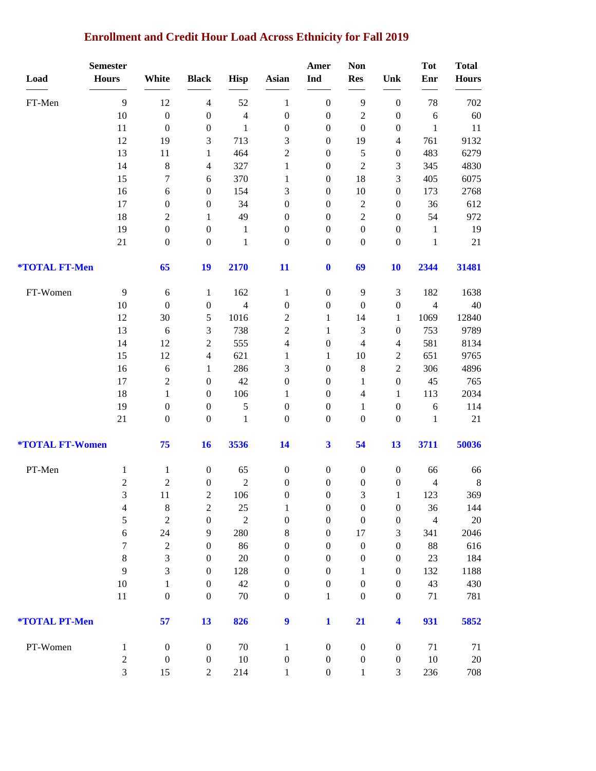## Enrollment and Credit Hour Load Across Ethnicity for Fall 2019

| Load | Semester Hours | White | Black | Hisp | Asian | Amer Ind | Non Res | Unk | Tot Enr | Total Hours |
|---|---|---|---|---|---|---|---|---|---|---|
| FT-Men | 9 | 12 | 4 | 52 | 1 | 0 | 9 | 0 | 78 | 702 |
| | 10 | 0 | 0 | 4 | 0 | 0 | 2 | 0 | 6 | 60 |
| | 11 | 0 | 0 | 1 | 0 | 0 | 0 | 0 | 1 | 11 |
| | 12 | 19 | 3 | 713 | 3 | 0 | 19 | 4 | 761 | 9132 |
| | 13 | 11 | 1 | 464 | 2 | 0 | 5 | 0 | 483 | 6279 |
| | 14 | 8 | 4 | 327 | 1 | 0 | 2 | 3 | 345 | 4830 |
| | 15 | 7 | 6 | 370 | 1 | 0 | 18 | 3 | 405 | 6075 |
| | 16 | 6 | 0 | 154 | 3 | 0 | 10 | 0 | 173 | 2768 |
| | 17 | 0 | 0 | 34 | 0 | 0 | 2 | 0 | 36 | 612 |
| | 18 | 2 | 1 | 49 | 0 | 0 | 2 | 0 | 54 | 972 |
| | 19 | 0 | 0 | 1 | 0 | 0 | 0 | 0 | 1 | 19 |
| | 21 | 0 | 0 | 1 | 0 | 0 | 0 | 0 | 1 | 21 |
| **\*TOTAL FT-Men** | | **65** | **19** | **2170** | **11** | **0** | **69** | **10** | **2344** | **31481** |
| FT-Women | 9 | 6 | 1 | 162 | 1 | 0 | 9 | 3 | 182 | 1638 |
| | 10 | 0 | 0 | 4 | 0 | 0 | 0 | 0 | 4 | 40 |
| | 12 | 30 | 5 | 1016 | 2 | 1 | 14 | 1 | 1069 | 12840 |
| | 13 | 6 | 3 | 738 | 2 | 1 | 3 | 0 | 753 | 9789 |
| | 14 | 12 | 2 | 555 | 4 | 0 | 4 | 4 | 581 | 8134 |
| | 15 | 12 | 4 | 621 | 1 | 1 | 10 | 2 | 651 | 9765 |
| | 16 | 6 | 1 | 286 | 3 | 0 | 8 | 2 | 306 | 4896 |
| | 17 | 2 | 0 | 42 | 0 | 0 | 1 | 0 | 45 | 765 |
| | 18 | 1 | 0 | 106 | 1 | 0 | 4 | 1 | 113 | 2034 |
| | 19 | 0 | 0 | 5 | 0 | 0 | 1 | 0 | 6 | 114 |
| | 21 | 0 | 0 | 1 | 0 | 0 | 0 | 0 | 1 | 21 |
| **\*TOTAL FT-Women** | | **75** | **16** | **3536** | **14** | **3** | **54** | **13** | **3711** | **50036** |
| PT-Men | 1 | 1 | 0 | 65 | 0 | 0 | 0 | 0 | 66 | 66 |
| | 2 | 2 | 0 | 2 | 0 | 0 | 0 | 0 | 4 | 8 |
| | 3 | 11 | 2 | 106 | 0 | 0 | 3 | 1 | 123 | 369 |
| | 4 | 8 | 2 | 25 | 1 | 0 | 0 | 0 | 36 | 144 |
| | 5 | 2 | 0 | 2 | 0 | 0 | 0 | 0 | 4 | 20 |
| | 6 | 24 | 9 | 280 | 8 | 0 | 17 | 3 | 341 | 2046 |
| | 7 | 2 | 0 | 86 | 0 | 0 | 0 | 0 | 88 | 616 |
| | 8 | 3 | 0 | 20 | 0 | 0 | 0 | 0 | 23 | 184 |
| | 9 | 3 | 0 | 128 | 0 | 0 | 1 | 0 | 132 | 1188 |
| | 10 | 1 | 0 | 42 | 0 | 0 | 0 | 0 | 43 | 430 |
| | 11 | 0 | 0 | 70 | 0 | 1 | 0 | 0 | 71 | 781 |
| **\*TOTAL PT-Men** | | **57** | **13** | **826** | **9** | **1** | **21** | **4** | **931** | **5852** |
| PT-Women | 1 | 0 | 0 | 70 | 1 | 0 | 0 | 0 | 71 | 71 |
| | 2 | 0 | 0 | 10 | 0 | 0 | 0 | 0 | 10 | 20 |
| | 3 | 15 | 2 | 214 | 1 | 0 | 1 | 3 | 236 | 708 |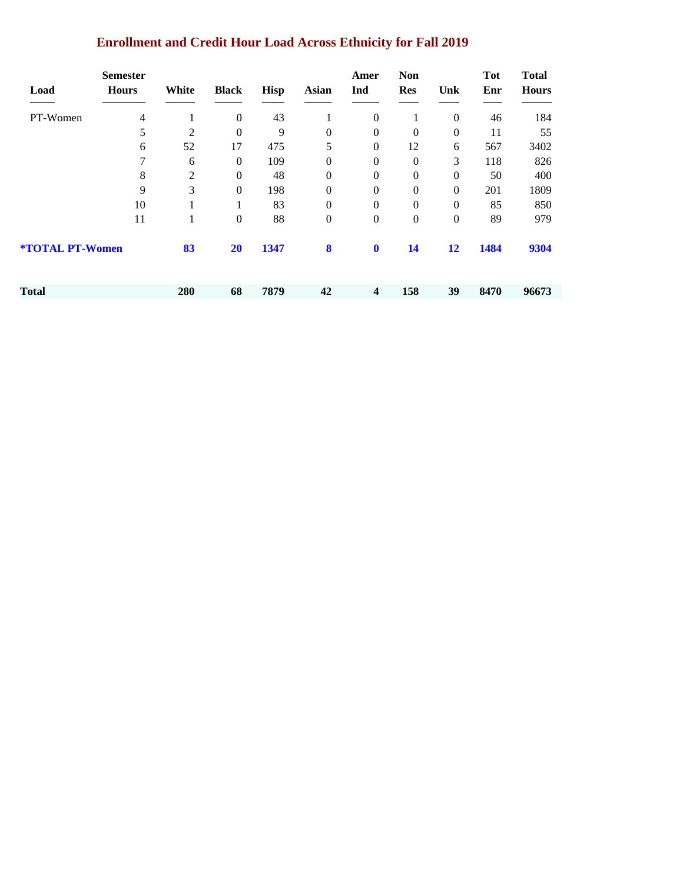## Enrollment and Credit Hour Load Across Ethnicity for Fall 2019

| Load | Semester Hours | White | Black | Hisp | Asian | Amer Ind | Non Res | Unk | Tot Enr | Total Hours |
|---|---|---|---|---|---|---|---|---|---|---|
| PT-Women | 4 | 1 | 0 | 43 | 1 | 0 | 1 | 0 | 46 | 184 |
| | 5 | 2 | 0 | 9 | 0 | 0 | 0 | 0 | 11 | 55 |
| | 6 | 52 | 17 | 475 | 5 | 0 | 12 | 6 | 567 | 3402 |
| | 7 | 6 | 0 | 109 | 0 | 0 | 0 | 3 | 118 | 826 |
| | 8 | 2 | 0 | 48 | 0 | 0 | 0 | 0 | 50 | 400 |
| | 9 | 3 | 0 | 198 | 0 | 0 | 0 | 0 | 201 | 1809 |
| | 10 | 1 | 1 | 83 | 0 | 0 | 0 | 0 | 85 | 850 |
| | 11 | 1 | 0 | 88 | 0 | 0 | 0 | 0 | 89 | 979 |
| **\*TOTAL PT-Women** | | **83** | **20** | **1347** | **8** | **0** | **14** | **12** | **1484** | **9304** |
| **Total** | | **280** | **68** | **7879** | **42** | **4** | **158** | **39** | **8470** | **96673** |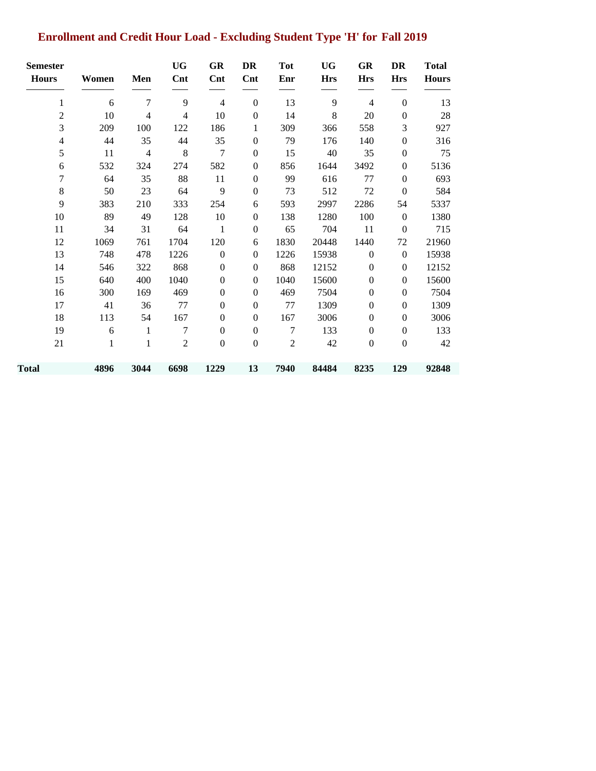## Enrollment and Credit Hour Load - Excluding Student Type 'H' for Fall 2019

| Semester Hours | Women | Men | UG Cnt | GR Cnt | DR Cnt | Tot Enr | UG Hrs | GR Hrs | DR Hrs | Total Hours |
|---|---|---|---|---|---|---|---|---|---|---|
| 1 | 6 | 7 | 9 | 4 | 0 | 13 | 9 | 4 | 0 | 13 |
| 2 | 10 | 4 | 4 | 10 | 0 | 14 | 8 | 20 | 0 | 28 |
| 3 | 209 | 100 | 122 | 186 | 1 | 309 | 366 | 558 | 3 | 927 |
| 4 | 44 | 35 | 44 | 35 | 0 | 79 | 176 | 140 | 0 | 316 |
| 5 | 11 | 4 | 8 | 7 | 0 | 15 | 40 | 35 | 0 | 75 |
| 6 | 532 | 324 | 274 | 582 | 0 | 856 | 1644 | 3492 | 0 | 5136 |
| 7 | 64 | 35 | 88 | 11 | 0 | 99 | 616 | 77 | 0 | 693 |
| 8 | 50 | 23 | 64 | 9 | 0 | 73 | 512 | 72 | 0 | 584 |
| 9 | 383 | 210 | 333 | 254 | 6 | 593 | 2997 | 2286 | 54 | 5337 |
| 10 | 89 | 49 | 128 | 10 | 0 | 138 | 1280 | 100 | 0 | 1380 |
| 11 | 34 | 31 | 64 | 1 | 0 | 65 | 704 | 11 | 0 | 715 |
| 12 | 1069 | 761 | 1704 | 120 | 6 | 1830 | 20448 | 1440 | 72 | 21960 |
| 13 | 748 | 478 | 1226 | 0 | 0 | 1226 | 15938 | 0 | 0 | 15938 |
| 14 | 546 | 322 | 868 | 0 | 0 | 868 | 12152 | 0 | 0 | 12152 |
| 15 | 640 | 400 | 1040 | 0 | 0 | 1040 | 15600 | 0 | 0 | 15600 |
| 16 | 300 | 169 | 469 | 0 | 0 | 469 | 7504 | 0 | 0 | 7504 |
| 17 | 41 | 36 | 77 | 0 | 0 | 77 | 1309 | 0 | 0 | 1309 |
| 18 | 113 | 54 | 167 | 0 | 0 | 167 | 3006 | 0 | 0 | 3006 |
| 19 | 6 | 1 | 7 | 0 | 0 | 7 | 133 | 0 | 0 | 133 |
| 21 | 1 | 1 | 2 | 0 | 0 | 2 | 42 | 0 | 0 | 42 |
| **Total** | **4896** | **3044** | **6698** | **1229** | **13** | **7940** | **84484** | **8235** | **129** | **92848** |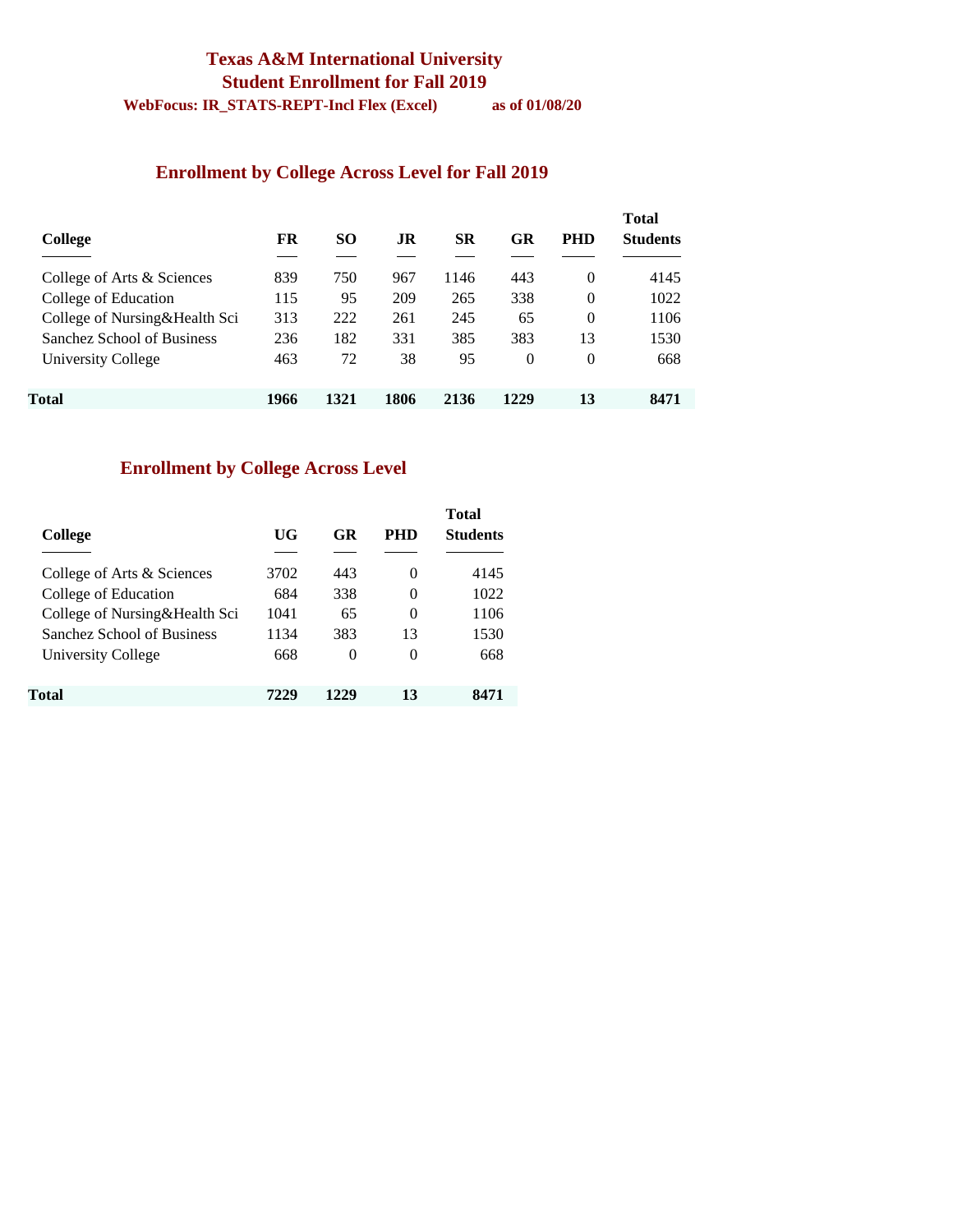# Texas A&M International University
## Student Enrollment for Fall 2019

**WebFocus: IR_STATS-REPT-Incl Flex (Excel)** **as of 01/08/20**

## Enrollment by College Across Level for Fall 2019

| College | FR | SO | JR | SR | GR | PHD | Total Students |
|---|---|---|---|---|---|---|---|
| College of Arts & Sciences | 839 | 750 | 967 | 1146 | 443 | 0 | 4145 |
| College of Education | 115 | 95 | 209 | 265 | 338 | 0 | 1022 |
| College of Nursing&Health Sci | 313 | 222 | 261 | 245 | 65 | 0 | 1106 |
| Sanchez School of Business | 236 | 182 | 331 | 385 | 383 | 13 | 1530 |
| University College | 463 | 72 | 38 | 95 | 0 | 0 | 668 |
| **Total** | **1966** | **1321** | **1806** | **2136** | **1229** | **13** | **8471** |

## Enrollment by College Across Level

| College | UG | GR | PHD | Total Students |
|---|---|---|---|---|
| College of Arts & Sciences | 3702 | 443 | 0 | 4145 |
| College of Education | 684 | 338 | 0 | 1022 |
| College of Nursing&Health Sci | 1041 | 65 | 0 | 1106 |
| Sanchez School of Business | 1134 | 383 | 13 | 1530 |
| University College | 668 | 0 | 0 | 668 |
| **Total** | **7229** | **1229** | **13** | **8471** |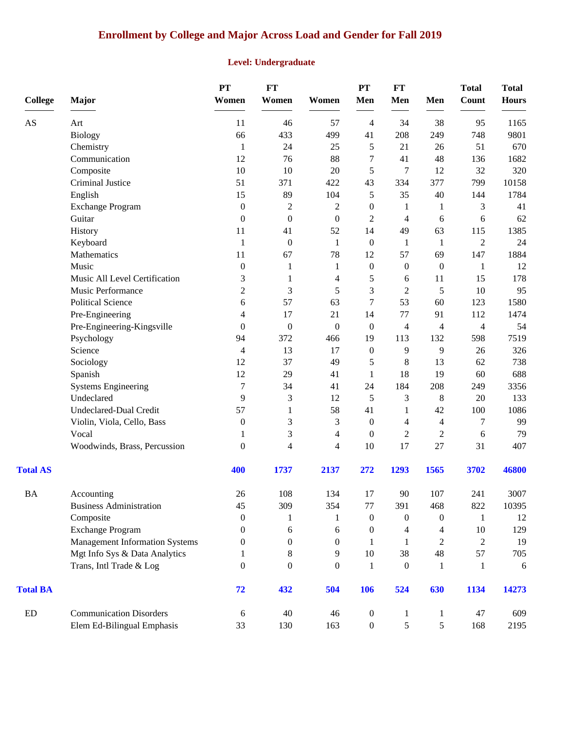# Enrollment by College and Major Across Load and Gender for Fall 2019

## Level: Undergraduate

| College | Major | PT Women | FT Women | Women | PT Men | FT Men | Men | Total Count | Total Hours |
|---|---|---|---|---|---|---|---|---|---|
| AS | Art | 11 | 46 | 57 | 4 | 34 | 38 | 95 | 1165 |
| | Biology | 66 | 433 | 499 | 41 | 208 | 249 | 748 | 9801 |
| | Chemistry | 1 | 24 | 25 | 5 | 21 | 26 | 51 | 670 |
| | Communication | 12 | 76 | 88 | 7 | 41 | 48 | 136 | 1682 |
| | Composite | 10 | 10 | 20 | 5 | 7 | 12 | 32 | 320 |
| | Criminal Justice | 51 | 371 | 422 | 43 | 334 | 377 | 799 | 10158 |
| | English | 15 | 89 | 104 | 5 | 35 | 40 | 144 | 1784 |
| | Exchange Program | 0 | 2 | 2 | 0 | 1 | 1 | 3 | 41 |
| | Guitar | 0 | 0 | 0 | 2 | 4 | 6 | 6 | 62 |
| | History | 11 | 41 | 52 | 14 | 49 | 63 | 115 | 1385 |
| | Keyboard | 1 | 0 | 1 | 0 | 1 | 1 | 2 | 24 |
| | Mathematics | 11 | 67 | 78 | 12 | 57 | 69 | 147 | 1884 |
| | Music | 0 | 1 | 1 | 0 | 0 | 0 | 1 | 12 |
| | Music All Level Certification | 3 | 1 | 4 | 5 | 6 | 11 | 15 | 178 |
| | Music Performance | 2 | 3 | 5 | 3 | 2 | 5 | 10 | 95 |
| | Political Science | 6 | 57 | 63 | 7 | 53 | 60 | 123 | 1580 |
| | Pre-Engineering | 4 | 17 | 21 | 14 | 77 | 91 | 112 | 1474 |
| | Pre-Engineering-Kingsville | 0 | 0 | 0 | 0 | 4 | 4 | 4 | 54 |
| | Psychology | 94 | 372 | 466 | 19 | 113 | 132 | 598 | 7519 |
| | Science | 4 | 13 | 17 | 0 | 9 | 9 | 26 | 326 |
| | Sociology | 12 | 37 | 49 | 5 | 8 | 13 | 62 | 738 |
| | Spanish | 12 | 29 | 41 | 1 | 18 | 19 | 60 | 688 |
| | Systems Engineering | 7 | 34 | 41 | 24 | 184 | 208 | 249 | 3356 |
| | Undeclared | 9 | 3 | 12 | 5 | 3 | 8 | 20 | 133 |
| | Undeclared-Dual Credit | 57 | 1 | 58 | 41 | 1 | 42 | 100 | 1086 |
| | Violin, Viola, Cello, Bass | 0 | 3 | 3 | 0 | 4 | 4 | 7 | 99 |
| | Vocal | 1 | 3 | 4 | 0 | 2 | 2 | 6 | 79 |
| | Woodwinds, Brass, Percussion | 0 | 4 | 4 | 10 | 17 | 27 | 31 | 407 |
| **Total AS** | | **400** | **1737** | **2137** | **272** | **1293** | **1565** | **3702** | **46800** |
| BA | Accounting | 26 | 108 | 134 | 17 | 90 | 107 | 241 | 3007 |
| | Business Administration | 45 | 309 | 354 | 77 | 391 | 468 | 822 | 10395 |
| | Composite | 0 | 1 | 1 | 0 | 0 | 0 | 1 | 12 |
| | Exchange Program | 0 | 6 | 6 | 0 | 4 | 4 | 10 | 129 |
| | Management Information Systems | 0 | 0 | 0 | 1 | 1 | 2 | 2 | 19 |
| | Mgt Info Sys & Data Analytics | 1 | 8 | 9 | 10 | 38 | 48 | 57 | 705 |
| | Trans, Intl Trade & Log | 0 | 0 | 0 | 1 | 0 | 1 | 1 | 6 |
| **Total BA** | | **72** | **432** | **504** | **106** | **524** | **630** | **1134** | **14273** |
| ED | Communication Disorders | 6 | 40 | 46 | 0 | 1 | 1 | 47 | 609 |
| | Elem Ed-Bilingual Emphasis | 33 | 130 | 163 | 0 | 5 | 5 | 168 | 2195 |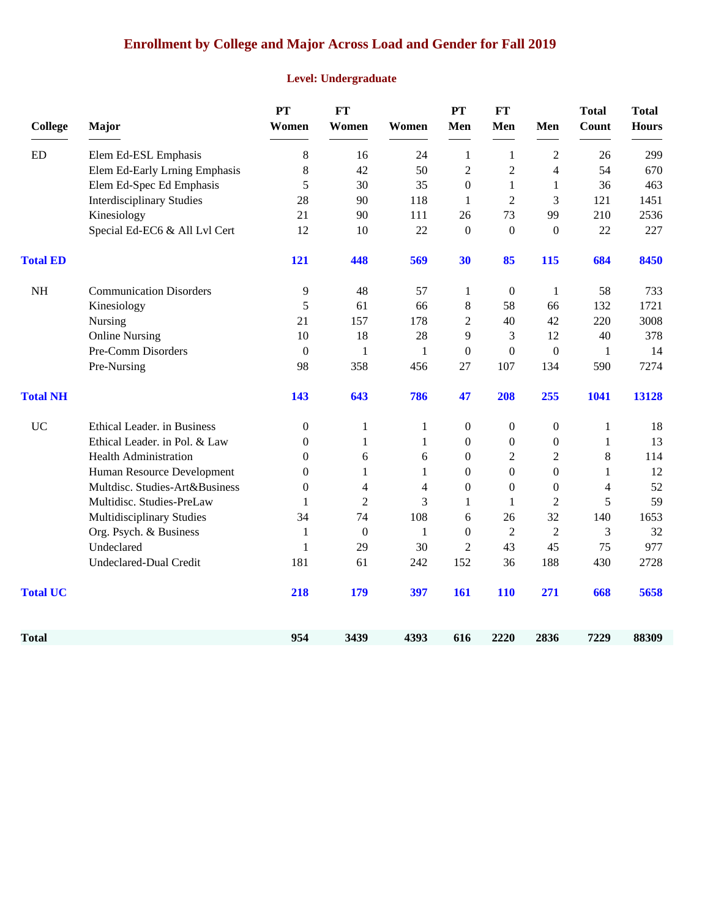# Enrollment by College and Major Across Load and Gender for Fall 2019

## Level: Undergraduate

| College | Major | PT Women | FT Women | Women | PT Men | FT Men | Men | Total Count | Total Hours |
|---|---|---|---|---|---|---|---|---|---|
| ED | Elem Ed-ESL Emphasis | 8 | 16 | 24 | 1 | 1 | 2 | 26 | 299 |
| | Elem Ed-Early Lrning Emphasis | 8 | 42 | 50 | 2 | 2 | 4 | 54 | 670 |
| | Elem Ed-Spec Ed Emphasis | 5 | 30 | 35 | 0 | 1 | 1 | 36 | 463 |
| | Interdisciplinary Studies | 28 | 90 | 118 | 1 | 2 | 3 | 121 | 1451 |
| | Kinesiology | 21 | 90 | 111 | 26 | 73 | 99 | 210 | 2536 |
| | Special Ed-EC6 & All Lvl Cert | 12 | 10 | 22 | 0 | 0 | 0 | 22 | 227 |
| **Total ED** | | **121** | **448** | **569** | **30** | **85** | **115** | **684** | **8450** |
| NH | Communication Disorders | 9 | 48 | 57 | 1 | 0 | 1 | 58 | 733 |
| | Kinesiology | 5 | 61 | 66 | 8 | 58 | 66 | 132 | 1721 |
| | Nursing | 21 | 157 | 178 | 2 | 40 | 42 | 220 | 3008 |
| | Online Nursing | 10 | 18 | 28 | 9 | 3 | 12 | 40 | 378 |
| | Pre-Comm Disorders | 0 | 1 | 1 | 0 | 0 | 0 | 1 | 14 |
| | Pre-Nursing | 98 | 358 | 456 | 27 | 107 | 134 | 590 | 7274 |
| **Total NH** | | **143** | **643** | **786** | **47** | **208** | **255** | **1041** | **13128** |
| UC | Ethical Leader. in Business | 0 | 1 | 1 | 0 | 0 | 0 | 1 | 18 |
| | Ethical Leader. in Pol. & Law | 0 | 1 | 1 | 0 | 0 | 0 | 1 | 13 |
| | Health Administration | 0 | 6 | 6 | 0 | 2 | 2 | 8 | 114 |
| | Human Resource Development | 0 | 1 | 1 | 0 | 0 | 0 | 1 | 12 |
| | Multdisc. Studies-Art&Business | 0 | 4 | 4 | 0 | 0 | 0 | 4 | 52 |
| | Multidisc. Studies-PreLaw | 1 | 2 | 3 | 1 | 1 | 2 | 5 | 59 |
| | Multidisciplinary Studies | 34 | 74 | 108 | 6 | 26 | 32 | 140 | 1653 |
| | Org. Psych. & Business | 1 | 0 | 1 | 0 | 2 | 2 | 3 | 32 |
| | Undeclared | 1 | 29 | 30 | 2 | 43 | 45 | 75 | 977 |
| | Undeclared-Dual Credit | 181 | 61 | 242 | 152 | 36 | 188 | 430 | 2728 |
| **Total UC** | | **218** | **179** | **397** | **161** | **110** | **271** | **668** | **5658** |
| **Total** | | **954** | **3439** | **4393** | **616** | **2220** | **2836** | **7229** | **88309** |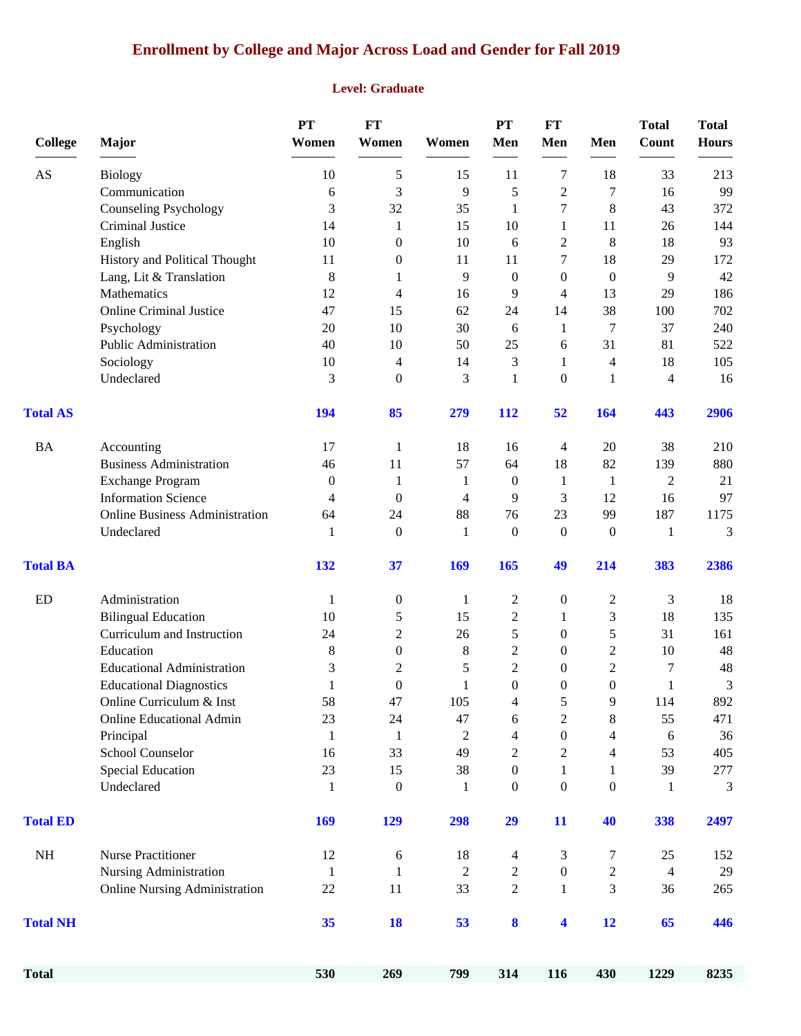# Enrollment by College and Major Across Load and Gender for Fall 2019

## Level: Graduate

| College | Major | PT Women | FT Women | Women | PT Men | FT Men | Men | Total Count | Total Hours |
|---|---|---|---|---|---|---|---|---|---|
| AS | Biology | 10 | 5 | 15 | 11 | 7 | 18 | 33 | 213 |
| | Communication | 6 | 3 | 9 | 5 | 2 | 7 | 16 | 99 |
| | Counseling Psychology | 3 | 32 | 35 | 1 | 7 | 8 | 43 | 372 |
| | Criminal Justice | 14 | 1 | 15 | 10 | 1 | 11 | 26 | 144 |
| | English | 10 | 0 | 10 | 6 | 2 | 8 | 18 | 93 |
| | History and Political Thought | 11 | 0 | 11 | 11 | 7 | 18 | 29 | 172 |
| | Lang, Lit & Translation | 8 | 1 | 9 | 0 | 0 | 0 | 9 | 42 |
| | Mathematics | 12 | 4 | 16 | 9 | 4 | 13 | 29 | 186 |
| | Online Criminal Justice | 47 | 15 | 62 | 24 | 14 | 38 | 100 | 702 |
| | Psychology | 20 | 10 | 30 | 6 | 1 | 7 | 37 | 240 |
| | Public Administration | 40 | 10 | 50 | 25 | 6 | 31 | 81 | 522 |
| | Sociology | 10 | 4 | 14 | 3 | 1 | 4 | 18 | 105 |
| | Undeclared | 3 | 0 | 3 | 1 | 0 | 1 | 4 | 16 |
| **Total AS** | | **194** | **85** | **279** | **112** | **52** | **164** | **443** | **2906** |
| BA | Accounting | 17 | 1 | 18 | 16 | 4 | 20 | 38 | 210 |
| | Business Administration | 46 | 11 | 57 | 64 | 18 | 82 | 139 | 880 |
| | Exchange Program | 0 | 1 | 1 | 0 | 1 | 1 | 2 | 21 |
| | Information Science | 4 | 0 | 4 | 9 | 3 | 12 | 16 | 97 |
| | Online Business Administration | 64 | 24 | 88 | 76 | 23 | 99 | 187 | 1175 |
| | Undeclared | 1 | 0 | 1 | 0 | 0 | 0 | 1 | 3 |
| **Total BA** | | **132** | **37** | **169** | **165** | **49** | **214** | **383** | **2386** |
| ED | Administration | 1 | 0 | 1 | 2 | 0 | 2 | 3 | 18 |
| | Bilingual Education | 10 | 5 | 15 | 2 | 1 | 3 | 18 | 135 |
| | Curriculum and Instruction | 24 | 2 | 26 | 5 | 0 | 5 | 31 | 161 |
| | Education | 8 | 0 | 8 | 2 | 0 | 2 | 10 | 48 |
| | Educational Administration | 3 | 2 | 5 | 2 | 0 | 2 | 7 | 48 |
| | Educational Diagnostics | 1 | 0 | 1 | 0 | 0 | 0 | 1 | 3 |
| | Online Curriculum & Inst | 58 | 47 | 105 | 4 | 5 | 9 | 114 | 892 |
| | Online Educational Admin | 23 | 24 | 47 | 6 | 2 | 8 | 55 | 471 |
| | Principal | 1 | 1 | 2 | 4 | 0 | 4 | 6 | 36 |
| | School Counselor | 16 | 33 | 49 | 2 | 2 | 4 | 53 | 405 |
| | Special Education | 23 | 15 | 38 | 0 | 1 | 1 | 39 | 277 |
| | Undeclared | 1 | 0 | 1 | 0 | 0 | 0 | 1 | 3 |
| **Total ED** | | **169** | **129** | **298** | **29** | **11** | **40** | **338** | **2497** |
| NH | Nurse Practitioner | 12 | 6 | 18 | 4 | 3 | 7 | 25 | 152 |
| | Nursing Administration | 1 | 1 | 2 | 2 | 0 | 2 | 4 | 29 |
| | Online Nursing Administration | 22 | 11 | 33 | 2 | 1 | 3 | 36 | 265 |
| **Total NH** | | **35** | **18** | **53** | **8** | **4** | **12** | **65** | **446** |
| **Total** | | **530** | **269** | **799** | **314** | **116** | **430** | **1229** | **8235** |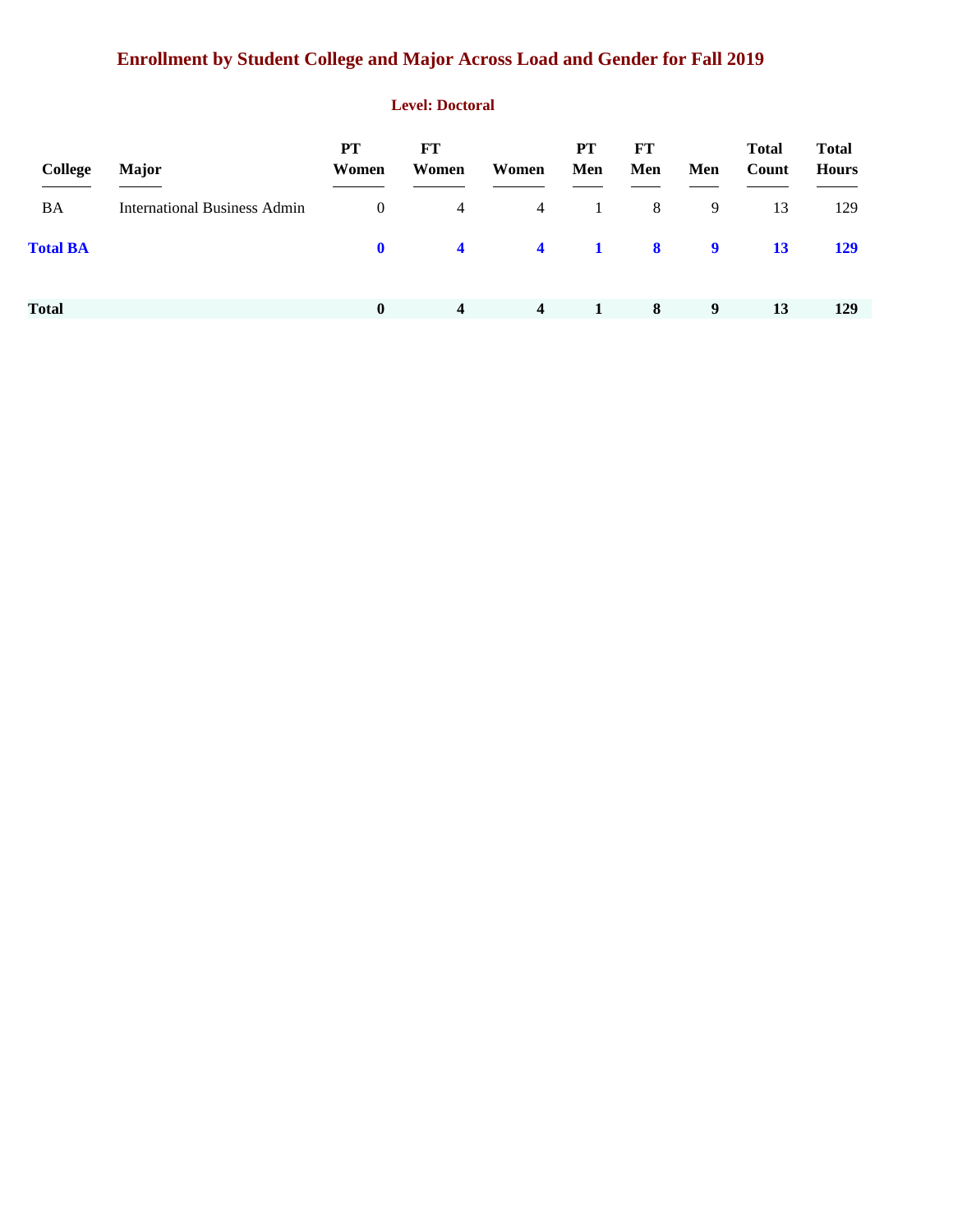# Enrollment by Student College and Major Across Load and Gender for Fall 2019

## Level: Doctoral

| College | Major | PT Women | FT Women | Women | PT Men | FT Men | Men | Total Count | Total Hours |
|---|---|---|---|---|---|---|---|---|---|
| BA | International Business Admin | 0 | 4 | 4 | 1 | 8 | 9 | 13 | 129 |
| **Total BA** | | **0** | **4** | **4** | **1** | **8** | **9** | **13** | **129** |
| **Total** | | **0** | **4** | **4** | **1** | **8** | **9** | **13** | **129** |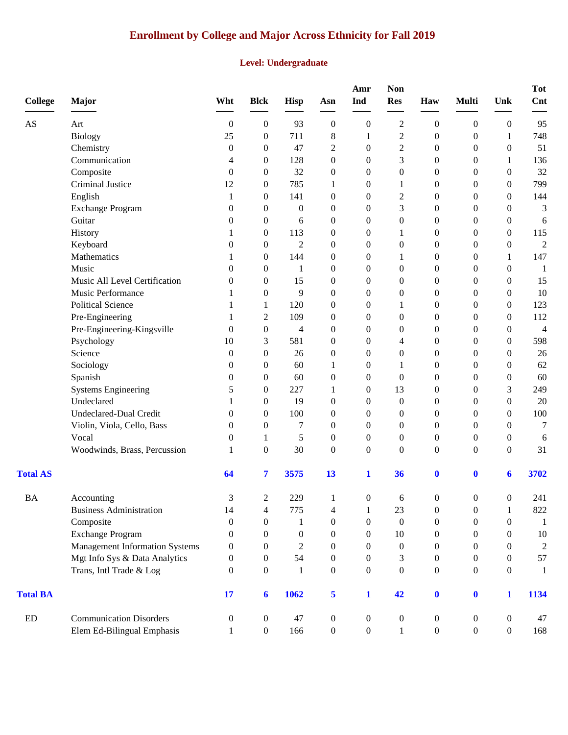# Enrollment by College and Major Across Ethnicity for Fall 2019

## Level: Undergraduate

| College | Major | Wht | Blck | Hisp | Asn | Amr Ind | Non Res | Haw | Multi | Unk | Tot Cnt |
|---|---|---|---|---|---|---|---|---|---|---|---|
| AS | Art | 0 | 0 | 93 | 0 | 0 | 2 | 0 | 0 | 0 | 95 |
| | Biology | 25 | 0 | 711 | 8 | 1 | 2 | 0 | 0 | 1 | 748 |
| | Chemistry | 0 | 0 | 47 | 2 | 0 | 2 | 0 | 0 | 0 | 51 |
| | Communication | 4 | 0 | 128 | 0 | 0 | 3 | 0 | 0 | 1 | 136 |
| | Composite | 0 | 0 | 32 | 0 | 0 | 0 | 0 | 0 | 0 | 32 |
| | Criminal Justice | 12 | 0 | 785 | 1 | 0 | 1 | 0 | 0 | 0 | 799 |
| | English | 1 | 0 | 141 | 0 | 0 | 2 | 0 | 0 | 0 | 144 |
| | Exchange Program | 0 | 0 | 0 | 0 | 0 | 3 | 0 | 0 | 0 | 3 |
| | Guitar | 0 | 0 | 6 | 0 | 0 | 0 | 0 | 0 | 0 | 6 |
| | History | 1 | 0 | 113 | 0 | 0 | 1 | 0 | 0 | 0 | 115 |
| | Keyboard | 0 | 0 | 2 | 0 | 0 | 0 | 0 | 0 | 0 | 2 |
| | Mathematics | 1 | 0 | 144 | 0 | 0 | 1 | 0 | 0 | 1 | 147 |
| | Music | 0 | 0 | 1 | 0 | 0 | 0 | 0 | 0 | 0 | 1 |
| | Music All Level Certification | 0 | 0 | 15 | 0 | 0 | 0 | 0 | 0 | 0 | 15 |
| | Music Performance | 1 | 0 | 9 | 0 | 0 | 0 | 0 | 0 | 0 | 10 |
| | Political Science | 1 | 1 | 120 | 0 | 0 | 1 | 0 | 0 | 0 | 123 |
| | Pre-Engineering | 1 | 2 | 109 | 0 | 0 | 0 | 0 | 0 | 0 | 112 |
| | Pre-Engineering-Kingsville | 0 | 0 | 4 | 0 | 0 | 0 | 0 | 0 | 0 | 4 |
| | Psychology | 10 | 3 | 581 | 0 | 0 | 4 | 0 | 0 | 0 | 598 |
| | Science | 0 | 0 | 26 | 0 | 0 | 0 | 0 | 0 | 0 | 26 |
| | Sociology | 0 | 0 | 60 | 1 | 0 | 1 | 0 | 0 | 0 | 62 |
| | Spanish | 0 | 0 | 60 | 0 | 0 | 0 | 0 | 0 | 0 | 60 |
| | Systems Engineering | 5 | 0 | 227 | 1 | 0 | 13 | 0 | 0 | 3 | 249 |
| | Undeclared | 1 | 0 | 19 | 0 | 0 | 0 | 0 | 0 | 0 | 20 |
| | Undeclared-Dual Credit | 0 | 0 | 100 | 0 | 0 | 0 | 0 | 0 | 0 | 100 |
| | Violin, Viola, Cello, Bass | 0 | 0 | 7 | 0 | 0 | 0 | 0 | 0 | 0 | 7 |
| | Vocal | 0 | 1 | 5 | 0 | 0 | 0 | 0 | 0 | 0 | 6 |
| | Woodwinds, Brass, Percussion | 1 | 0 | 30 | 0 | 0 | 0 | 0 | 0 | 0 | 31 |
| **Total AS** | | **64** | **7** | **3575** | **13** | **1** | **36** | **0** | **0** | **6** | **3702** |
| BA | Accounting | 3 | 2 | 229 | 1 | 0 | 6 | 0 | 0 | 0 | 241 |
| | Business Administration | 14 | 4 | 775 | 4 | 1 | 23 | 0 | 0 | 1 | 822 |
| | Composite | 0 | 0 | 1 | 0 | 0 | 0 | 0 | 0 | 0 | 1 |
| | Exchange Program | 0 | 0 | 0 | 0 | 0 | 10 | 0 | 0 | 0 | 10 |
| | Management Information Systems | 0 | 0 | 2 | 0 | 0 | 0 | 0 | 0 | 0 | 2 |
| | Mgt Info Sys & Data Analytics | 0 | 0 | 54 | 0 | 0 | 3 | 0 | 0 | 0 | 57 |
| | Trans, Intl Trade & Log | 0 | 0 | 1 | 0 | 0 | 0 | 0 | 0 | 0 | 1 |
| **Total BA** | | **17** | **6** | **1062** | **5** | **1** | **42** | **0** | **0** | **1** | **1134** |
| ED | Communication Disorders | 0 | 0 | 47 | 0 | 0 | 0 | 0 | 0 | 0 | 47 |
| | Elem Ed-Bilingual Emphasis | 1 | 0 | 166 | 0 | 0 | 1 | 0 | 0 | 0 | 168 |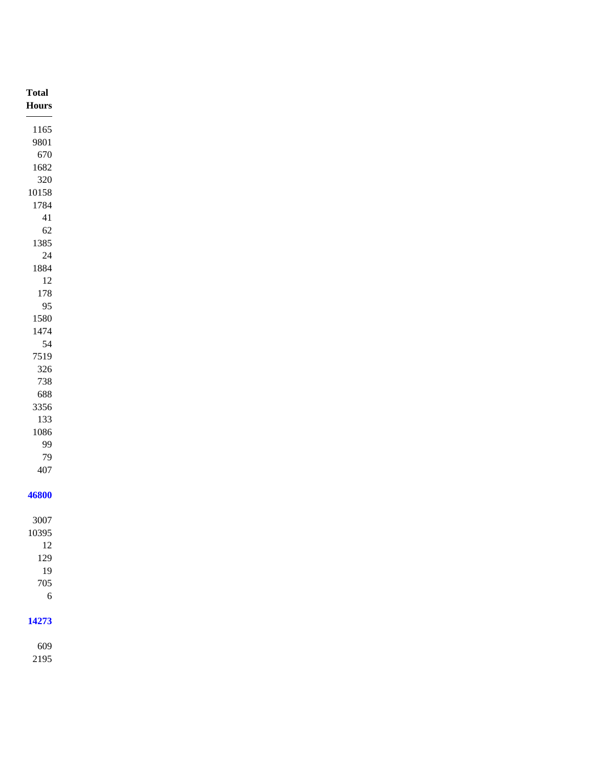| Total Hours |
|---:|
| 1165 |
| 9801 |
| 670 |
| 1682 |
| 320 |
| 10158 |
| 1784 |
| 41 |
| 62 |
| 1385 |
| 24 |
| 1884 |
| 12 |
| 178 |
| 95 |
| 1580 |
| 1474 |
| 54 |
| 7519 |
| 326 |
| 738 |
| 688 |
| 3356 |
| 133 |
| 1086 |
| 99 |
| 79 |
| 407 |
| **46800** |
| 3007 |
| 10395 |
| 12 |
| 129 |
| 19 |
| 705 |
| 6 |
| **14273** |
| 609 |
| 2195 |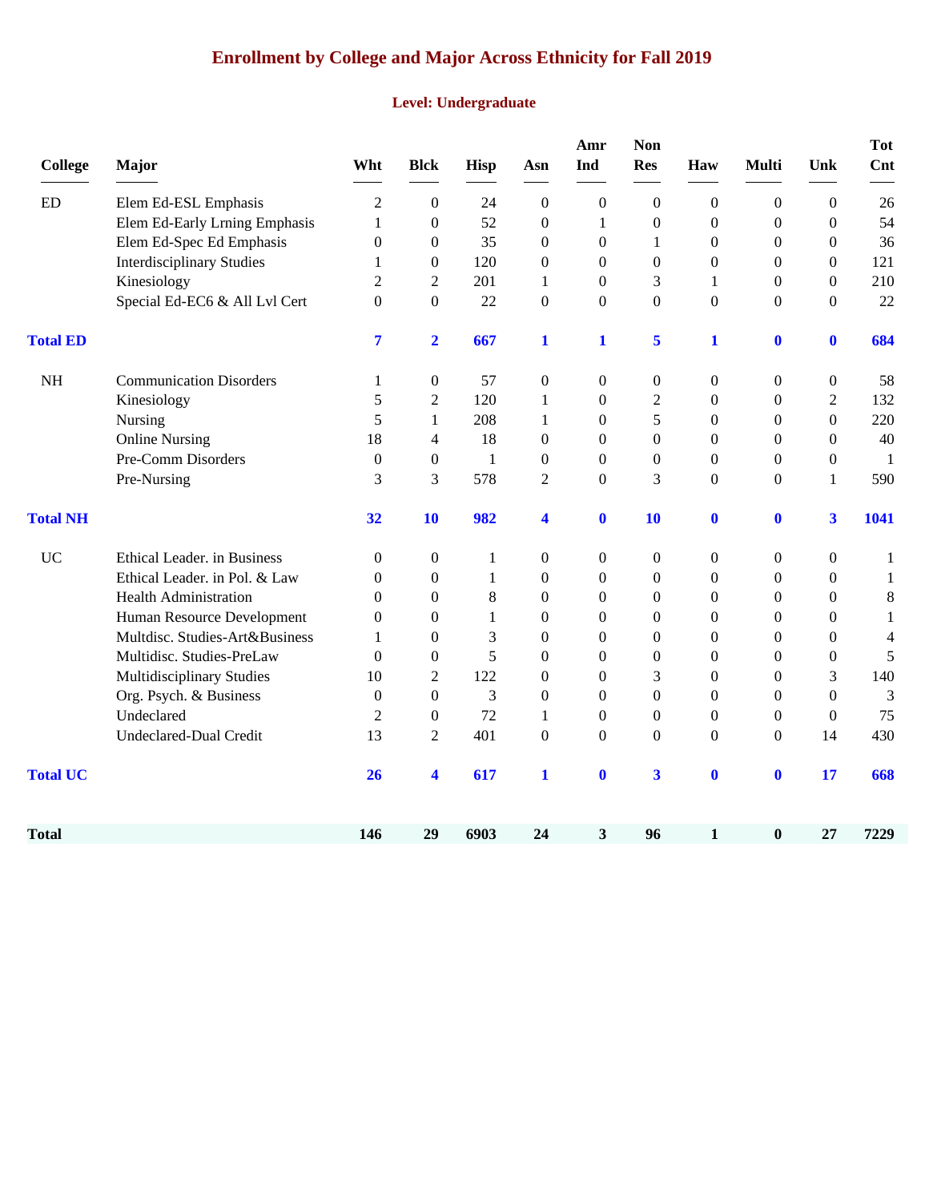# Enrollment by College and Major Across Ethnicity for Fall 2019

## Level: Undergraduate

| College | Major | Wht | Blck | Hisp | Asn | Amr Ind | Non Res | Haw | Multi | Unk | Tot Cnt |
|---|---|---|---|---|---|---|---|---|---|---|---|
| ED | Elem Ed-ESL Emphasis | 2 | 0 | 24 | 0 | 0 | 0 | 0 | 0 | 0 | 26 |
| | Elem Ed-Early Lrning Emphasis | 1 | 0 | 52 | 0 | 1 | 0 | 0 | 0 | 0 | 54 |
| | Elem Ed-Spec Ed Emphasis | 0 | 0 | 35 | 0 | 0 | 1 | 0 | 0 | 0 | 36 |
| | Interdisciplinary Studies | 1 | 0 | 120 | 0 | 0 | 0 | 0 | 0 | 0 | 121 |
| | Kinesiology | 2 | 2 | 201 | 1 | 0 | 3 | 1 | 0 | 0 | 210 |
| | Special Ed-EC6 & All Lvl Cert | 0 | 0 | 22 | 0 | 0 | 0 | 0 | 0 | 0 | 22 |
| **Total ED** | | **7** | **2** | **667** | **1** | **1** | **5** | **1** | **0** | **0** | **684** |
| NH | Communication Disorders | 1 | 0 | 57 | 0 | 0 | 0 | 0 | 0 | 0 | 58 |
| | Kinesiology | 5 | 2 | 120 | 1 | 0 | 2 | 0 | 0 | 2 | 132 |
| | Nursing | 5 | 1 | 208 | 1 | 0 | 5 | 0 | 0 | 0 | 220 |
| | Online Nursing | 18 | 4 | 18 | 0 | 0 | 0 | 0 | 0 | 0 | 40 |
| | Pre-Comm Disorders | 0 | 0 | 1 | 0 | 0 | 0 | 0 | 0 | 0 | 1 |
| | Pre-Nursing | 3 | 3 | 578 | 2 | 0 | 3 | 0 | 0 | 1 | 590 |
| **Total NH** | | **32** | **10** | **982** | **4** | **0** | **10** | **0** | **0** | **3** | **1041** |
| UC | Ethical Leader. in Business | 0 | 0 | 1 | 0 | 0 | 0 | 0 | 0 | 0 | 1 |
| | Ethical Leader. in Pol. & Law | 0 | 0 | 1 | 0 | 0 | 0 | 0 | 0 | 0 | 1 |
| | Health Administration | 0 | 0 | 8 | 0 | 0 | 0 | 0 | 0 | 0 | 8 |
| | Human Resource Development | 0 | 0 | 1 | 0 | 0 | 0 | 0 | 0 | 0 | 1 |
| | Multdisc. Studies-Art&Business | 1 | 0 | 3 | 0 | 0 | 0 | 0 | 0 | 0 | 4 |
| | Multidisc. Studies-PreLaw | 0 | 0 | 5 | 0 | 0 | 0 | 0 | 0 | 0 | 5 |
| | Multidisciplinary Studies | 10 | 2 | 122 | 0 | 0 | 3 | 0 | 0 | 3 | 140 |
| | Org. Psych. & Business | 0 | 0 | 3 | 0 | 0 | 0 | 0 | 0 | 0 | 3 |
| | Undeclared | 2 | 0 | 72 | 1 | 0 | 0 | 0 | 0 | 0 | 75 |
| | Undeclared-Dual Credit | 13 | 2 | 401 | 0 | 0 | 0 | 0 | 0 | 14 | 430 |
| **Total UC** | | **26** | **4** | **617** | **1** | **0** | **3** | **0** | **0** | **17** | **668** |
| **Total** | | **146** | **29** | **6903** | **24** | **3** | **96** | **1** | **0** | **27** | **7229** |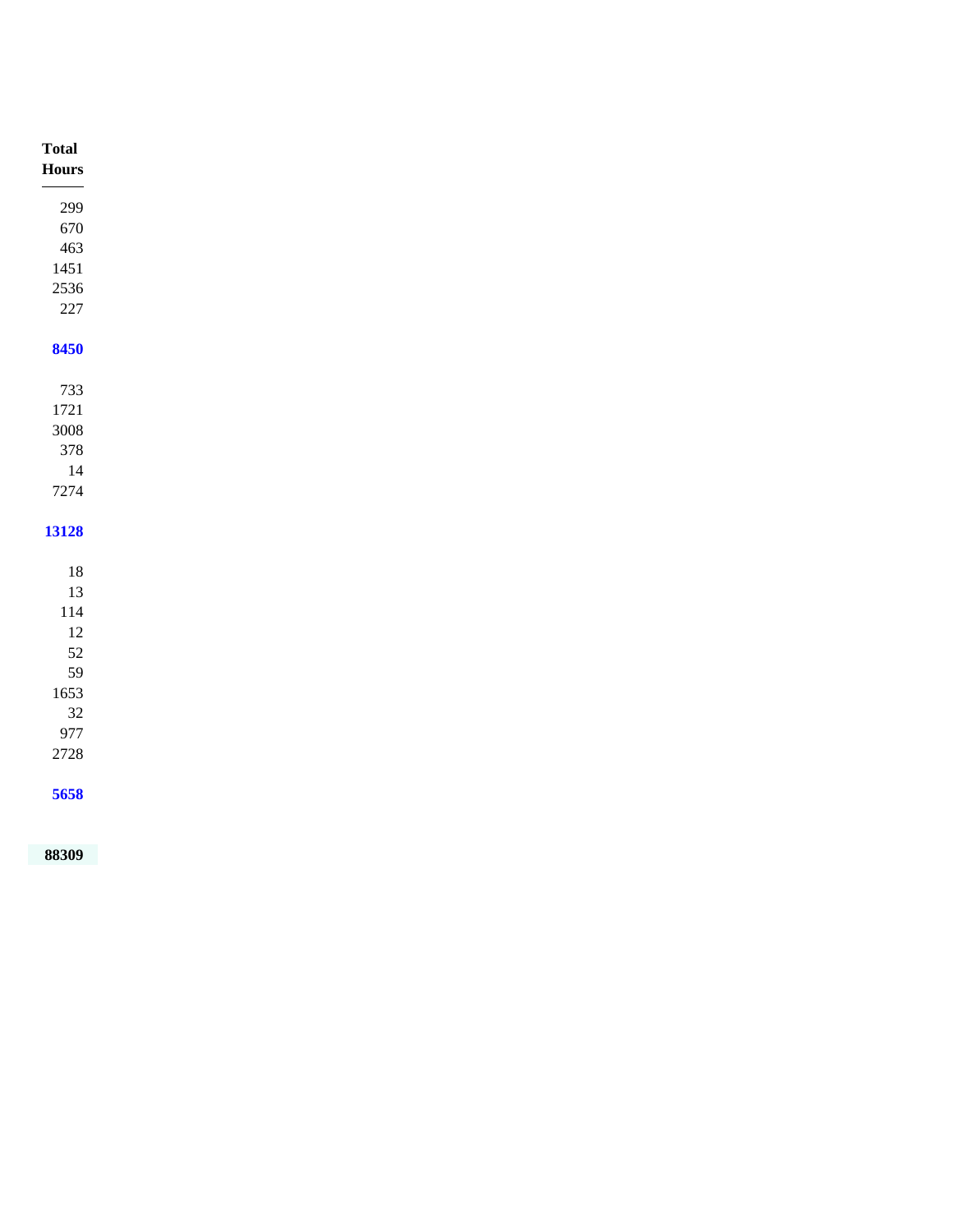| Total Hours |
|---:|
| 299 |
| 670 |
| 463 |
| 1451 |
| 2536 |
| 227 |
| **8450** |
| 733 |
| 1721 |
| 3008 |
| 378 |
| 14 |
| 7274 |
| **13128** |
| 18 |
| 13 |
| 114 |
| 12 |
| 52 |
| 59 |
| 1653 |
| 32 |
| 977 |
| 2728 |
| **5658** |
| **88309** |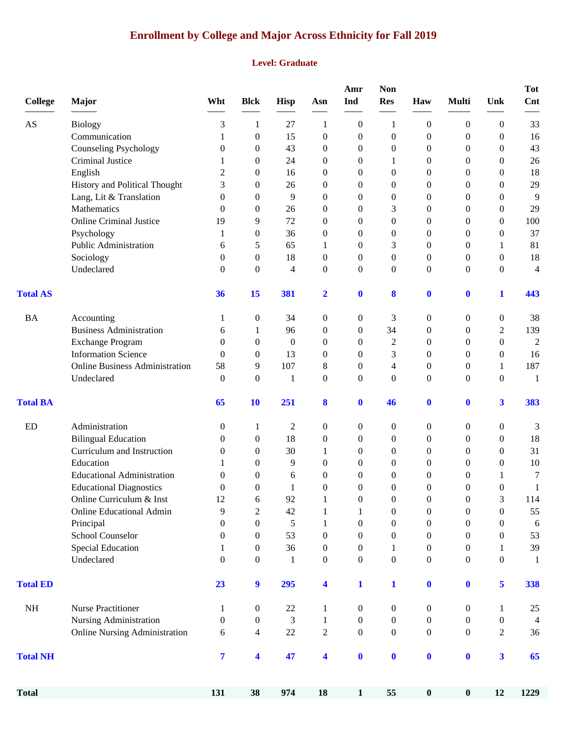# Enrollment by College and Major Across Ethnicity for Fall 2019

## Level: Graduate

| College | Major | Wht | Blck | Hisp | Asn | Amr Ind | Non Res | Haw | Multi | Unk | Tot Cnt |
|---|---|---|---|---|---|---|---|---|---|---|---|
| AS | Biology | 3 | 1 | 27 | 1 | 0 | 1 | 0 | 0 | 0 | 33 |
| | Communication | 1 | 0 | 15 | 0 | 0 | 0 | 0 | 0 | 0 | 16 |
| | Counseling Psychology | 0 | 0 | 43 | 0 | 0 | 0 | 0 | 0 | 0 | 43 |
| | Criminal Justice | 1 | 0 | 24 | 0 | 0 | 1 | 0 | 0 | 0 | 26 |
| | English | 2 | 0 | 16 | 0 | 0 | 0 | 0 | 0 | 0 | 18 |
| | History and Political Thought | 3 | 0 | 26 | 0 | 0 | 0 | 0 | 0 | 0 | 29 |
| | Lang, Lit & Translation | 0 | 0 | 9 | 0 | 0 | 0 | 0 | 0 | 0 | 9 |
| | Mathematics | 0 | 0 | 26 | 0 | 0 | 3 | 0 | 0 | 0 | 29 |
| | Online Criminal Justice | 19 | 9 | 72 | 0 | 0 | 0 | 0 | 0 | 0 | 100 |
| | Psychology | 1 | 0 | 36 | 0 | 0 | 0 | 0 | 0 | 0 | 37 |
| | Public Administration | 6 | 5 | 65 | 1 | 0 | 3 | 0 | 0 | 1 | 81 |
| | Sociology | 0 | 0 | 18 | 0 | 0 | 0 | 0 | 0 | 0 | 18 |
| | Undeclared | 0 | 0 | 4 | 0 | 0 | 0 | 0 | 0 | 0 | 4 |
| **Total AS** | | **36** | **15** | **381** | **2** | **0** | **8** | **0** | **0** | **1** | **443** |
| BA | Accounting | 1 | 0 | 34 | 0 | 0 | 3 | 0 | 0 | 0 | 38 |
| | Business Administration | 6 | 1 | 96 | 0 | 0 | 34 | 0 | 0 | 2 | 139 |
| | Exchange Program | 0 | 0 | 0 | 0 | 0 | 2 | 0 | 0 | 0 | 2 |
| | Information Science | 0 | 0 | 13 | 0 | 0 | 3 | 0 | 0 | 0 | 16 |
| | Online Business Administration | 58 | 9 | 107 | 8 | 0 | 4 | 0 | 0 | 1 | 187 |
| | Undeclared | 0 | 0 | 1 | 0 | 0 | 0 | 0 | 0 | 0 | 1 |
| **Total BA** | | **65** | **10** | **251** | **8** | **0** | **46** | **0** | **0** | **3** | **383** |
| ED | Administration | 0 | 1 | 2 | 0 | 0 | 0 | 0 | 0 | 0 | 3 |
| | Bilingual Education | 0 | 0 | 18 | 0 | 0 | 0 | 0 | 0 | 0 | 18 |
| | Curriculum and Instruction | 0 | 0 | 30 | 1 | 0 | 0 | 0 | 0 | 0 | 31 |
| | Education | 1 | 0 | 9 | 0 | 0 | 0 | 0 | 0 | 0 | 10 |
| | Educational Administration | 0 | 0 | 6 | 0 | 0 | 0 | 0 | 0 | 1 | 7 |
| | Educational Diagnostics | 0 | 0 | 1 | 0 | 0 | 0 | 0 | 0 | 0 | 1 |
| | Online Curriculum & Inst | 12 | 6 | 92 | 1 | 0 | 0 | 0 | 0 | 3 | 114 |
| | Online Educational Admin | 9 | 2 | 42 | 1 | 1 | 0 | 0 | 0 | 0 | 55 |
| | Principal | 0 | 0 | 5 | 1 | 0 | 0 | 0 | 0 | 0 | 6 |
| | School Counselor | 0 | 0 | 53 | 0 | 0 | 0 | 0 | 0 | 0 | 53 |
| | Special Education | 1 | 0 | 36 | 0 | 0 | 1 | 0 | 0 | 1 | 39 |
| | Undeclared | 0 | 0 | 1 | 0 | 0 | 0 | 0 | 0 | 0 | 1 |
| **Total ED** | | **23** | **9** | **295** | **4** | **1** | **1** | **0** | **0** | **5** | **338** |
| NH | Nurse Practitioner | 1 | 0 | 22 | 1 | 0 | 0 | 0 | 0 | 1 | 25 |
| | Nursing Administration | 0 | 0 | 3 | 1 | 0 | 0 | 0 | 0 | 0 | 4 |
| | Online Nursing Administration | 6 | 4 | 22 | 2 | 0 | 0 | 0 | 0 | 2 | 36 |
| **Total NH** | | **7** | **4** | **47** | **4** | **0** | **0** | **0** | **0** | **3** | **65** |
| **Total** | | **131** | **38** | **974** | **18** | **1** | **55** | **0** | **0** | **12** | **1229** |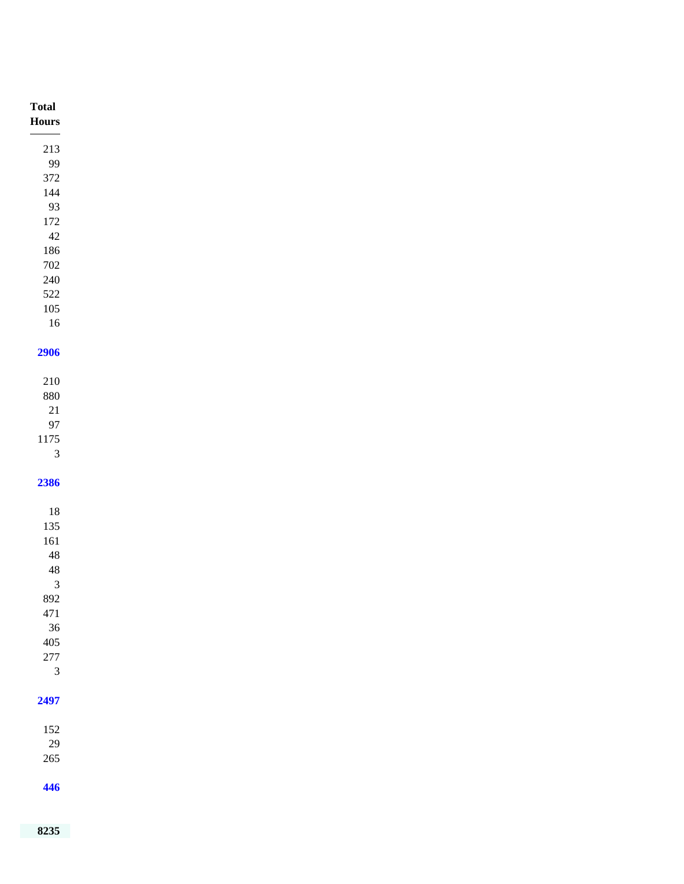| Total Hours |
|---|
| 213 |
| 99 |
| 372 |
| 144 |
| 93 |
| 172 |
| 42 |
| 186 |
| 702 |
| 240 |
| 522 |
| 105 |
| 16 |
| **2906** |
| 210 |
| 880 |
| 21 |
| 97 |
| 1175 |
| 3 |
| **2386** |
| 18 |
| 135 |
| 161 |
| 48 |
| 48 |
| 3 |
| 892 |
| 471 |
| 36 |
| 405 |
| 277 |
| 3 |
| **2497** |
| 152 |
| 29 |
| 265 |
| **446** |
| **8235** |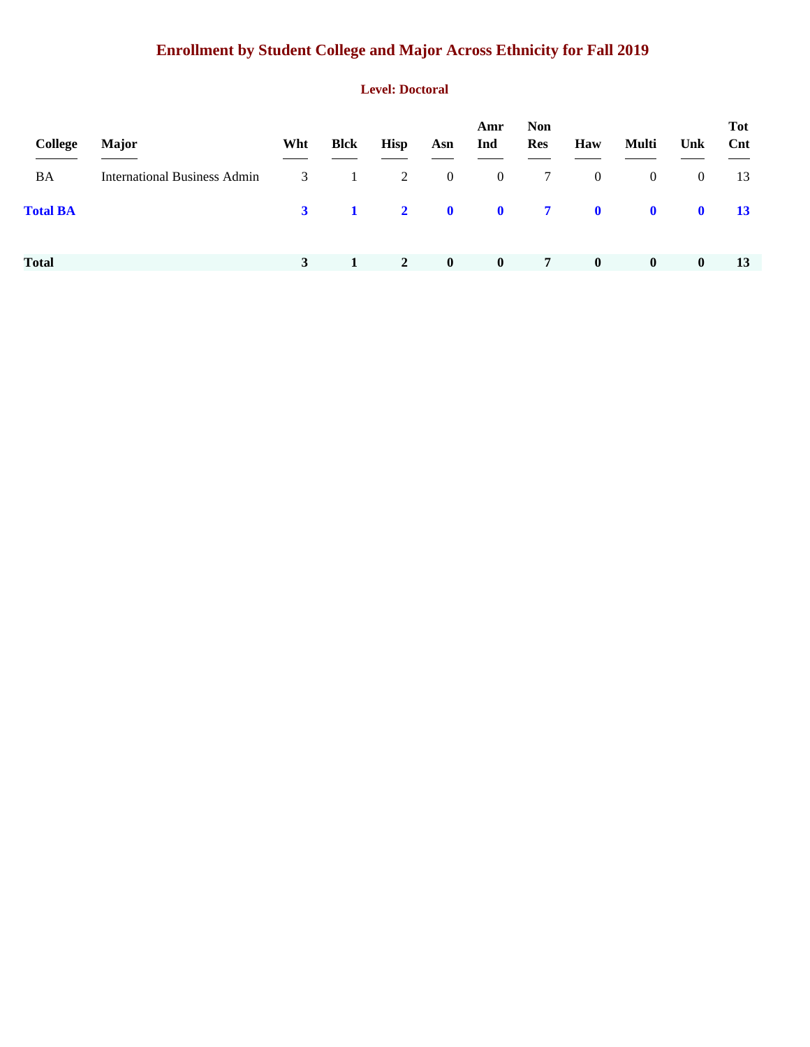# Enrollment by Student College and Major Across Ethnicity for Fall 2019

## Level: Doctoral

| College | Major | Wht | Blck | Hisp | Asn | Amr Ind | Non Res | Haw | Multi | Unk | Tot Cnt |
|---|---|---|---|---|---|---|---|---|---|---|---|
| BA | International Business Admin | 3 | 1 | 2 | 0 | 0 | 7 | 0 | 0 | 0 | 13 |
| **Total BA** | | **3** | **1** | **2** | **0** | **0** | **7** | **0** | **0** | **0** | **13** |
| **Total** | | **3** | **1** | **2** | **0** | **0** | **7** | **0** | **0** | **0** | **13** |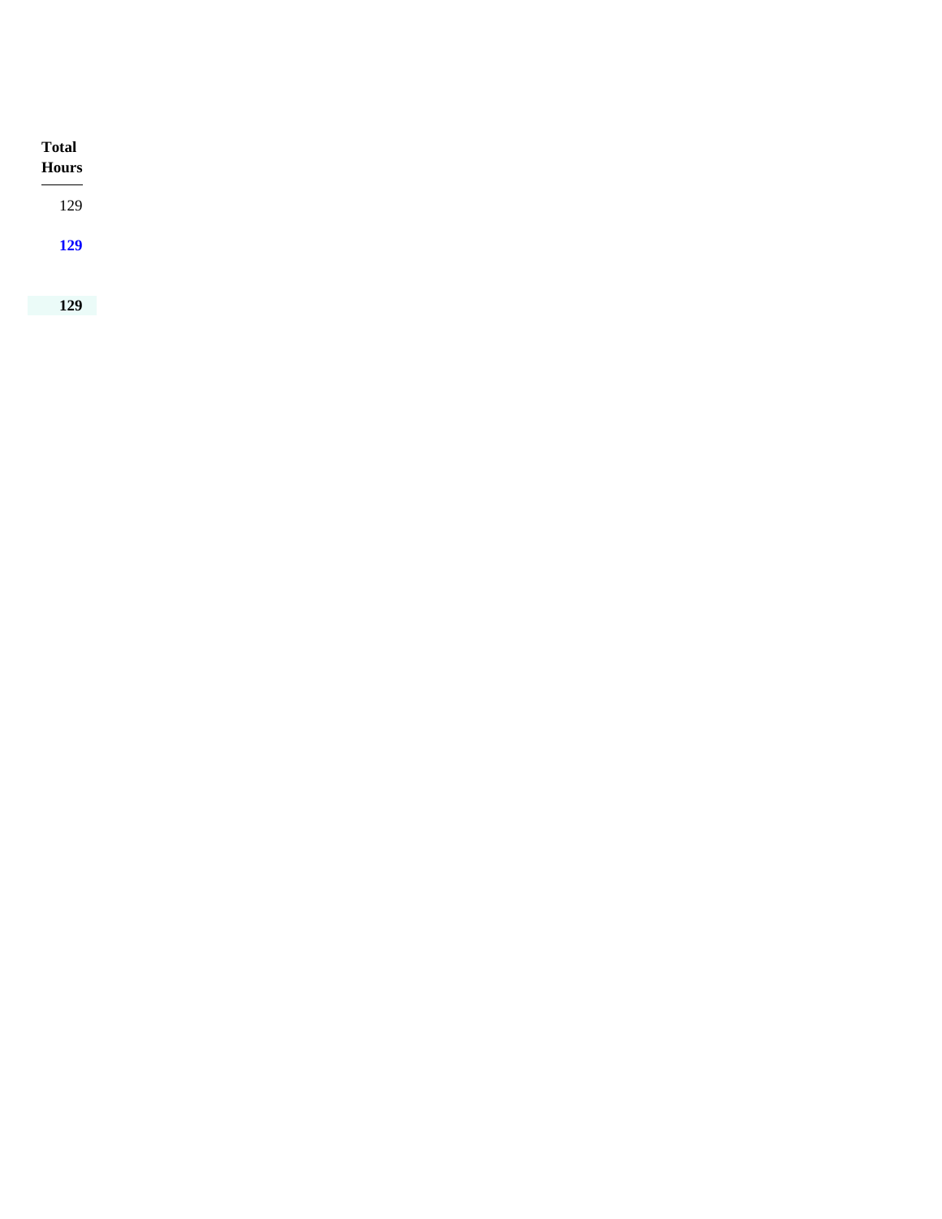| Total Hours |
| --- |
| 129 |
| **129** |
| |
| **129** |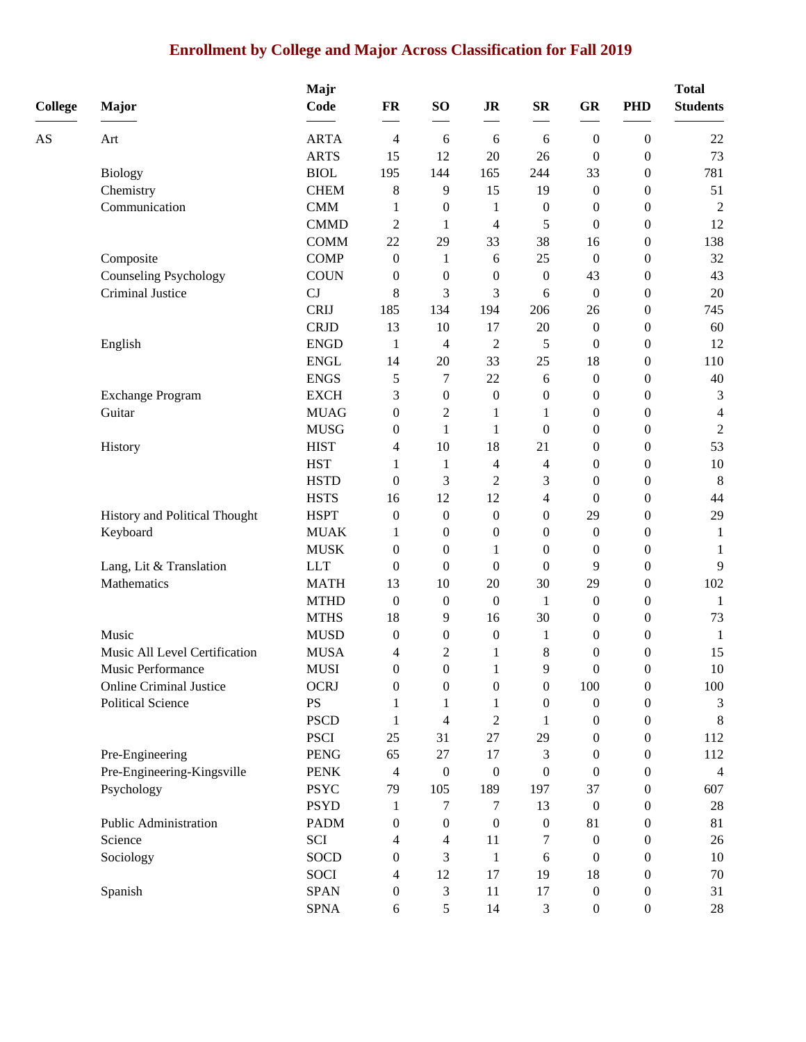# Enrollment by College and Major Across Classification for Fall 2019

| College | Major | Majr Code | FR | SO | JR | SR | GR | PHD | Total Students |
|---|---|---|---|---|---|---|---|---|---|
| AS | Art | ARTA | 4 | 6 | 6 | 6 | 0 | 0 | 22 |
| | | ARTS | 15 | 12 | 20 | 26 | 0 | 0 | 73 |
| | Biology | BIOL | 195 | 144 | 165 | 244 | 33 | 0 | 781 |
| | Chemistry | CHEM | 8 | 9 | 15 | 19 | 0 | 0 | 51 |
| | Communication | CMM | 1 | 0 | 1 | 0 | 0 | 0 | 2 |
| | | CMMD | 2 | 1 | 4 | 5 | 0 | 0 | 12 |
| | | COMM | 22 | 29 | 33 | 38 | 16 | 0 | 138 |
| | Composite | COMP | 0 | 1 | 6 | 25 | 0 | 0 | 32 |
| | Counseling Psychology | COUN | 0 | 0 | 0 | 0 | 43 | 0 | 43 |
| | Criminal Justice | CJ | 8 | 3 | 3 | 6 | 0 | 0 | 20 |
| | | CRIJ | 185 | 134 | 194 | 206 | 26 | 0 | 745 |
| | | CRJD | 13 | 10 | 17 | 20 | 0 | 0 | 60 |
| | English | ENGD | 1 | 4 | 2 | 5 | 0 | 0 | 12 |
| | | ENGL | 14 | 20 | 33 | 25 | 18 | 0 | 110 |
| | | ENGS | 5 | 7 | 22 | 6 | 0 | 0 | 40 |
| | Exchange Program | EXCH | 3 | 0 | 0 | 0 | 0 | 0 | 3 |
| | Guitar | MUAG | 0 | 2 | 1 | 1 | 0 | 0 | 4 |
| | | MUSG | 0 | 1 | 1 | 0 | 0 | 0 | 2 |
| | History | HIST | 4 | 10 | 18 | 21 | 0 | 0 | 53 |
| | | HST | 1 | 1 | 4 | 4 | 0 | 0 | 10 |
| | | HSTD | 0 | 3 | 2 | 3 | 0 | 0 | 8 |
| | | HSTS | 16 | 12 | 12 | 4 | 0 | 0 | 44 |
| | History and Political Thought | HSPT | 0 | 0 | 0 | 0 | 29 | 0 | 29 |
| | Keyboard | MUAK | 1 | 0 | 0 | 0 | 0 | 0 | 1 |
| | | MUSK | 0 | 0 | 1 | 0 | 0 | 0 | 1 |
| | Lang, Lit & Translation | LLT | 0 | 0 | 0 | 0 | 9 | 0 | 9 |
| | Mathematics | MATH | 13 | 10 | 20 | 30 | 29 | 0 | 102 |
| | | MTHD | 0 | 0 | 0 | 1 | 0 | 0 | 1 |
| | | MTHS | 18 | 9 | 16 | 30 | 0 | 0 | 73 |
| | Music | MUSD | 0 | 0 | 0 | 1 | 0 | 0 | 1 |
| | Music All Level Certification | MUSA | 4 | 2 | 1 | 8 | 0 | 0 | 15 |
| | Music Performance | MUSI | 0 | 0 | 1 | 9 | 0 | 0 | 10 |
| | Online Criminal Justice | OCRJ | 0 | 0 | 0 | 0 | 100 | 0 | 100 |
| | Political Science | PS | 1 | 1 | 1 | 0 | 0 | 0 | 3 |
| | | PSCD | 1 | 4 | 2 | 1 | 0 | 0 | 8 |
| | | PSCI | 25 | 31 | 27 | 29 | 0 | 0 | 112 |
| | Pre-Engineering | PENG | 65 | 27 | 17 | 3 | 0 | 0 | 112 |
| | Pre-Engineering-Kingsville | PENK | 4 | 0 | 0 | 0 | 0 | 0 | 4 |
| | Psychology | PSYC | 79 | 105 | 189 | 197 | 37 | 0 | 607 |
| | | PSYD | 1 | 7 | 7 | 13 | 0 | 0 | 28 |
| | Public Administration | PADM | 0 | 0 | 0 | 0 | 81 | 0 | 81 |
| | Science | SCI | 4 | 4 | 11 | 7 | 0 | 0 | 26 |
| | Sociology | SOCD | 0 | 3 | 1 | 6 | 0 | 0 | 10 |
| | | SOCI | 4 | 12 | 17 | 19 | 18 | 0 | 70 |
| | Spanish | SPAN | 0 | 3 | 11 | 17 | 0 | 0 | 31 |
| | | SPNA | 6 | 5 | 14 | 3 | 0 | 0 | 28 |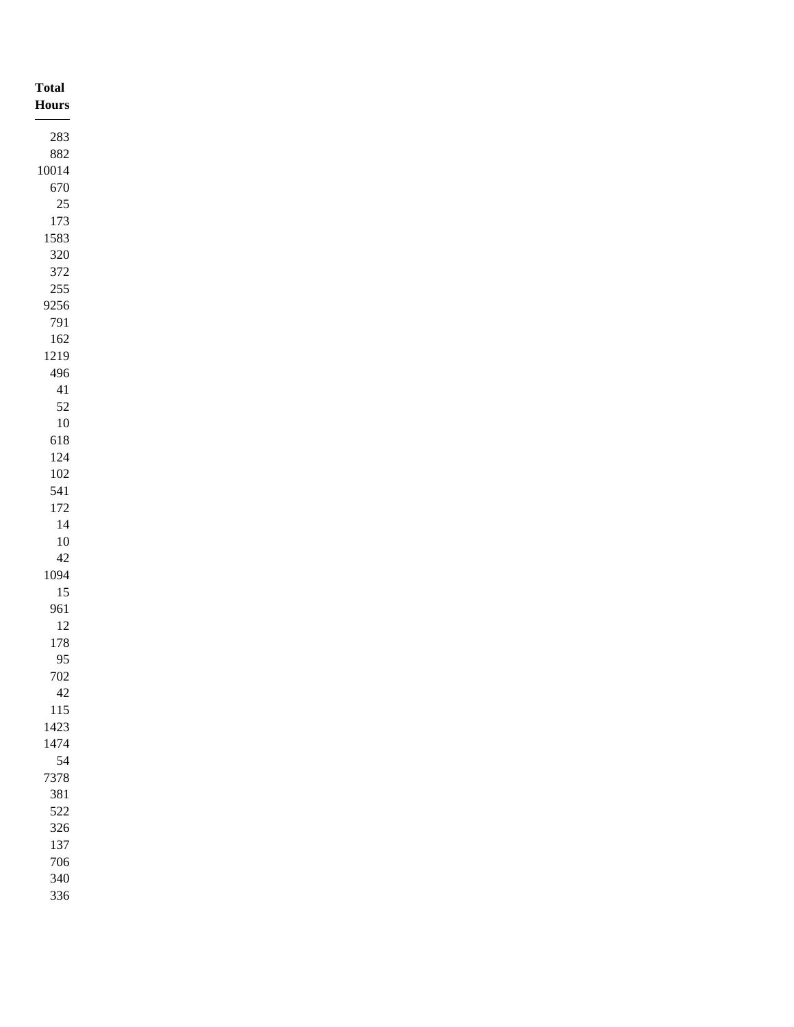| Total Hours |
| ---: |
| 283 |
| 882 |
| 10014 |
| 670 |
| 25 |
| 173 |
| 1583 |
| 320 |
| 372 |
| 255 |
| 9256 |
| 791 |
| 162 |
| 1219 |
| 496 |
| 41 |
| 52 |
| 10 |
| 618 |
| 124 |
| 102 |
| 541 |
| 172 |
| 14 |
| 10 |
| 42 |
| 1094 |
| 15 |
| 961 |
| 12 |
| 178 |
| 95 |
| 702 |
| 42 |
| 115 |
| 1423 |
| 1474 |
| 54 |
| 7378 |
| 381 |
| 522 |
| 326 |
| 137 |
| 706 |
| 340 |
| 336 |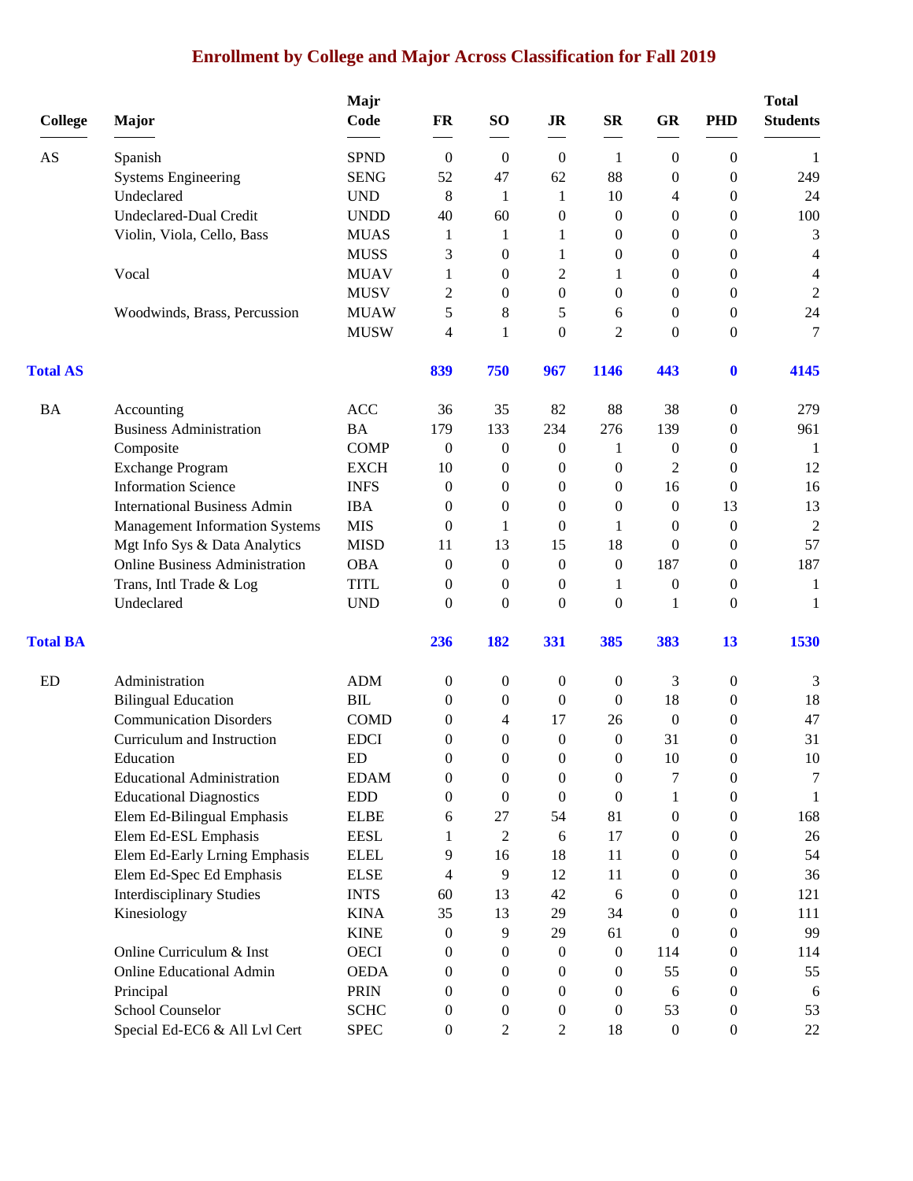# Enrollment by College and Major Across Classification for Fall 2019

| College | Major | Majr Code | FR | SO | JR | SR | GR | PHD | Total Students |
|---|---|---|---|---|---|---|---|---|---|
| AS | Spanish | SPND | 0 | 0 | 0 | 1 | 0 | 0 | 1 |
| | Systems Engineering | SENG | 52 | 47 | 62 | 88 | 0 | 0 | 249 |
| | Undeclared | UND | 8 | 1 | 1 | 10 | 4 | 0 | 24 |
| | Undeclared-Dual Credit | UNDD | 40 | 60 | 0 | 0 | 0 | 0 | 100 |
| | Violin, Viola, Cello, Bass | MUAS | 1 | 1 | 1 | 0 | 0 | 0 | 3 |
| | | MUSS | 3 | 0 | 1 | 0 | 0 | 0 | 4 |
| | Vocal | MUAV | 1 | 0 | 2 | 1 | 0 | 0 | 4 |
| | | MUSV | 2 | 0 | 0 | 0 | 0 | 0 | 2 |
| | Woodwinds, Brass, Percussion | MUAW | 5 | 8 | 5 | 6 | 0 | 0 | 24 |
| | | MUSW | 4 | 1 | 0 | 2 | 0 | 0 | 7 |
| **Total AS** | | | **839** | **750** | **967** | **1146** | **443** | **0** | **4145** |
| BA | Accounting | ACC | 36 | 35 | 82 | 88 | 38 | 0 | 279 |
| | Business Administration | BA | 179 | 133 | 234 | 276 | 139 | 0 | 961 |
| | Composite | COMP | 0 | 0 | 0 | 1 | 0 | 0 | 1 |
| | Exchange Program | EXCH | 10 | 0 | 0 | 0 | 2 | 0 | 12 |
| | Information Science | INFS | 0 | 0 | 0 | 0 | 16 | 0 | 16 |
| | International Business Admin | IBA | 0 | 0 | 0 | 0 | 0 | 13 | 13 |
| | Management Information Systems | MIS | 0 | 1 | 0 | 1 | 0 | 0 | 2 |
| | Mgt Info Sys & Data Analytics | MISD | 11 | 13 | 15 | 18 | 0 | 0 | 57 |
| | Online Business Administration | OBA | 0 | 0 | 0 | 0 | 187 | 0 | 187 |
| | Trans, Intl Trade & Log | TITL | 0 | 0 | 0 | 1 | 0 | 0 | 1 |
| | Undeclared | UND | 0 | 0 | 0 | 0 | 1 | 0 | 1 |
| **Total BA** | | | **236** | **182** | **331** | **385** | **383** | **13** | **1530** |
| ED | Administration | ADM | 0 | 0 | 0 | 0 | 3 | 0 | 3 |
| | Bilingual Education | BIL | 0 | 0 | 0 | 0 | 18 | 0 | 18 |
| | Communication Disorders | COMD | 0 | 4 | 17 | 26 | 0 | 0 | 47 |
| | Curriculum and Instruction | EDCI | 0 | 0 | 0 | 0 | 31 | 0 | 31 |
| | Education | ED | 0 | 0 | 0 | 0 | 10 | 0 | 10 |
| | Educational Administration | EDAM | 0 | 0 | 0 | 0 | 7 | 0 | 7 |
| | Educational Diagnostics | EDD | 0 | 0 | 0 | 0 | 1 | 0 | 1 |
| | Elem Ed-Bilingual Emphasis | ELBE | 6 | 27 | 54 | 81 | 0 | 0 | 168 |
| | Elem Ed-ESL Emphasis | EESL | 1 | 2 | 6 | 17 | 0 | 0 | 26 |
| | Elem Ed-Early Lrning Emphasis | ELEL | 9 | 16 | 18 | 11 | 0 | 0 | 54 |
| | Elem Ed-Spec Ed Emphasis | ELSE | 4 | 9 | 12 | 11 | 0 | 0 | 36 |
| | Interdisciplinary Studies | INTS | 60 | 13 | 42 | 6 | 0 | 0 | 121 |
| | Kinesiology | KINA | 35 | 13 | 29 | 34 | 0 | 0 | 111 |
| | | KINE | 0 | 9 | 29 | 61 | 0 | 0 | 99 |
| | Online Curriculum & Inst | OECI | 0 | 0 | 0 | 0 | 114 | 0 | 114 |
| | Online Educational Admin | OEDA | 0 | 0 | 0 | 0 | 55 | 0 | 55 |
| | Principal | PRIN | 0 | 0 | 0 | 0 | 6 | 0 | 6 |
| | School Counselor | SCHC | 0 | 0 | 0 | 0 | 53 | 0 | 53 |
| | Special Ed-EC6 & All Lvl Cert | SPEC | 0 | 2 | 2 | 18 | 0 | 0 | 22 |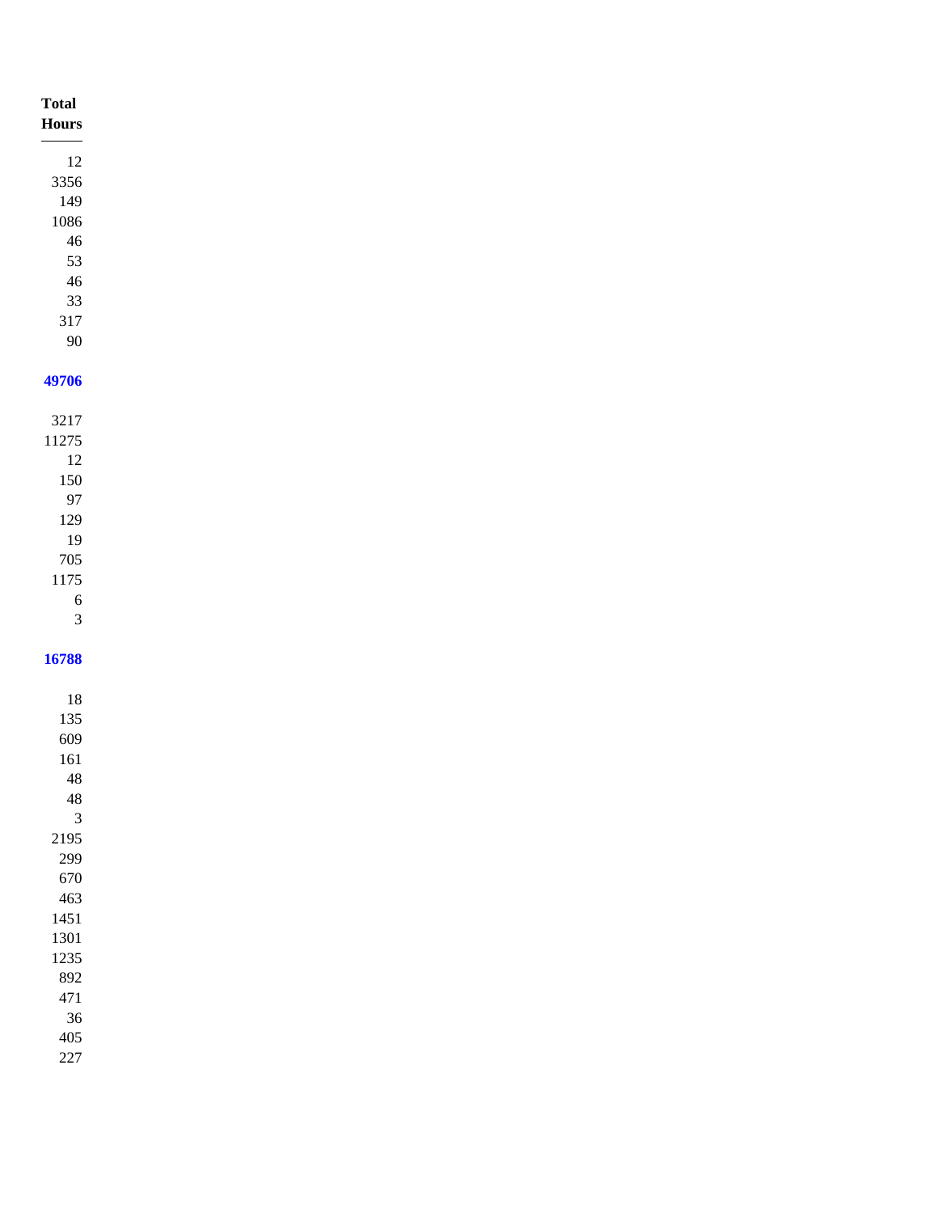| Total Hours |
| ---: |
| 12 |
| 3356 |
| 149 |
| 1086 |
| 46 |
| 53 |
| 46 |
| 33 |
| 317 |
| 90 |
| **49706** |
| 3217 |
| 11275 |
| 12 |
| 150 |
| 97 |
| 129 |
| 19 |
| 705 |
| 1175 |
| 6 |
| 3 |
| **16788** |
| 18 |
| 135 |
| 609 |
| 161 |
| 48 |
| 48 |
| 3 |
| 2195 |
| 299 |
| 670 |
| 463 |
| 1451 |
| 1301 |
| 1235 |
| 892 |
| 471 |
| 36 |
| 405 |
| 227 |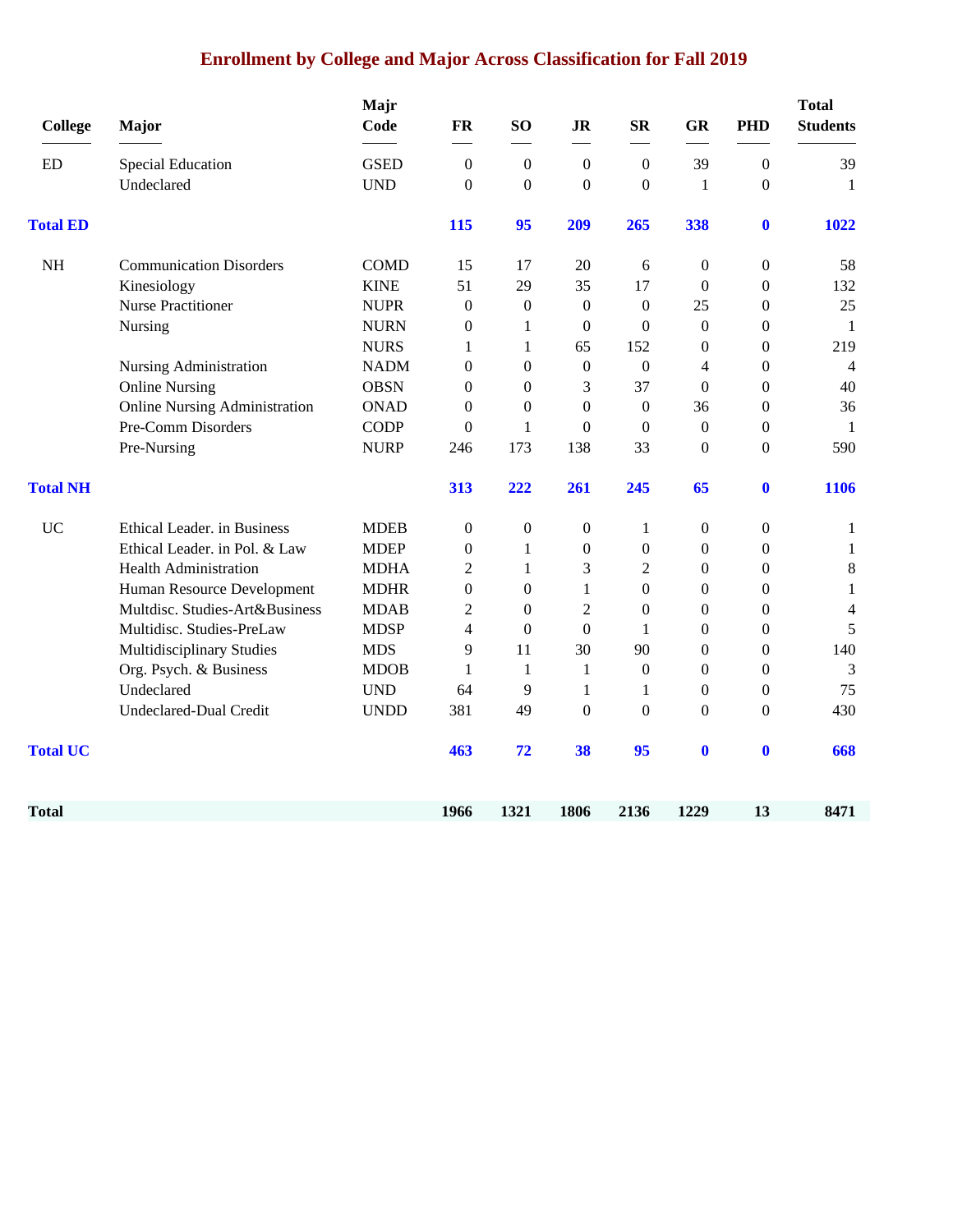# Enrollment by College and Major Across Classification for Fall 2019

| College | Major | Majr Code | FR | SO | JR | SR | GR | PHD | Total Students |
|---|---|---|---|---|---|---|---|---|---|
| ED | Special Education | GSED | 0 | 0 | 0 | 0 | 39 | 0 | 39 |
| | Undeclared | UND | 0 | 0 | 0 | 0 | 1 | 0 | 1 |
| **Total ED** | | | **115** | **95** | **209** | **265** | **338** | **0** | **1022** |
| NH | Communication Disorders | COMD | 15 | 17 | 20 | 6 | 0 | 0 | 58 |
| | Kinesiology | KINE | 51 | 29 | 35 | 17 | 0 | 0 | 132 |
| | Nurse Practitioner | NUPR | 0 | 0 | 0 | 0 | 25 | 0 | 25 |
| | Nursing | NURN | 0 | 1 | 0 | 0 | 0 | 0 | 1 |
| | | NURS | 1 | 1 | 65 | 152 | 0 | 0 | 219 |
| | Nursing Administration | NADM | 0 | 0 | 0 | 0 | 4 | 0 | 4 |
| | Online Nursing | OBSN | 0 | 0 | 3 | 37 | 0 | 0 | 40 |
| | Online Nursing Administration | ONAD | 0 | 0 | 0 | 0 | 36 | 0 | 36 |
| | Pre-Comm Disorders | CODP | 0 | 1 | 0 | 0 | 0 | 0 | 1 |
| | Pre-Nursing | NURP | 246 | 173 | 138 | 33 | 0 | 0 | 590 |
| **Total NH** | | | **313** | **222** | **261** | **245** | **65** | **0** | **1106** |
| UC | Ethical Leader. in Business | MDEB | 0 | 0 | 0 | 1 | 0 | 0 | 1 |
| | Ethical Leader. in Pol. & Law | MDEP | 0 | 1 | 0 | 0 | 0 | 0 | 1 |
| | Health Administration | MDHA | 2 | 1 | 3 | 2 | 0 | 0 | 8 |
| | Human Resource Development | MDHR | 0 | 0 | 1 | 0 | 0 | 0 | 1 |
| | Multdisc. Studies-Art&Business | MDAB | 2 | 0 | 2 | 0 | 0 | 0 | 4 |
| | Multidisc. Studies-PreLaw | MDSP | 4 | 0 | 0 | 1 | 0 | 0 | 5 |
| | Multidisciplinary Studies | MDS | 9 | 11 | 30 | 90 | 0 | 0 | 140 |
| | Org. Psych. & Business | MDOB | 1 | 1 | 1 | 0 | 0 | 0 | 3 |
| | Undeclared | UND | 64 | 9 | 1 | 1 | 0 | 0 | 75 |
| | Undeclared-Dual Credit | UNDD | 381 | 49 | 0 | 0 | 0 | 0 | 430 |
| **Total UC** | | | **463** | **72** | **38** | **95** | **0** | **0** | **668** |
| **Total** | | | **1966** | **1321** | **1806** | **2136** | **1229** | **13** | **8471** |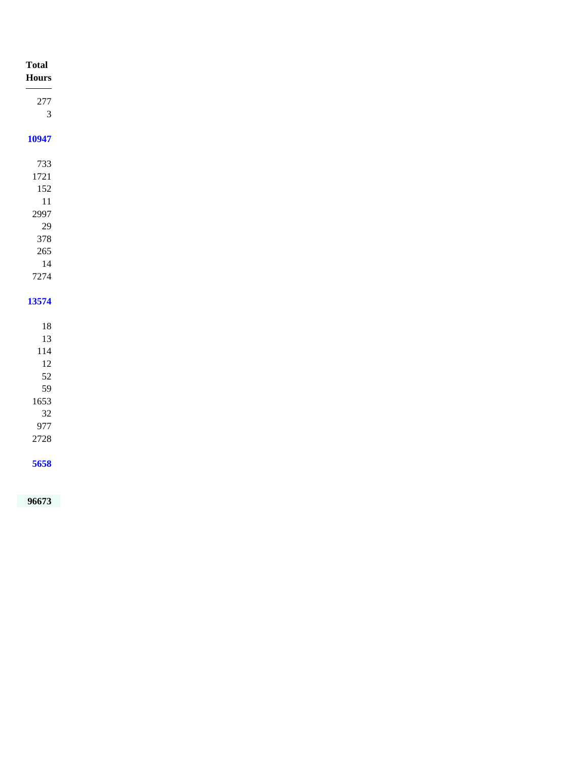| Total Hours |
| ---: |
| 277 |
| 3 |
| |
| **10947** |
| |
| 733 |
| 1721 |
| 152 |
| 11 |
| 2997 |
| 29 |
| 378 |
| 265 |
| 14 |
| 7274 |
| |
| **13574** |
| |
| 18 |
| 13 |
| 114 |
| 12 |
| 52 |
| 59 |
| 1653 |
| 32 |
| 977 |
| 2728 |
| |
| **5658** |
| |
| **96673** |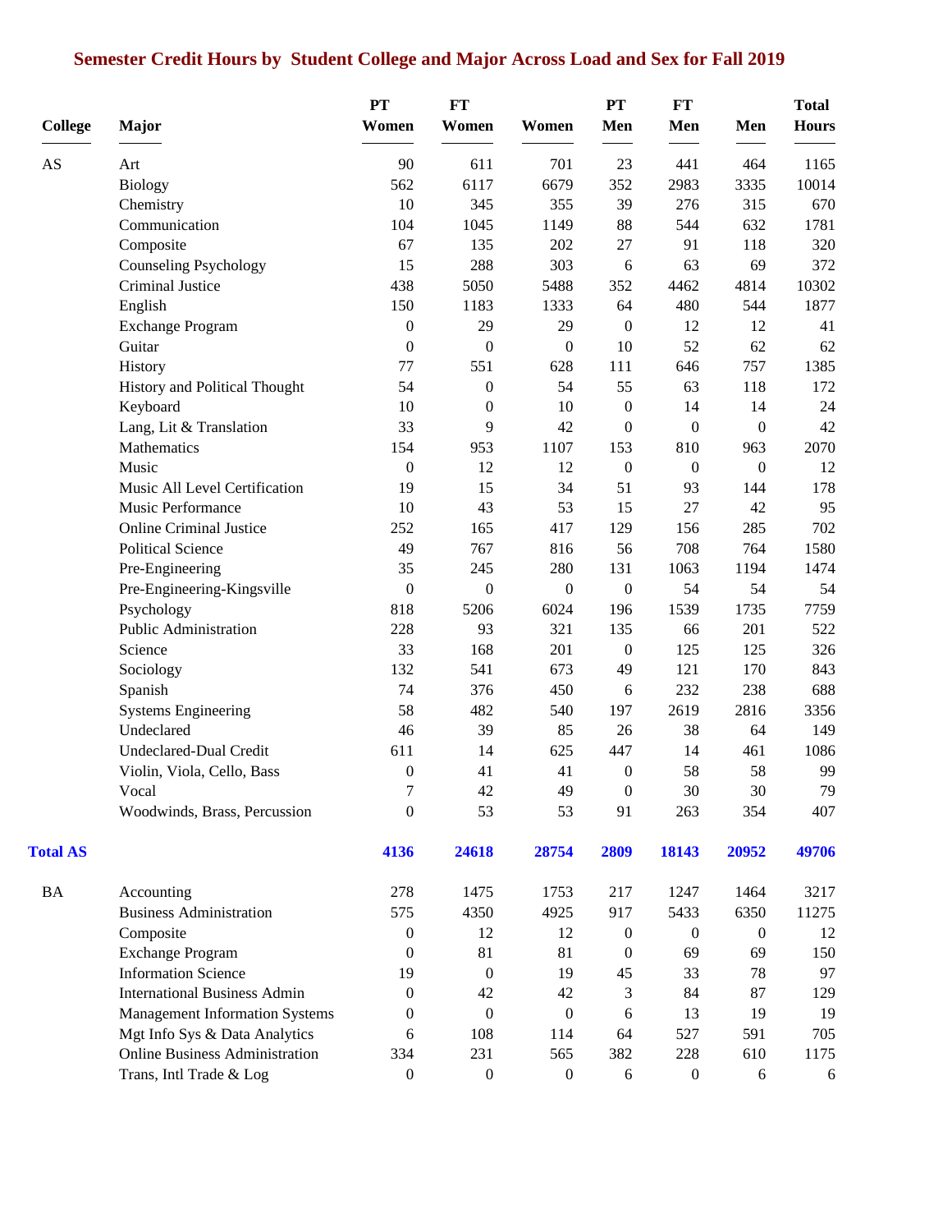# Semester Credit Hours by Student College and Major Across Load and Sex for Fall 2019

| College | Major | PT Women | FT Women | Women | PT Men | FT Men | Men | Total Hours |
|---|---|---|---|---|---|---|---|---|
| AS | Art | 90 | 611 | 701 | 23 | 441 | 464 | 1165 |
| | Biology | 562 | 6117 | 6679 | 352 | 2983 | 3335 | 10014 |
| | Chemistry | 10 | 345 | 355 | 39 | 276 | 315 | 670 |
| | Communication | 104 | 1045 | 1149 | 88 | 544 | 632 | 1781 |
| | Composite | 67 | 135 | 202 | 27 | 91 | 118 | 320 |
| | Counseling Psychology | 15 | 288 | 303 | 6 | 63 | 69 | 372 |
| | Criminal Justice | 438 | 5050 | 5488 | 352 | 4462 | 4814 | 10302 |
| | English | 150 | 1183 | 1333 | 64 | 480 | 544 | 1877 |
| | Exchange Program | 0 | 29 | 29 | 0 | 12 | 12 | 41 |
| | Guitar | 0 | 0 | 0 | 10 | 52 | 62 | 62 |
| | History | 77 | 551 | 628 | 111 | 646 | 757 | 1385 |
| | History and Political Thought | 54 | 0 | 54 | 55 | 63 | 118 | 172 |
| | Keyboard | 10 | 0 | 10 | 0 | 14 | 14 | 24 |
| | Lang, Lit & Translation | 33 | 9 | 42 | 0 | 0 | 0 | 42 |
| | Mathematics | 154 | 953 | 1107 | 153 | 810 | 963 | 2070 |
| | Music | 0 | 12 | 12 | 0 | 0 | 0 | 12 |
| | Music All Level Certification | 19 | 15 | 34 | 51 | 93 | 144 | 178 |
| | Music Performance | 10 | 43 | 53 | 15 | 27 | 42 | 95 |
| | Online Criminal Justice | 252 | 165 | 417 | 129 | 156 | 285 | 702 |
| | Political Science | 49 | 767 | 816 | 56 | 708 | 764 | 1580 |
| | Pre-Engineering | 35 | 245 | 280 | 131 | 1063 | 1194 | 1474 |
| | Pre-Engineering-Kingsville | 0 | 0 | 0 | 0 | 54 | 54 | 54 |
| | Psychology | 818 | 5206 | 6024 | 196 | 1539 | 1735 | 7759 |
| | Public Administration | 228 | 93 | 321 | 135 | 66 | 201 | 522 |
| | Science | 33 | 168 | 201 | 0 | 125 | 125 | 326 |
| | Sociology | 132 | 541 | 673 | 49 | 121 | 170 | 843 |
| | Spanish | 74 | 376 | 450 | 6 | 232 | 238 | 688 |
| | Systems Engineering | 58 | 482 | 540 | 197 | 2619 | 2816 | 3356 |
| | Undeclared | 46 | 39 | 85 | 26 | 38 | 64 | 149 |
| | Undeclared-Dual Credit | 611 | 14 | 625 | 447 | 14 | 461 | 1086 |
| | Violin, Viola, Cello, Bass | 0 | 41 | 41 | 0 | 58 | 58 | 99 |
| | Vocal | 7 | 42 | 49 | 0 | 30 | 30 | 79 |
| | Woodwinds, Brass, Percussion | 0 | 53 | 53 | 91 | 263 | 354 | 407 |
| **Total AS** | | **4136** | **24618** | **28754** | **2809** | **18143** | **20952** | **49706** |
| BA | Accounting | 278 | 1475 | 1753 | 217 | 1247 | 1464 | 3217 |
| | Business Administration | 575 | 4350 | 4925 | 917 | 5433 | 6350 | 11275 |
| | Composite | 0 | 12 | 12 | 0 | 0 | 0 | 12 |
| | Exchange Program | 0 | 81 | 81 | 0 | 69 | 69 | 150 |
| | Information Science | 19 | 0 | 19 | 45 | 33 | 78 | 97 |
| | International Business Admin | 0 | 42 | 42 | 3 | 84 | 87 | 129 |
| | Management Information Systems | 0 | 0 | 0 | 6 | 13 | 19 | 19 |
| | Mgt Info Sys & Data Analytics | 6 | 108 | 114 | 64 | 527 | 591 | 705 |
| | Online Business Administration | 334 | 231 | 565 | 382 | 228 | 610 | 1175 |
| | Trans, Intl Trade & Log | 0 | 0 | 0 | 6 | 0 | 6 | 6 |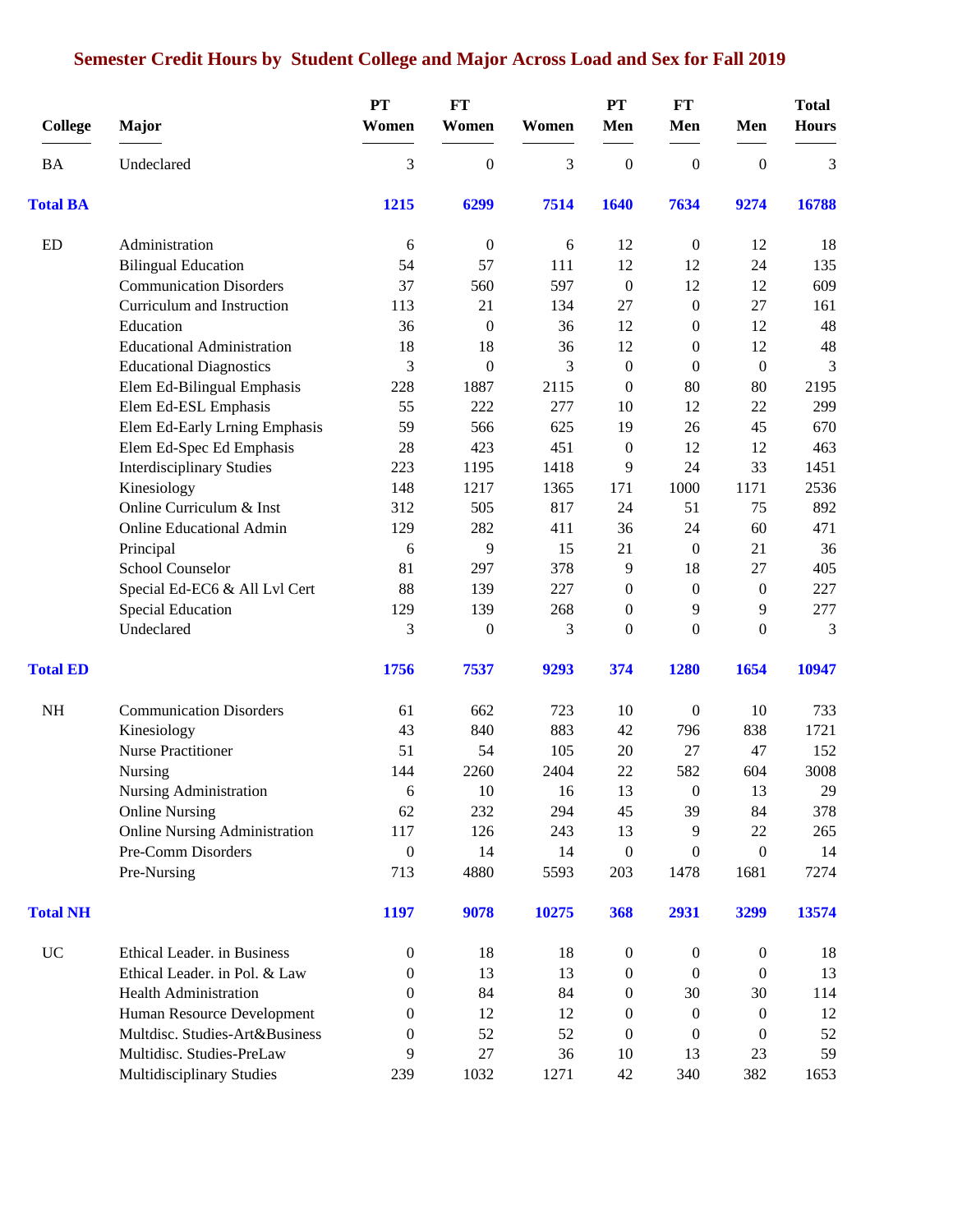## Semester Credit Hours by Student College and Major Across Load and Sex for Fall 2019

| College | Major | PT Women | FT Women | Women | PT Men | FT Men | Men | Total Hours |
|---|---|---|---|---|---|---|---|---|
| BA | Undeclared | 3 | 0 | 3 | 0 | 0 | 0 | 3 |
| **Total BA** | | **1215** | **6299** | **7514** | **1640** | **7634** | **9274** | **16788** |
| ED | Administration | 6 | 0 | 6 | 12 | 0 | 12 | 18 |
| | Bilingual Education | 54 | 57 | 111 | 12 | 12 | 24 | 135 |
| | Communication Disorders | 37 | 560 | 597 | 0 | 12 | 12 | 609 |
| | Curriculum and Instruction | 113 | 21 | 134 | 27 | 0 | 27 | 161 |
| | Education | 36 | 0 | 36 | 12 | 0 | 12 | 48 |
| | Educational Administration | 18 | 18 | 36 | 12 | 0 | 12 | 48 |
| | Educational Diagnostics | 3 | 0 | 3 | 0 | 0 | 0 | 3 |
| | Elem Ed-Bilingual Emphasis | 228 | 1887 | 2115 | 0 | 80 | 80 | 2195 |
| | Elem Ed-ESL Emphasis | 55 | 222 | 277 | 10 | 12 | 22 | 299 |
| | Elem Ed-Early Lrning Emphasis | 59 | 566 | 625 | 19 | 26 | 45 | 670 |
| | Elem Ed-Spec Ed Emphasis | 28 | 423 | 451 | 0 | 12 | 12 | 463 |
| | Interdisciplinary Studies | 223 | 1195 | 1418 | 9 | 24 | 33 | 1451 |
| | Kinesiology | 148 | 1217 | 1365 | 171 | 1000 | 1171 | 2536 |
| | Online Curriculum & Inst | 312 | 505 | 817 | 24 | 51 | 75 | 892 |
| | Online Educational Admin | 129 | 282 | 411 | 36 | 24 | 60 | 471 |
| | Principal | 6 | 9 | 15 | 21 | 0 | 21 | 36 |
| | School Counselor | 81 | 297 | 378 | 9 | 18 | 27 | 405 |
| | Special Ed-EC6 & All Lvl Cert | 88 | 139 | 227 | 0 | 0 | 0 | 227 |
| | Special Education | 129 | 139 | 268 | 0 | 9 | 9 | 277 |
| | Undeclared | 3 | 0 | 3 | 0 | 0 | 0 | 3 |
| **Total ED** | | **1756** | **7537** | **9293** | **374** | **1280** | **1654** | **10947** |
| NH | Communication Disorders | 61 | 662 | 723 | 10 | 0 | 10 | 733 |
| | Kinesiology | 43 | 840 | 883 | 42 | 796 | 838 | 1721 |
| | Nurse Practitioner | 51 | 54 | 105 | 20 | 27 | 47 | 152 |
| | Nursing | 144 | 2260 | 2404 | 22 | 582 | 604 | 3008 |
| | Nursing Administration | 6 | 10 | 16 | 13 | 0 | 13 | 29 |
| | Online Nursing | 62 | 232 | 294 | 45 | 39 | 84 | 378 |
| | Online Nursing Administration | 117 | 126 | 243 | 13 | 9 | 22 | 265 |
| | Pre-Comm Disorders | 0 | 14 | 14 | 0 | 0 | 0 | 14 |
| | Pre-Nursing | 713 | 4880 | 5593 | 203 | 1478 | 1681 | 7274 |
| **Total NH** | | **1197** | **9078** | **10275** | **368** | **2931** | **3299** | **13574** |
| UC | Ethical Leader. in Business | 0 | 18 | 18 | 0 | 0 | 0 | 18 |
| | Ethical Leader. in Pol. & Law | 0 | 13 | 13 | 0 | 0 | 0 | 13 |
| | Health Administration | 0 | 84 | 84 | 0 | 30 | 30 | 114 |
| | Human Resource Development | 0 | 12 | 12 | 0 | 0 | 0 | 12 |
| | Multdisc. Studies-Art&Business | 0 | 52 | 52 | 0 | 0 | 0 | 52 |
| | Multidisc. Studies-PreLaw | 9 | 27 | 36 | 10 | 13 | 23 | 59 |
| | Multidisciplinary Studies | 239 | 1032 | 1271 | 42 | 340 | 382 | 1653 |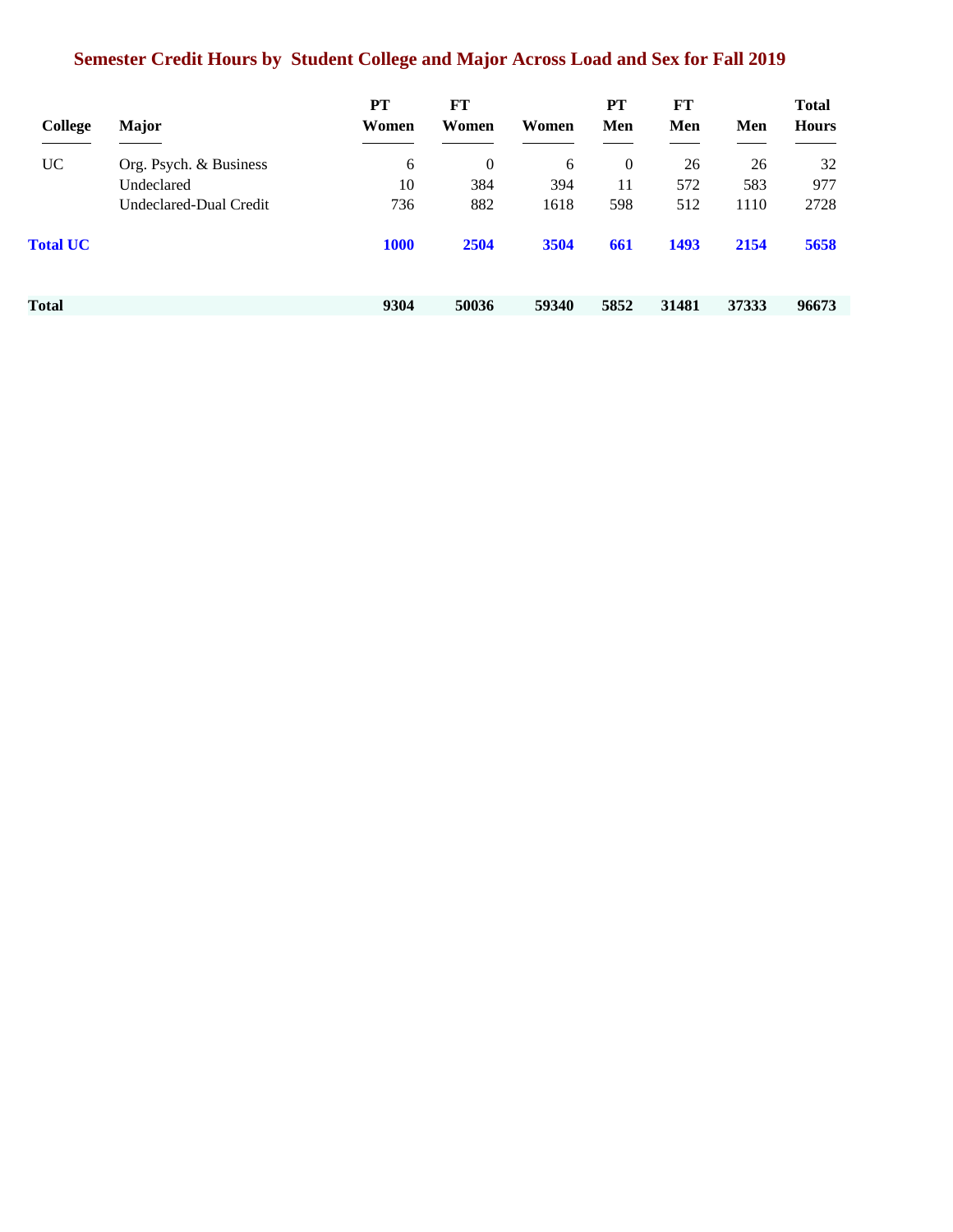## Semester Credit Hours by Student College and Major Across Load and Sex for Fall 2019

| College | Major | PT Women | FT Women | Women | PT Men | FT Men | Men | Total Hours |
|---|---|---|---|---|---|---|---|---|
| UC | Org. Psych. & Business | 6 | 0 | 6 | 0 | 26 | 26 | 32 |
| | Undeclared | 10 | 384 | 394 | 11 | 572 | 583 | 977 |
| | Undeclared-Dual Credit | 736 | 882 | 1618 | 598 | 512 | 1110 | 2728 |
| **Total UC** | | **1000** | **2504** | **3504** | **661** | **1493** | **2154** | **5658** |
| **Total** | | **9304** | **50036** | **59340** | **5852** | **31481** | **37333** | **96673** |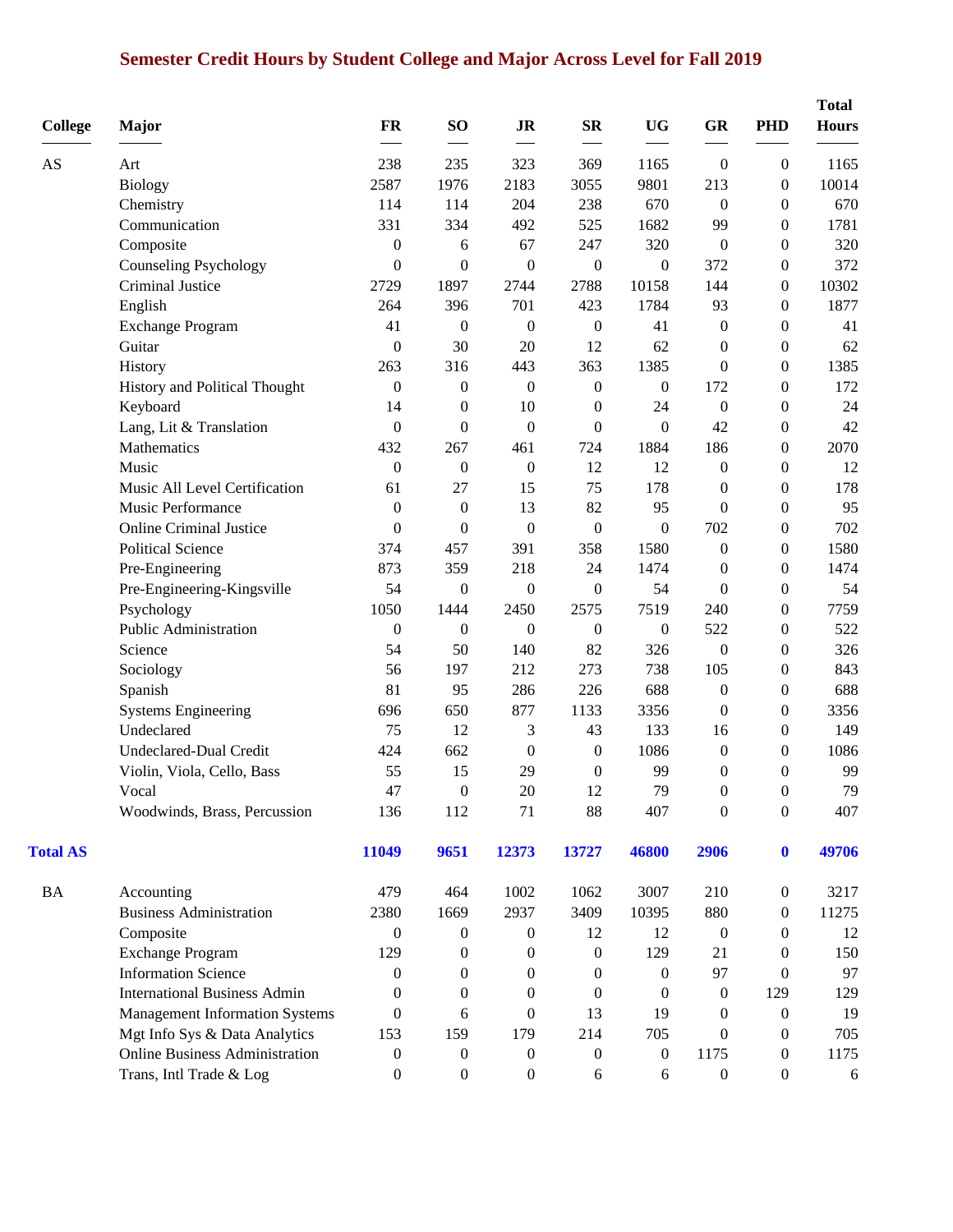# Semester Credit Hours by Student College and Major Across Level for Fall 2019

| College | Major | FR | SO | JR | SR | UG | GR | PHD | Total Hours |
|---|---|---|---|---|---|---|---|---|---|
| AS | Art | 238 | 235 | 323 | 369 | 1165 | 0 | 0 | 1165 |
| | Biology | 2587 | 1976 | 2183 | 3055 | 9801 | 213 | 0 | 10014 |
| | Chemistry | 114 | 114 | 204 | 238 | 670 | 0 | 0 | 670 |
| | Communication | 331 | 334 | 492 | 525 | 1682 | 99 | 0 | 1781 |
| | Composite | 0 | 6 | 67 | 247 | 320 | 0 | 0 | 320 |
| | Counseling Psychology | 0 | 0 | 0 | 0 | 0 | 372 | 0 | 372 |
| | Criminal Justice | 2729 | 1897 | 2744 | 2788 | 10158 | 144 | 0 | 10302 |
| | English | 264 | 396 | 701 | 423 | 1784 | 93 | 0 | 1877 |
| | Exchange Program | 41 | 0 | 0 | 0 | 41 | 0 | 0 | 41 |
| | Guitar | 0 | 30 | 20 | 12 | 62 | 0 | 0 | 62 |
| | History | 263 | 316 | 443 | 363 | 1385 | 0 | 0 | 1385 |
| | History and Political Thought | 0 | 0 | 0 | 0 | 0 | 172 | 0 | 172 |
| | Keyboard | 14 | 0 | 10 | 0 | 24 | 0 | 0 | 24 |
| | Lang, Lit & Translation | 0 | 0 | 0 | 0 | 0 | 42 | 0 | 42 |
| | Mathematics | 432 | 267 | 461 | 724 | 1884 | 186 | 0 | 2070 |
| | Music | 0 | 0 | 0 | 12 | 12 | 0 | 0 | 12 |
| | Music All Level Certification | 61 | 27 | 15 | 75 | 178 | 0 | 0 | 178 |
| | Music Performance | 0 | 0 | 13 | 82 | 95 | 0 | 0 | 95 |
| | Online Criminal Justice | 0 | 0 | 0 | 0 | 0 | 702 | 0 | 702 |
| | Political Science | 374 | 457 | 391 | 358 | 1580 | 0 | 0 | 1580 |
| | Pre-Engineering | 873 | 359 | 218 | 24 | 1474 | 0 | 0 | 1474 |
| | Pre-Engineering-Kingsville | 54 | 0 | 0 | 0 | 54 | 0 | 0 | 54 |
| | Psychology | 1050 | 1444 | 2450 | 2575 | 7519 | 240 | 0 | 7759 |
| | Public Administration | 0 | 0 | 0 | 0 | 0 | 522 | 0 | 522 |
| | Science | 54 | 50 | 140 | 82 | 326 | 0 | 0 | 326 |
| | Sociology | 56 | 197 | 212 | 273 | 738 | 105 | 0 | 843 |
| | Spanish | 81 | 95 | 286 | 226 | 688 | 0 | 0 | 688 |
| | Systems Engineering | 696 | 650 | 877 | 1133 | 3356 | 0 | 0 | 3356 |
| | Undeclared | 75 | 12 | 3 | 43 | 133 | 16 | 0 | 149 |
| | Undeclared-Dual Credit | 424 | 662 | 0 | 0 | 1086 | 0 | 0 | 1086 |
| | Violin, Viola, Cello, Bass | 55 | 15 | 29 | 0 | 99 | 0 | 0 | 99 |
| | Vocal | 47 | 0 | 20 | 12 | 79 | 0 | 0 | 79 |
| | Woodwinds, Brass, Percussion | 136 | 112 | 71 | 88 | 407 | 0 | 0 | 407 |
| **Total AS** | | **11049** | **9651** | **12373** | **13727** | **46800** | **2906** | **0** | **49706** |
| BA | Accounting | 479 | 464 | 1002 | 1062 | 3007 | 210 | 0 | 3217 |
| | Business Administration | 2380 | 1669 | 2937 | 3409 | 10395 | 880 | 0 | 11275 |
| | Composite | 0 | 0 | 0 | 12 | 12 | 0 | 0 | 12 |
| | Exchange Program | 129 | 0 | 0 | 0 | 129 | 21 | 0 | 150 |
| | Information Science | 0 | 0 | 0 | 0 | 0 | 97 | 0 | 97 |
| | International Business Admin | 0 | 0 | 0 | 0 | 0 | 0 | 129 | 129 |
| | Management Information Systems | 0 | 6 | 0 | 13 | 19 | 0 | 0 | 19 |
| | Mgt Info Sys & Data Analytics | 153 | 159 | 179 | 214 | 705 | 0 | 0 | 705 |
| | Online Business Administration | 0 | 0 | 0 | 0 | 0 | 1175 | 0 | 1175 |
| | Trans, Intl Trade & Log | 0 | 0 | 0 | 6 | 6 | 0 | 0 | 6 |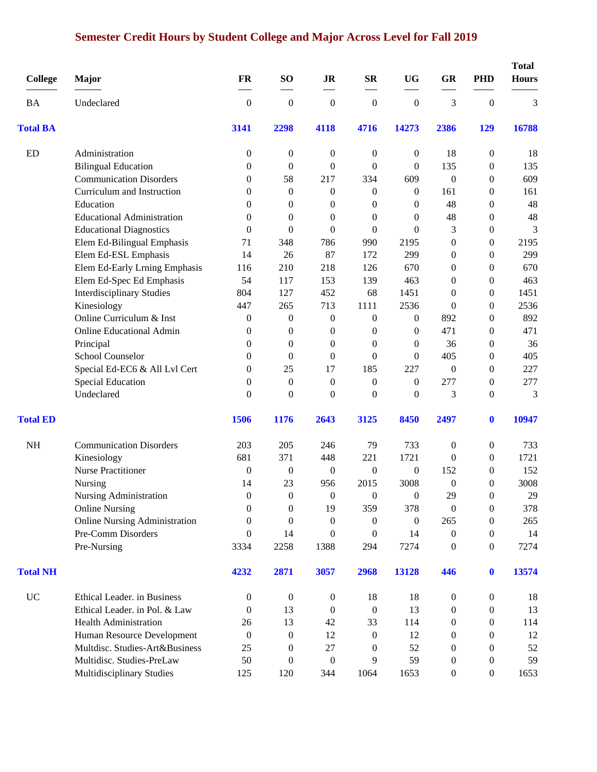# Semester Credit Hours by Student College and Major Across Level for Fall 2019

| College | Major | FR | SO | JR | SR | UG | GR | PHD | Total Hours |
|---|---|---|---|---|---|---|---|---|---|
| BA | Undeclared | 0 | 0 | 0 | 0 | 0 | 3 | 0 | 3 |
| **Total BA** | | **3141** | **2298** | **4118** | **4716** | **14273** | **2386** | **129** | **16788** |
| ED | Administration | 0 | 0 | 0 | 0 | 0 | 18 | 0 | 18 |
| | Bilingual Education | 0 | 0 | 0 | 0 | 0 | 135 | 0 | 135 |
| | Communication Disorders | 0 | 58 | 217 | 334 | 609 | 0 | 0 | 609 |
| | Curriculum and Instruction | 0 | 0 | 0 | 0 | 0 | 161 | 0 | 161 |
| | Education | 0 | 0 | 0 | 0 | 0 | 48 | 0 | 48 |
| | Educational Administration | 0 | 0 | 0 | 0 | 0 | 48 | 0 | 48 |
| | Educational Diagnostics | 0 | 0 | 0 | 0 | 0 | 3 | 0 | 3 |
| | Elem Ed-Bilingual Emphasis | 71 | 348 | 786 | 990 | 2195 | 0 | 0 | 2195 |
| | Elem Ed-ESL Emphasis | 14 | 26 | 87 | 172 | 299 | 0 | 0 | 299 |
| | Elem Ed-Early Lrning Emphasis | 116 | 210 | 218 | 126 | 670 | 0 | 0 | 670 |
| | Elem Ed-Spec Ed Emphasis | 54 | 117 | 153 | 139 | 463 | 0 | 0 | 463 |
| | Interdisciplinary Studies | 804 | 127 | 452 | 68 | 1451 | 0 | 0 | 1451 |
| | Kinesiology | 447 | 265 | 713 | 1111 | 2536 | 0 | 0 | 2536 |
| | Online Curriculum & Inst | 0 | 0 | 0 | 0 | 0 | 892 | 0 | 892 |
| | Online Educational Admin | 0 | 0 | 0 | 0 | 0 | 471 | 0 | 471 |
| | Principal | 0 | 0 | 0 | 0 | 0 | 36 | 0 | 36 |
| | School Counselor | 0 | 0 | 0 | 0 | 0 | 405 | 0 | 405 |
| | Special Ed-EC6 & All Lvl Cert | 0 | 25 | 17 | 185 | 227 | 0 | 0 | 227 |
| | Special Education | 0 | 0 | 0 | 0 | 0 | 277 | 0 | 277 |
| | Undeclared | 0 | 0 | 0 | 0 | 0 | 3 | 0 | 3 |
| **Total ED** | | **1506** | **1176** | **2643** | **3125** | **8450** | **2497** | **0** | **10947** |
| NH | Communication Disorders | 203 | 205 | 246 | 79 | 733 | 0 | 0 | 733 |
| | Kinesiology | 681 | 371 | 448 | 221 | 1721 | 0 | 0 | 1721 |
| | Nurse Practitioner | 0 | 0 | 0 | 0 | 0 | 152 | 0 | 152 |
| | Nursing | 14 | 23 | 956 | 2015 | 3008 | 0 | 0 | 3008 |
| | Nursing Administration | 0 | 0 | 0 | 0 | 0 | 29 | 0 | 29 |
| | Online Nursing | 0 | 0 | 19 | 359 | 378 | 0 | 0 | 378 |
| | Online Nursing Administration | 0 | 0 | 0 | 0 | 0 | 265 | 0 | 265 |
| | Pre-Comm Disorders | 0 | 14 | 0 | 0 | 14 | 0 | 0 | 14 |
| | Pre-Nursing | 3334 | 2258 | 1388 | 294 | 7274 | 0 | 0 | 7274 |
| **Total NH** | | **4232** | **2871** | **3057** | **2968** | **13128** | **446** | **0** | **13574** |
| UC | Ethical Leader. in Business | 0 | 0 | 0 | 18 | 18 | 0 | 0 | 18 |
| | Ethical Leader. in Pol. & Law | 0 | 13 | 0 | 0 | 13 | 0 | 0 | 13 |
| | Health Administration | 26 | 13 | 42 | 33 | 114 | 0 | 0 | 114 |
| | Human Resource Development | 0 | 0 | 12 | 0 | 12 | 0 | 0 | 12 |
| | Multdisc. Studies-Art&Business | 25 | 0 | 27 | 0 | 52 | 0 | 0 | 52 |
| | Multidisc. Studies-PreLaw | 50 | 0 | 0 | 9 | 59 | 0 | 0 | 59 |
| | Multidisciplinary Studies | 125 | 120 | 344 | 1064 | 1653 | 0 | 0 | 1653 |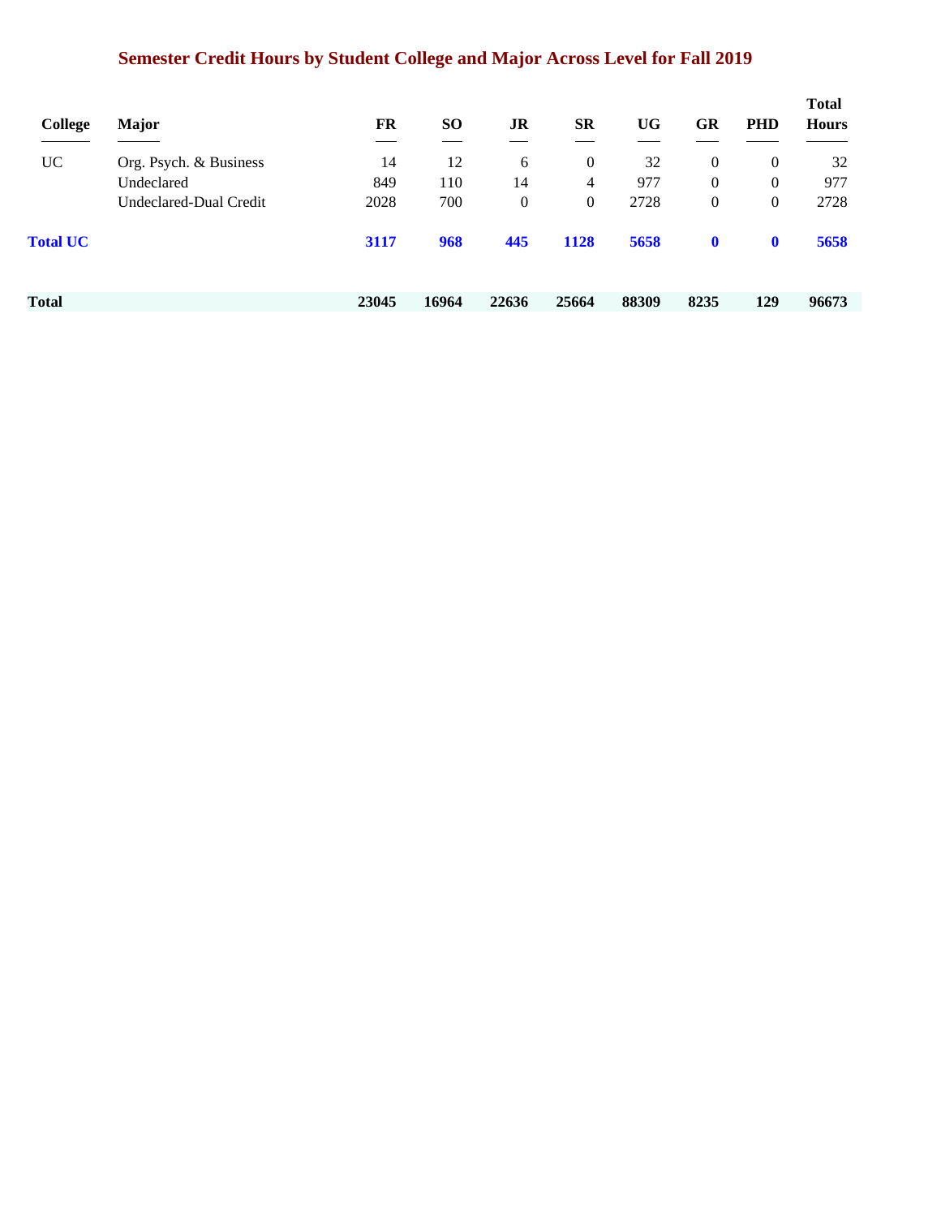## Semester Credit Hours by Student College and Major Across Level for Fall 2019

| College | Major | FR | SO | JR | SR | UG | GR | PHD | Total Hours |
|---|---|---|---|---|---|---|---|---|---|
| UC | Org. Psych. & Business | 14 | 12 | 6 | 0 | 32 | 0 | 0 | 32 |
| | Undeclared | 849 | 110 | 14 | 4 | 977 | 0 | 0 | 977 |
| | Undeclared-Dual Credit | 2028 | 700 | 0 | 0 | 2728 | 0 | 0 | 2728 |
| **Total UC** | | **3117** | **968** | **445** | **1128** | **5658** | **0** | **0** | **5658** |
| **Total** | | **23045** | **16964** | **22636** | **25664** | **88309** | **8235** | **129** | **96673** |